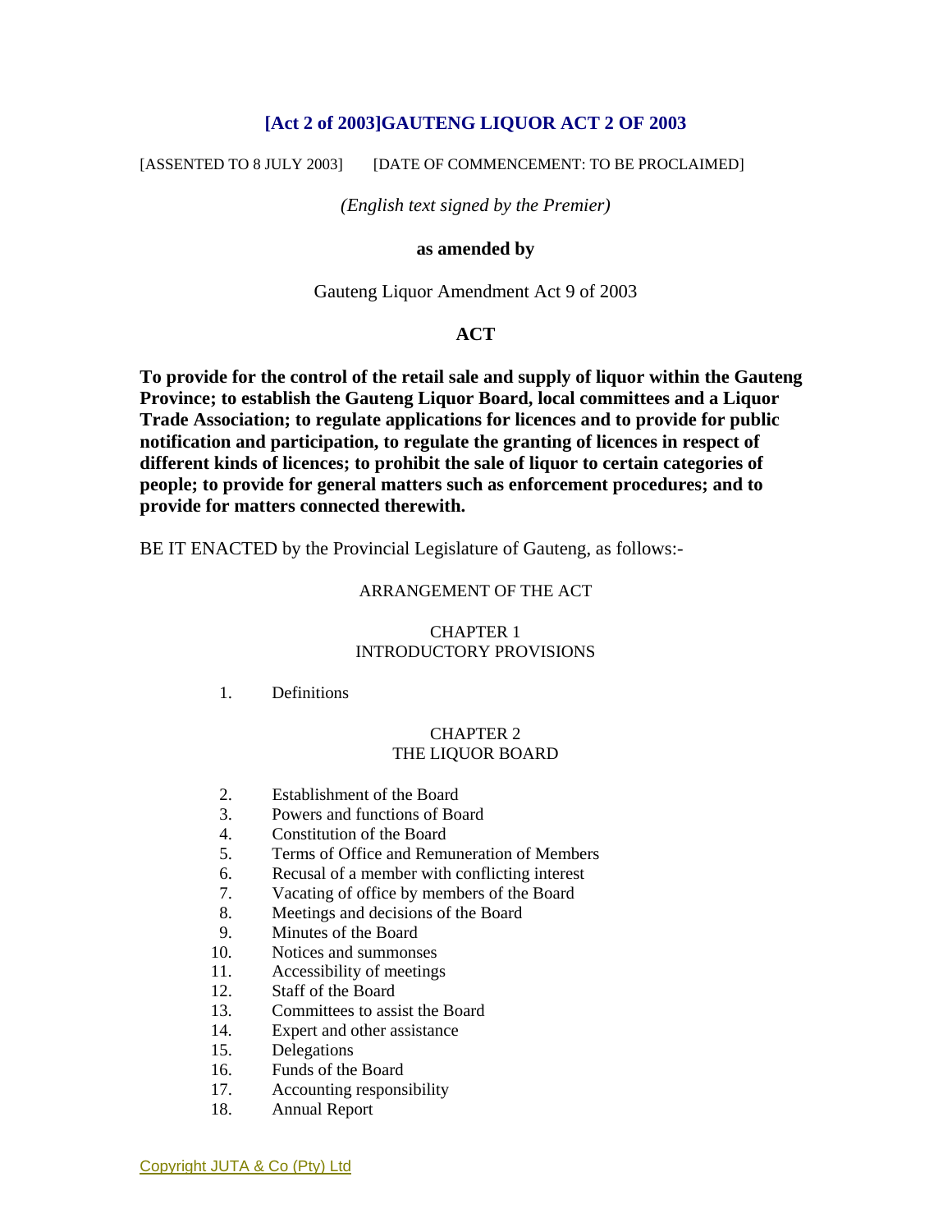# [Act 2 of 2003]GAUTENG LIQUOR ACT 2 OF 2003

[ASSENTED TO 8 JULY 2003] [DATE OF COMMENCEMENT: TO BE PROCLAIMED]

*(English text signed by the Premier)*

**as amended by**

Gauteng Liquor Amendment Act 9 of 2003

## ACT

**To provide for the control of the retail sale and supply of liquor within the Gauteng Province; to establish the Gauteng Liquor Board, local committees and a Liquor Trade Association; to regulate applications for licences and to provide for public notification and participation, to regulate the granting of licences in respect of different kinds of licences; to prohibit the sale of liquor to certain categories of people; to provide for general matters such as enforcement procedures; and to provide for matters connected therewith.**

BE IT ENACTED by the Provincial Legislature of Gauteng, as follows:-

ARRANGEMENT OF THE ACT

CHAPTER 1
INTRODUCTORY PROVISIONS

1. Definitions

CHAPTER 2
THE LIQUOR BOARD

2. Establishment of the Board
3. Powers and functions of Board
4. Constitution of the Board
5. Terms of Office and Remuneration of Members
6. Recusal of a member with conflicting interest
7. Vacating of office by members of the Board
8. Meetings and decisions of the Board
9. Minutes of the Board
10. Notices and summonses
11. Accessibility of meetings
12. Staff of the Board
13. Committees to assist the Board
14. Expert and other assistance
15. Delegations
16. Funds of the Board
17. Accounting responsibility
18. Annual Report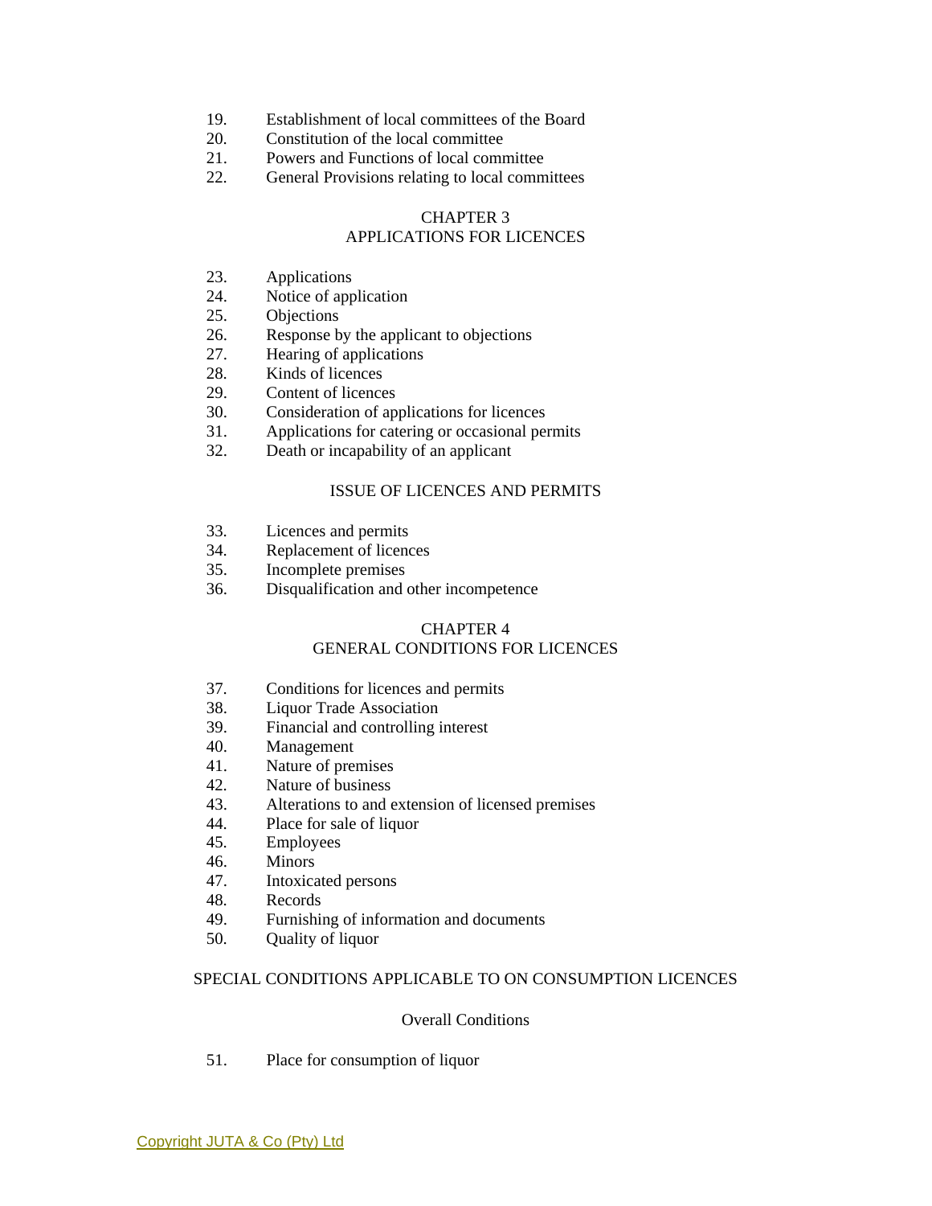19. Establishment of local committees of the Board
20. Constitution of the local committee
21. Powers and Functions of local committee
22. General Provisions relating to local committees

## CHAPTER 3
## APPLICATIONS FOR LICENCES

23. Applications
24. Notice of application
25. Objections
26. Response by the applicant to objections
27. Hearing of applications
28. Kinds of licences
29. Content of licences
30. Consideration of applications for licences
31. Applications for catering or occasional permits
32. Death or incapability of an applicant

### ISSUE OF LICENCES AND PERMITS

33. Licences and permits
34. Replacement of licences
35. Incomplete premises
36. Disqualification and other incompetence

## CHAPTER 4
## GENERAL CONDITIONS FOR LICENCES

37. Conditions for licences and permits
38. Liquor Trade Association
39. Financial and controlling interest
40. Management
41. Nature of premises
42. Nature of business
43. Alterations to and extension of licensed premises
44. Place for sale of liquor
45. Employees
46. Minors
47. Intoxicated persons
48. Records
49. Furnishing of information and documents
50. Quality of liquor

### SPECIAL CONDITIONS APPLICABLE TO ON CONSUMPTION LICENCES

#### Overall Conditions

51. Place for consumption of liquor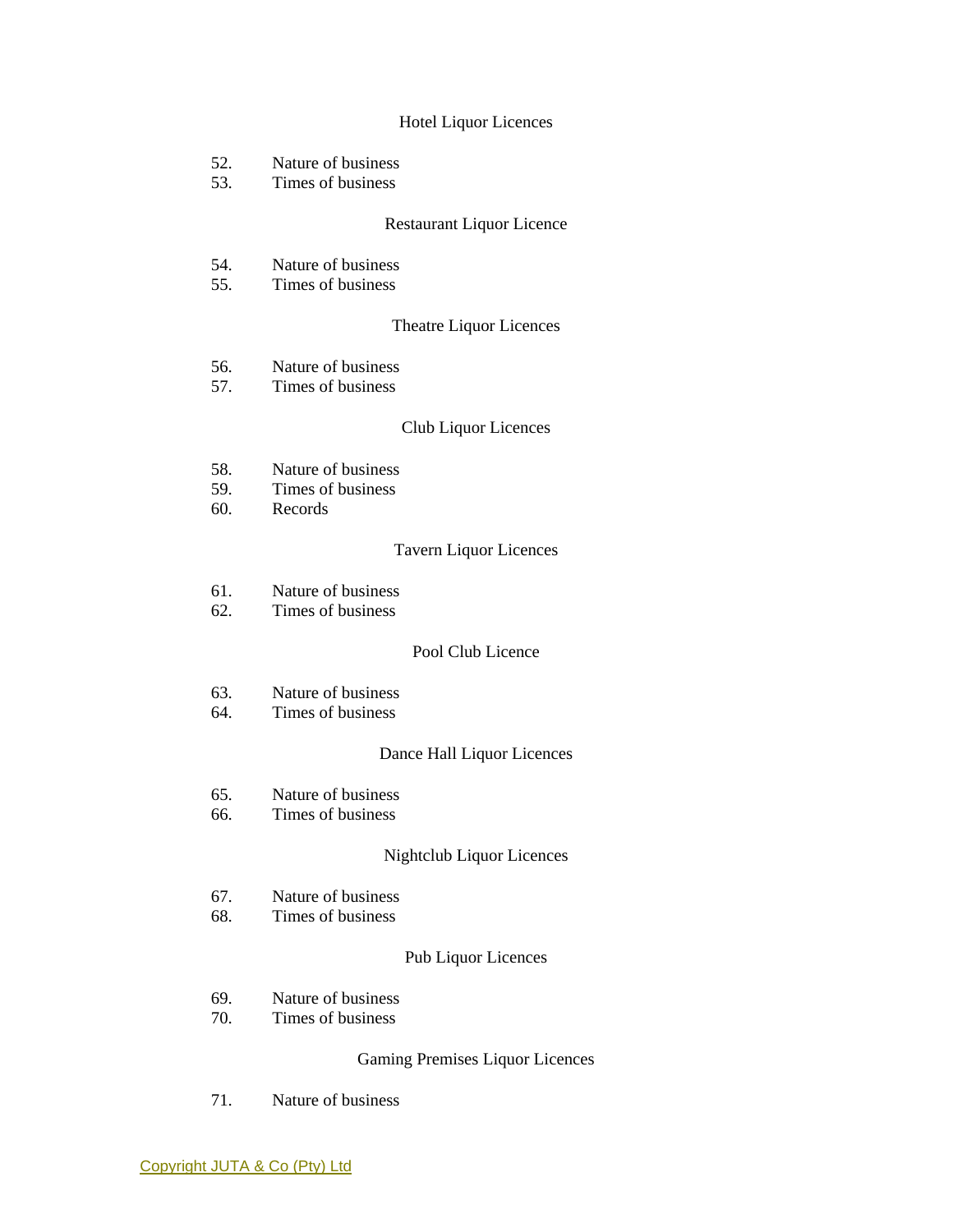### Hotel Liquor Licences

52. Nature of business
53. Times of business

### Restaurant Liquor Licence

54. Nature of business
55. Times of business

### Theatre Liquor Licences

56. Nature of business
57. Times of business

### Club Liquor Licences

58. Nature of business
59. Times of business
60. Records

### Tavern Liquor Licences

61. Nature of business
62. Times of business

### Pool Club Licence

63. Nature of business
64. Times of business

### Dance Hall Liquor Licences

65. Nature of business
66. Times of business

### Nightclub Liquor Licences

67. Nature of business
68. Times of business

### Pub Liquor Licences

69. Nature of business
70. Times of business

### Gaming Premises Liquor Licences

71. Nature of business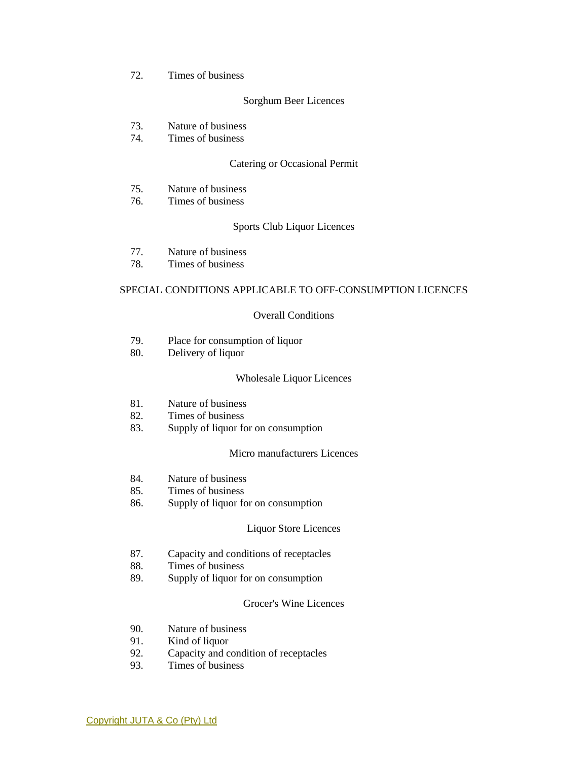72. Times of business

Sorghum Beer Licences

73. Nature of business
74. Times of business

Catering or Occasional Permit

75. Nature of business
76. Times of business

Sports Club Liquor Licences

77. Nature of business
78. Times of business

SPECIAL CONDITIONS APPLICABLE TO OFF-CONSUMPTION LICENCES

Overall Conditions

79. Place for consumption of liquor
80. Delivery of liquor

Wholesale Liquor Licences

81. Nature of business
82. Times of business
83. Supply of liquor for on consumption

Micro manufacturers Licences

84. Nature of business
85. Times of business
86. Supply of liquor for on consumption

Liquor Store Licences

87. Capacity and conditions of receptacles
88. Times of business
89. Supply of liquor for on consumption

Grocer's Wine Licences

90. Nature of business
91. Kind of liquor
92. Capacity and condition of receptacles
93. Times of business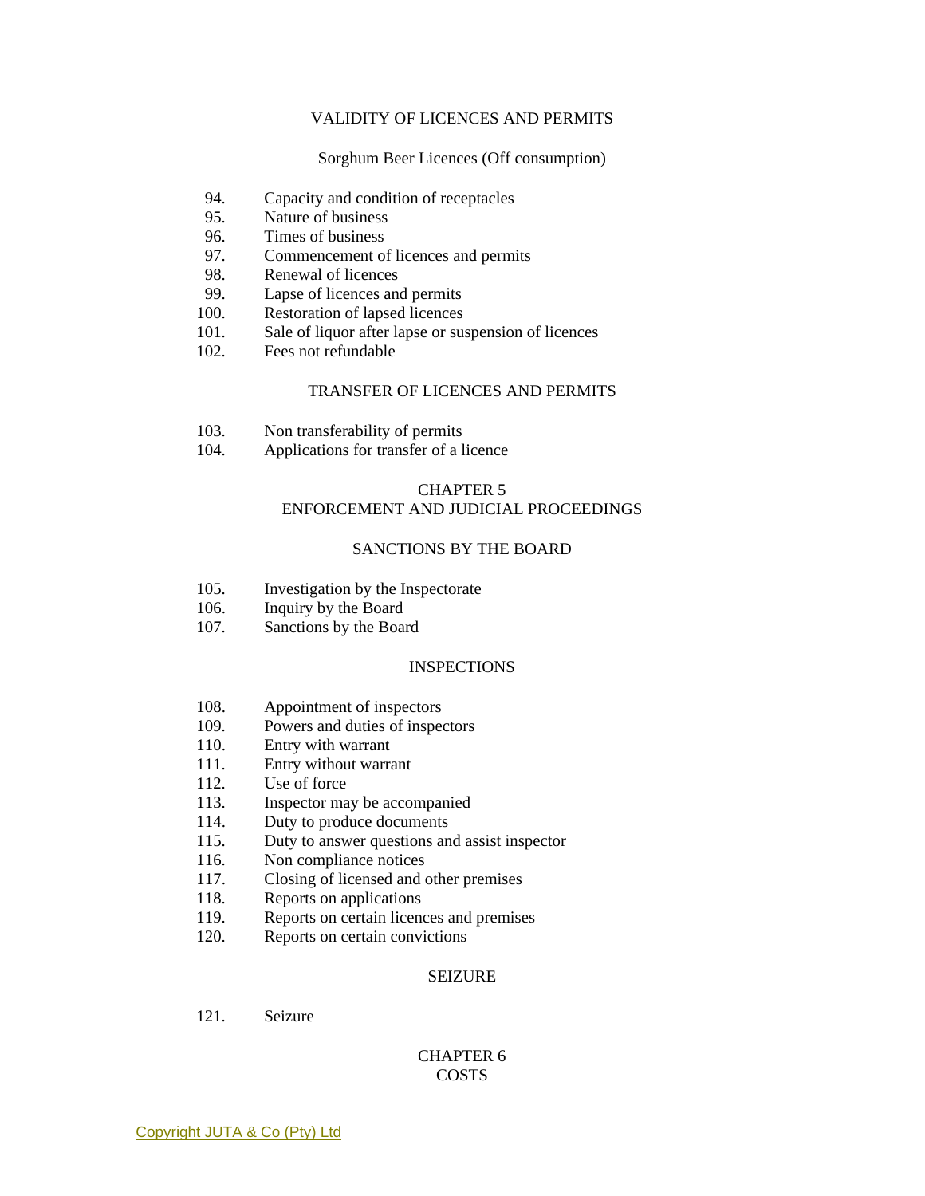### VALIDITY OF LICENCES AND PERMITS

#### Sorghum Beer Licences (Off consumption)

94. Capacity and condition of receptacles
95. Nature of business
96. Times of business
97. Commencement of licences and permits
98. Renewal of licences
99. Lapse of licences and permits
100. Restoration of lapsed licences
101. Sale of liquor after lapse or suspension of licences
102. Fees not refundable

### TRANSFER OF LICENCES AND PERMITS

103. Non transferability of permits
104. Applications for transfer of a licence

## CHAPTER 5
## ENFORCEMENT AND JUDICIAL PROCEEDINGS

### SANCTIONS BY THE BOARD

105. Investigation by the Inspectorate
106. Inquiry by the Board
107. Sanctions by the Board

### INSPECTIONS

108. Appointment of inspectors
109. Powers and duties of inspectors
110. Entry with warrant
111. Entry without warrant
112. Use of force
113. Inspector may be accompanied
114. Duty to produce documents
115. Duty to answer questions and assist inspector
116. Non compliance notices
117. Closing of licensed and other premises
118. Reports on applications
119. Reports on certain licences and premises
120. Reports on certain convictions

### SEIZURE

121. Seizure

## CHAPTER 6
## COSTS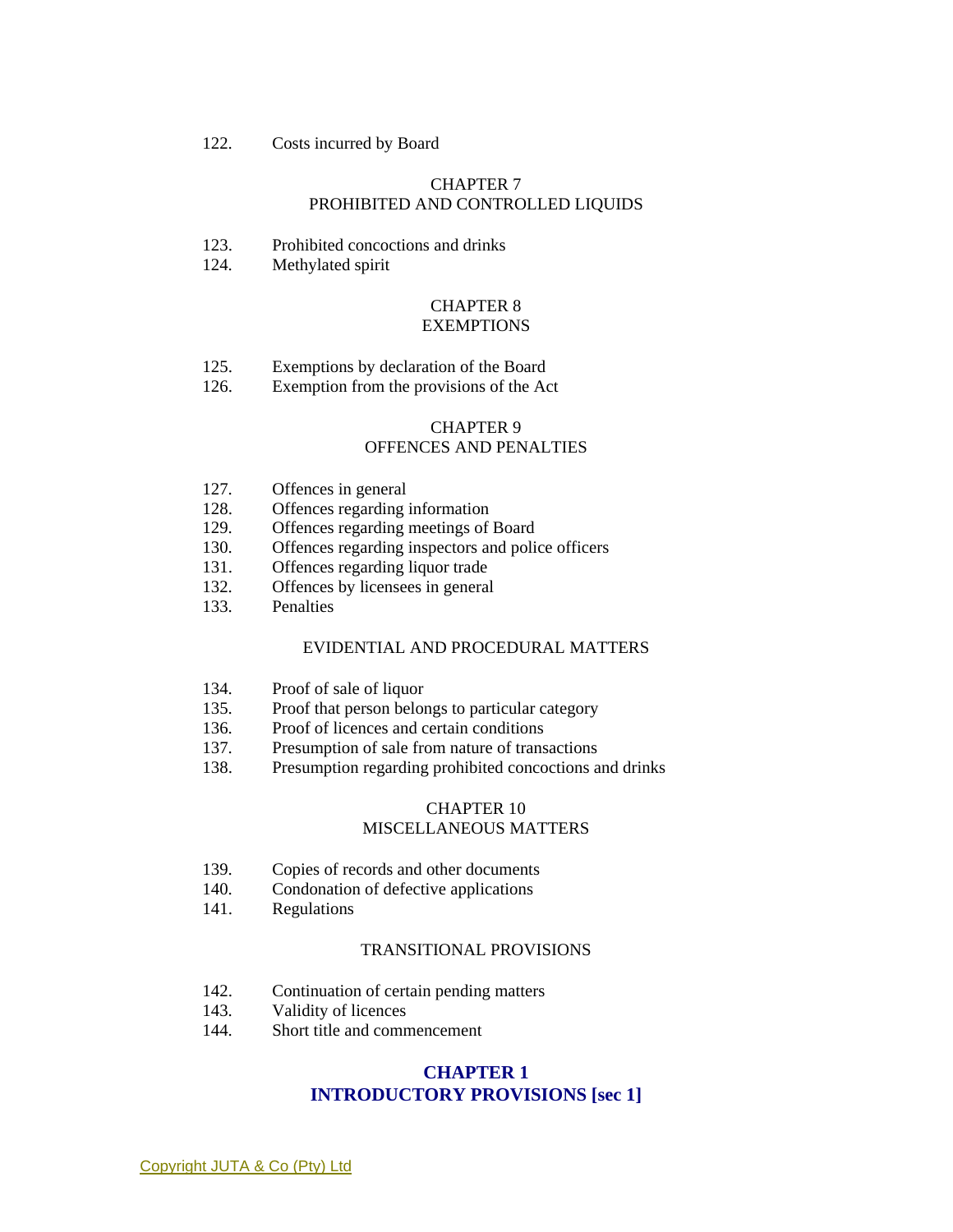122. Costs incurred by Board

CHAPTER 7
PROHIBITED AND CONTROLLED LIQUIDS

123. Prohibited concoctions and drinks
124. Methylated spirit

CHAPTER 8
EXEMPTIONS

125. Exemptions by declaration of the Board
126. Exemption from the provisions of the Act

CHAPTER 9
OFFENCES AND PENALTIES

127. Offences in general
128. Offences regarding information
129. Offences regarding meetings of Board
130. Offences regarding inspectors and police officers
131. Offences regarding liquor trade
132. Offences by licensees in general
133. Penalties

EVIDENTIAL AND PROCEDURAL MATTERS

134. Proof of sale of liquor
135. Proof that person belongs to particular category
136. Proof of licences and certain conditions
137. Presumption of sale from nature of transactions
138. Presumption regarding prohibited concoctions and drinks

CHAPTER 10
MISCELLANEOUS MATTERS

139. Copies of records and other documents
140. Condonation of defective applications
141. Regulations

TRANSITIONAL PROVISIONS

142. Continuation of certain pending matters
143. Validity of licences
144. Short title and commencement

## CHAPTER 1
## INTRODUCTORY PROVISIONS [sec 1]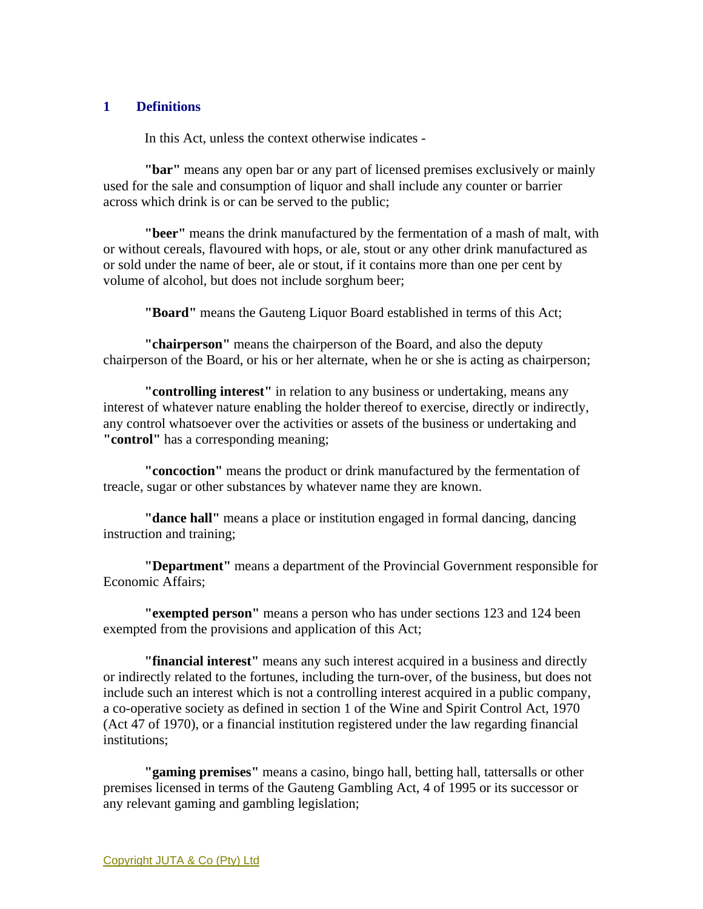## 1 Definitions

In this Act, unless the context otherwise indicates -

**"bar"** means any open bar or any part of licensed premises exclusively or mainly used for the sale and consumption of liquor and shall include any counter or barrier across which drink is or can be served to the public;

**"beer"** means the drink manufactured by the fermentation of a mash of malt, with or without cereals, flavoured with hops, or ale, stout or any other drink manufactured as or sold under the name of beer, ale or stout, if it contains more than one per cent by volume of alcohol, but does not include sorghum beer;

**"Board"** means the Gauteng Liquor Board established in terms of this Act;

**"chairperson"** means the chairperson of the Board, and also the deputy chairperson of the Board, or his or her alternate, when he or she is acting as chairperson;

**"controlling interest"** in relation to any business or undertaking, means any interest of whatever nature enabling the holder thereof to exercise, directly or indirectly, any control whatsoever over the activities or assets of the business or undertaking and **"control"** has a corresponding meaning;

**"concoction"** means the product or drink manufactured by the fermentation of treacle, sugar or other substances by whatever name they are known.

**"dance hall"** means a place or institution engaged in formal dancing, dancing instruction and training;

**"Department"** means a department of the Provincial Government responsible for Economic Affairs;

**"exempted person"** means a person who has under sections 123 and 124 been exempted from the provisions and application of this Act;

**"financial interest"** means any such interest acquired in a business and directly or indirectly related to the fortunes, including the turn-over, of the business, but does not include such an interest which is not a controlling interest acquired in a public company, a co-operative society as defined in section 1 of the Wine and Spirit Control Act, 1970 (Act 47 of 1970), or a financial institution registered under the law regarding financial institutions;

**"gaming premises"** means a casino, bingo hall, betting hall, tattersalls or other premises licensed in terms of the Gauteng Gambling Act, 4 of 1995 or its successor or any relevant gaming and gambling legislation;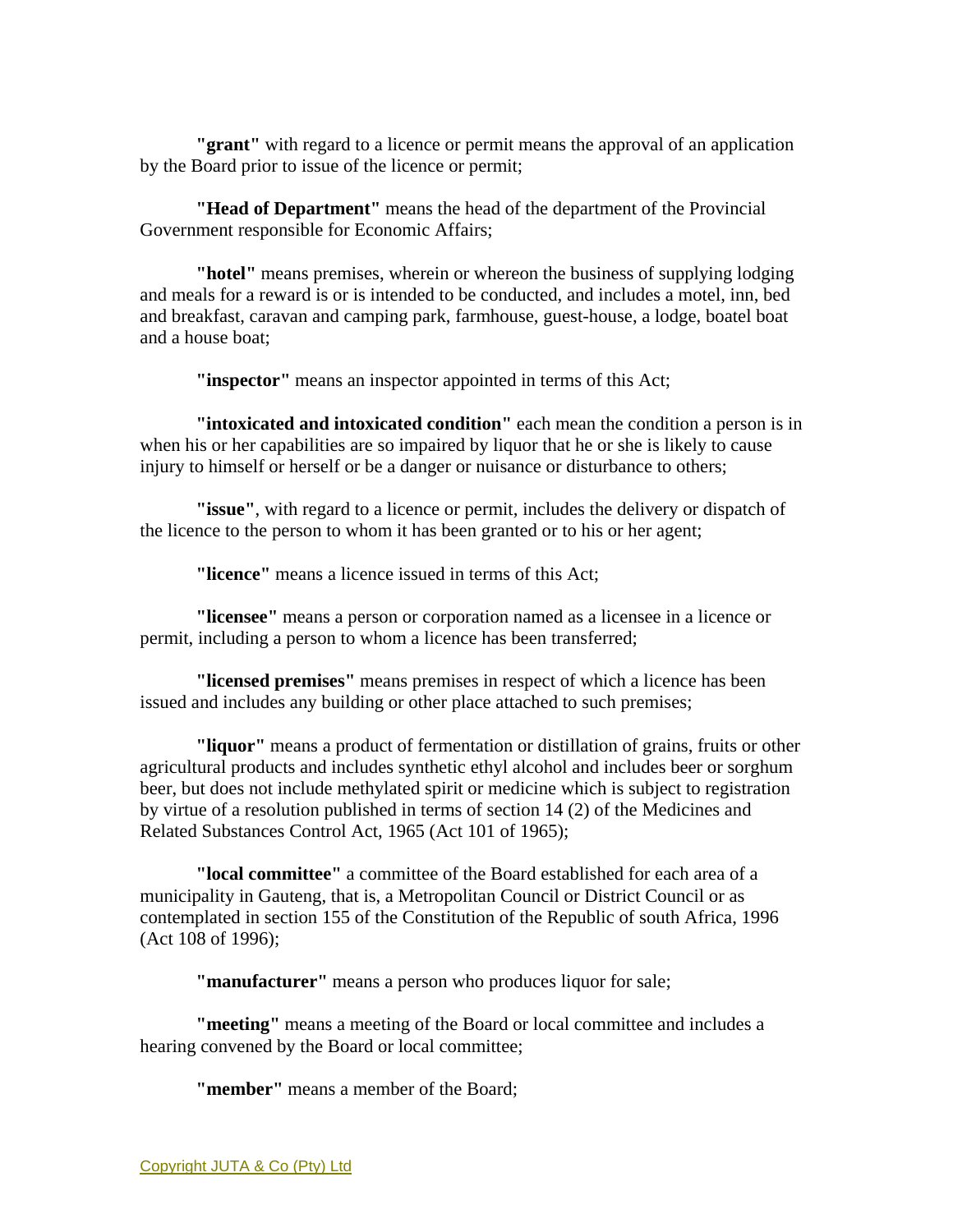**"grant"** with regard to a licence or permit means the approval of an application by the Board prior to issue of the licence or permit;

**"Head of Department"** means the head of the department of the Provincial Government responsible for Economic Affairs;

**"hotel"** means premises, wherein or whereon the business of supplying lodging and meals for a reward is or is intended to be conducted, and includes a motel, inn, bed and breakfast, caravan and camping park, farmhouse, guest-house, a lodge, boatel boat and a house boat;

**"inspector"** means an inspector appointed in terms of this Act;

**"intoxicated and intoxicated condition"** each mean the condition a person is in when his or her capabilities are so impaired by liquor that he or she is likely to cause injury to himself or herself or be a danger or nuisance or disturbance to others;

**"issue"**, with regard to a licence or permit, includes the delivery or dispatch of the licence to the person to whom it has been granted or to his or her agent;

**"licence"** means a licence issued in terms of this Act;

**"licensee"** means a person or corporation named as a licensee in a licence or permit, including a person to whom a licence has been transferred;

**"licensed premises"** means premises in respect of which a licence has been issued and includes any building or other place attached to such premises;

**"liquor"** means a product of fermentation or distillation of grains, fruits or other agricultural products and includes synthetic ethyl alcohol and includes beer or sorghum beer, but does not include methylated spirit or medicine which is subject to registration by virtue of a resolution published in terms of section 14 (2) of the Medicines and Related Substances Control Act, 1965 (Act 101 of 1965);

**"local committee"** a committee of the Board established for each area of a municipality in Gauteng, that is, a Metropolitan Council or District Council or as contemplated in section 155 of the Constitution of the Republic of south Africa, 1996 (Act 108 of 1996);

**"manufacturer"** means a person who produces liquor for sale;

**"meeting"** means a meeting of the Board or local committee and includes a hearing convened by the Board or local committee;

**"member"** means a member of the Board;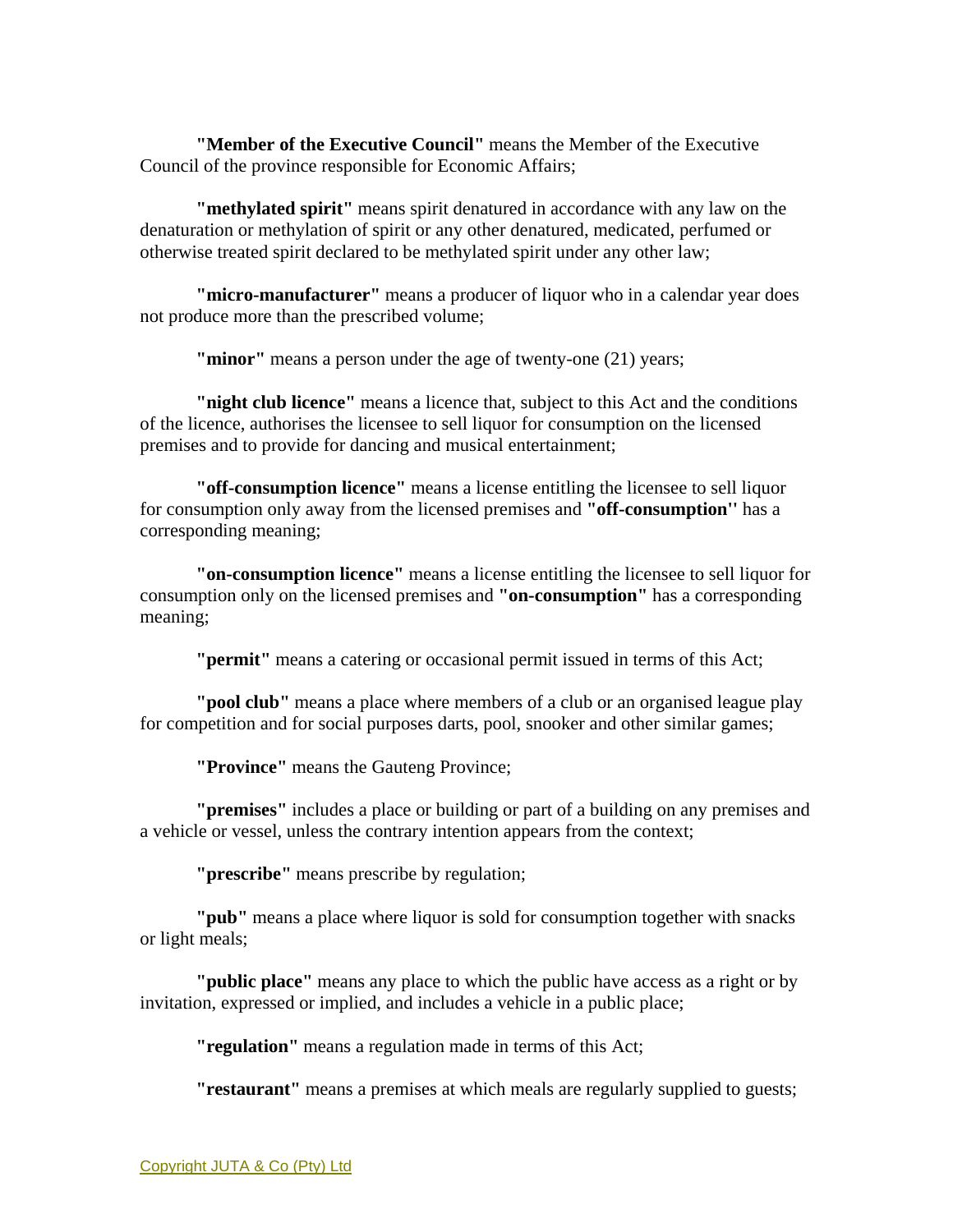**"Member of the Executive Council"** means the Member of the Executive Council of the province responsible for Economic Affairs;

**"methylated spirit"** means spirit denatured in accordance with any law on the denaturation or methylation of spirit or any other denatured, medicated, perfumed or otherwise treated spirit declared to be methylated spirit under any other law;

**"micro-manufacturer"** means a producer of liquor who in a calendar year does not produce more than the prescribed volume;

**"minor"** means a person under the age of twenty-one (21) years;

**"night club licence"** means a licence that, subject to this Act and the conditions of the licence, authorises the licensee to sell liquor for consumption on the licensed premises and to provide for dancing and musical entertainment;

**"off-consumption licence"** means a license entitling the licensee to sell liquor for consumption only away from the licensed premises and **"off-consumption''** has a corresponding meaning;

**"on-consumption licence"** means a license entitling the licensee to sell liquor for consumption only on the licensed premises and **"on-consumption"** has a corresponding meaning;

**"permit"** means a catering or occasional permit issued in terms of this Act;

**"pool club"** means a place where members of a club or an organised league play for competition and for social purposes darts, pool, snooker and other similar games;

**"Province"** means the Gauteng Province;

**"premises"** includes a place or building or part of a building on any premises and a vehicle or vessel, unless the contrary intention appears from the context;

**"prescribe"** means prescribe by regulation;

**"pub"** means a place where liquor is sold for consumption together with snacks or light meals;

**"public place"** means any place to which the public have access as a right or by invitation, expressed or implied, and includes a vehicle in a public place;

**"regulation"** means a regulation made in terms of this Act;

**"restaurant"** means a premises at which meals are regularly supplied to guests;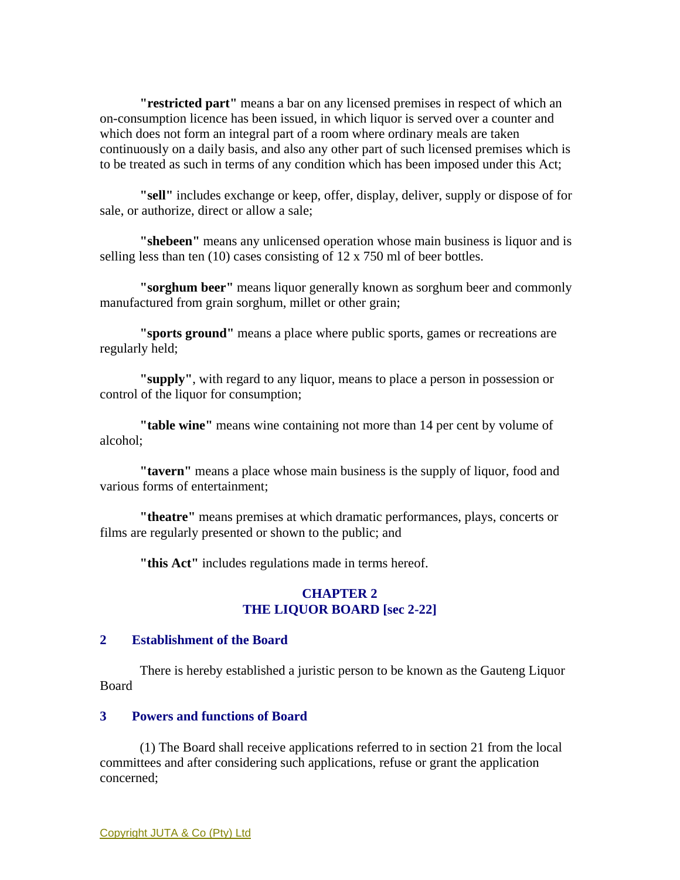**"restricted part"** means a bar on any licensed premises in respect of which an on-consumption licence has been issued, in which liquor is served over a counter and which does not form an integral part of a room where ordinary meals are taken continuously on a daily basis, and also any other part of such licensed premises which is to be treated as such in terms of any condition which has been imposed under this Act;

**"sell"** includes exchange or keep, offer, display, deliver, supply or dispose of for sale, or authorize, direct or allow a sale;

**"shebeen"** means any unlicensed operation whose main business is liquor and is selling less than ten (10) cases consisting of 12 x 750 ml of beer bottles.

**"sorghum beer"** means liquor generally known as sorghum beer and commonly manufactured from grain sorghum, millet or other grain;

**"sports ground"** means a place where public sports, games or recreations are regularly held;

**"supply"**, with regard to any liquor, means to place a person in possession or control of the liquor for consumption;

**"table wine"** means wine containing not more than 14 per cent by volume of alcohol;

**"tavern"** means a place whose main business is the supply of liquor, food and various forms of entertainment;

**"theatre"** means premises at which dramatic performances, plays, concerts or films are regularly presented or shown to the public; and

**"this Act"** includes regulations made in terms hereof.

## CHAPTER 2
## THE LIQUOR BOARD [sec 2-22]

### 2 Establishment of the Board

There is hereby established a juristic person to be known as the Gauteng Liquor Board

### 3 Powers and functions of Board

(1) The Board shall receive applications referred to in section 21 from the local committees and after considering such applications, refuse or grant the application concerned;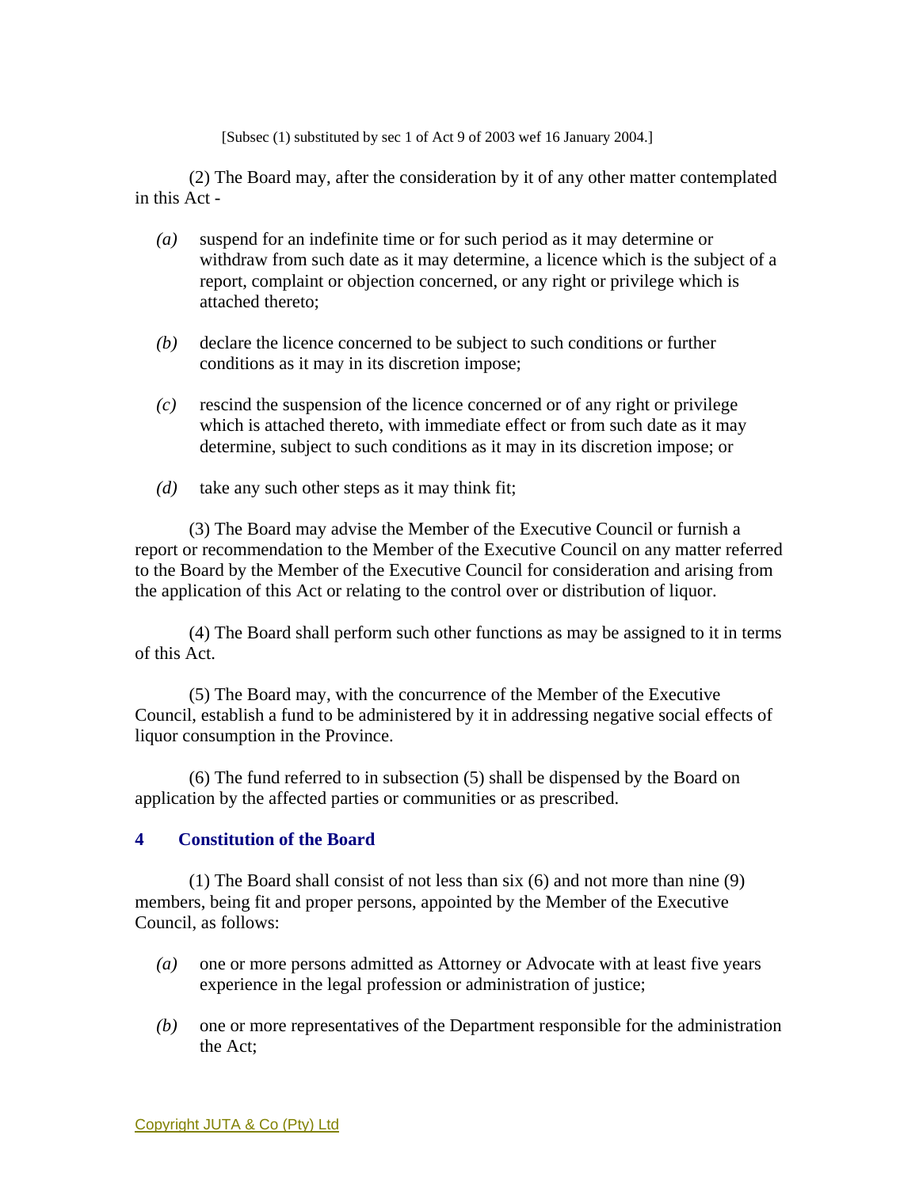[Subsec (1) substituted by sec 1 of Act 9 of 2003 wef 16 January 2004.]

(2) The Board may, after the consideration by it of any other matter contemplated in this Act -

*(a)* suspend for an indefinite time or for such period as it may determine or withdraw from such date as it may determine, a licence which is the subject of a report, complaint or objection concerned, or any right or privilege which is attached thereto;

*(b)* declare the licence concerned to be subject to such conditions or further conditions as it may in its discretion impose;

*(c)* rescind the suspension of the licence concerned or of any right or privilege which is attached thereto, with immediate effect or from such date as it may determine, subject to such conditions as it may in its discretion impose; or

*(d)* take any such other steps as it may think fit;

(3) The Board may advise the Member of the Executive Council or furnish a report or recommendation to the Member of the Executive Council on any matter referred to the Board by the Member of the Executive Council for consideration and arising from the application of this Act or relating to the control over or distribution of liquor.

(4) The Board shall perform such other functions as may be assigned to it in terms of this Act.

(5) The Board may, with the concurrence of the Member of the Executive Council, establish a fund to be administered by it in addressing negative social effects of liquor consumption in the Province.

(6) The fund referred to in subsection (5) shall be dispensed by the Board on application by the affected parties or communities or as prescribed.

### 4 Constitution of the Board

(1) The Board shall consist of not less than six (6) and not more than nine (9) members, being fit and proper persons, appointed by the Member of the Executive Council, as follows:

*(a)* one or more persons admitted as Attorney or Advocate with at least five years experience in the legal profession or administration of justice;

*(b)* one or more representatives of the Department responsible for the administration the Act;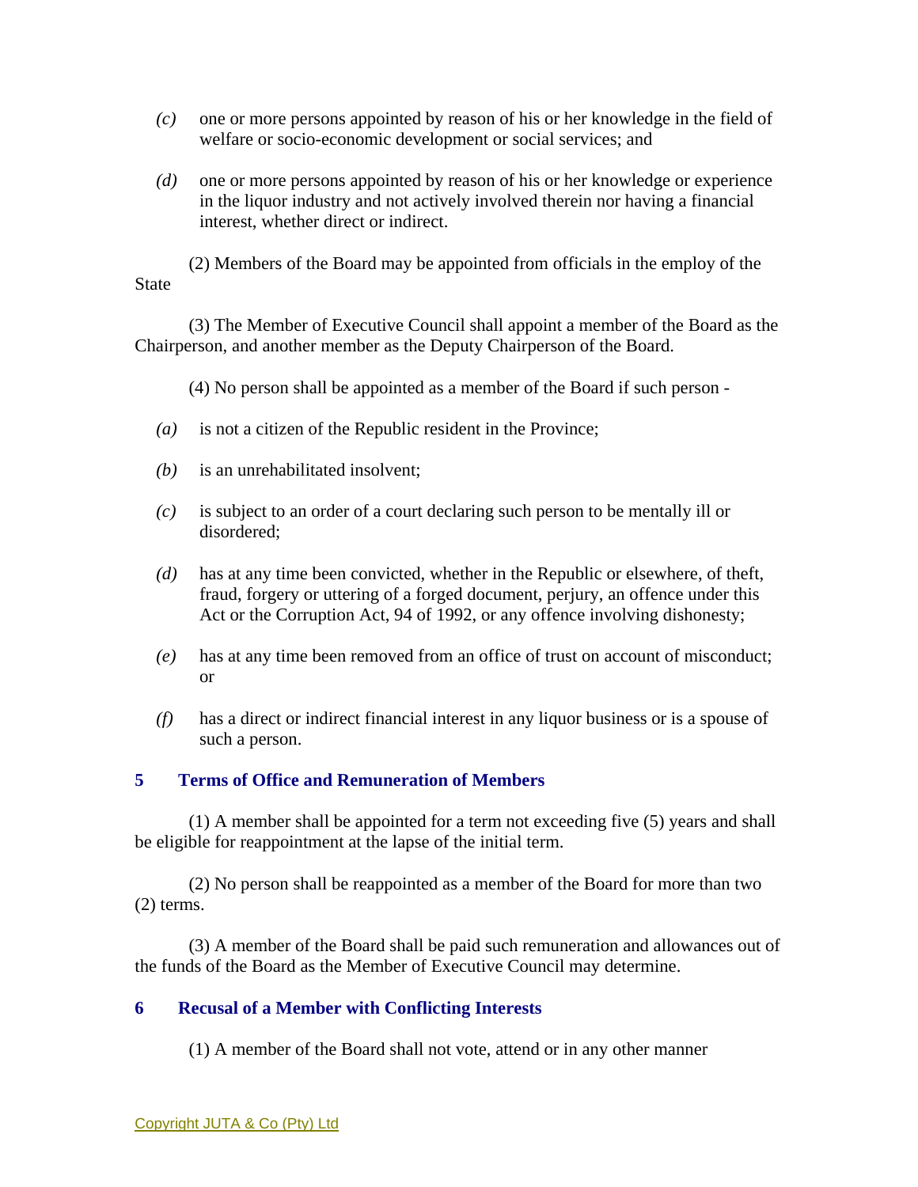*(c)* one or more persons appointed by reason of his or her knowledge in the field of welfare or socio-economic development or social services; and

*(d)* one or more persons appointed by reason of his or her knowledge or experience in the liquor industry and not actively involved therein nor having a financial interest, whether direct or indirect.

(2) Members of the Board may be appointed from officials in the employ of the State

(3) The Member of Executive Council shall appoint a member of the Board as the Chairperson, and another member as the Deputy Chairperson of the Board.

(4) No person shall be appointed as a member of the Board if such person -

*(a)* is not a citizen of the Republic resident in the Province;

*(b)* is an unrehabilitated insolvent;

*(c)* is subject to an order of a court declaring such person to be mentally ill or disordered;

*(d)* has at any time been convicted, whether in the Republic or elsewhere, of theft, fraud, forgery or uttering of a forged document, perjury, an offence under this Act or the Corruption Act, 94 of 1992, or any offence involving dishonesty;

*(e)* has at any time been removed from an office of trust on account of misconduct; or

*(f)* has a direct or indirect financial interest in any liquor business or is a spouse of such a person.

### 5 Terms of Office and Remuneration of Members

(1) A member shall be appointed for a term not exceeding five (5) years and shall be eligible for reappointment at the lapse of the initial term.

(2) No person shall be reappointed as a member of the Board for more than two (2) terms.

(3) A member of the Board shall be paid such remuneration and allowances out of the funds of the Board as the Member of Executive Council may determine.

### 6 Recusal of a Member with Conflicting Interests

(1) A member of the Board shall not vote, attend or in any other manner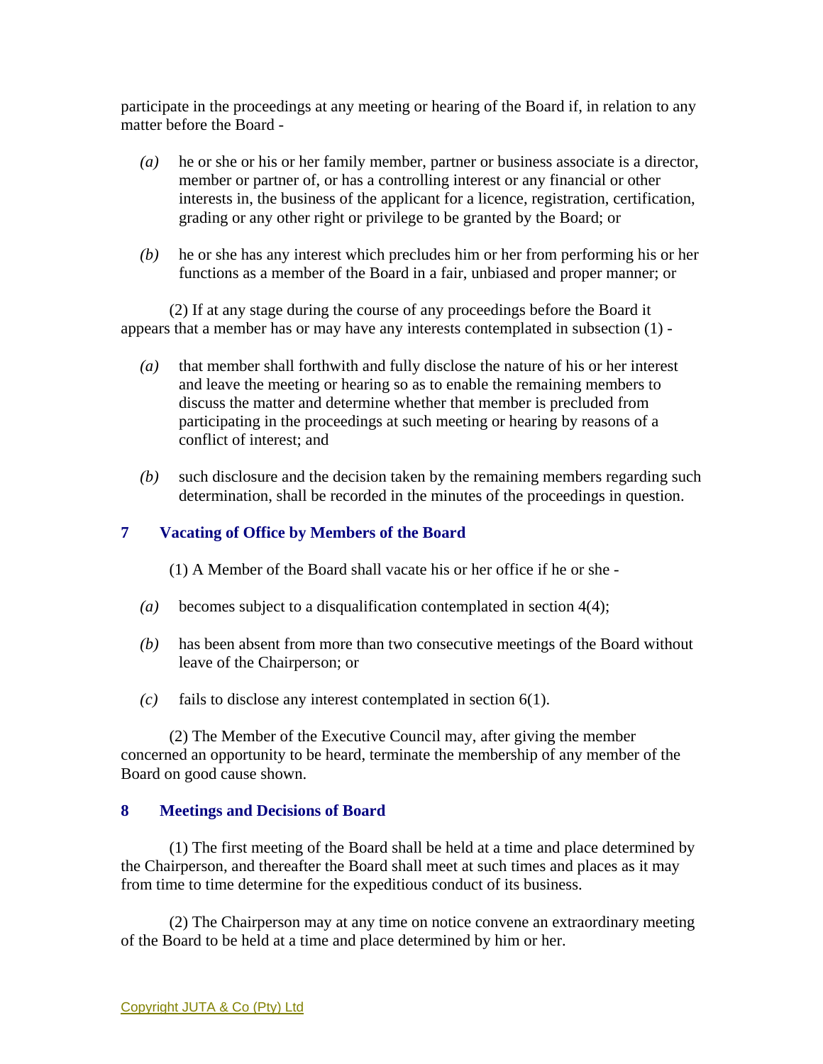participate in the proceedings at any meeting or hearing of the Board if, in relation to any matter before the Board -

*(a)* he or she or his or her family member, partner or business associate is a director, member or partner of, or has a controlling interest or any financial or other interests in, the business of the applicant for a licence, registration, certification, grading or any other right or privilege to be granted by the Board; or

*(b)* he or she has any interest which precludes him or her from performing his or her functions as a member of the Board in a fair, unbiased and proper manner; or

(2) If at any stage during the course of any proceedings before the Board it appears that a member has or may have any interests contemplated in subsection (1) -

*(a)* that member shall forthwith and fully disclose the nature of his or her interest and leave the meeting or hearing so as to enable the remaining members to discuss the matter and determine whether that member is precluded from participating in the proceedings at such meeting or hearing by reasons of a conflict of interest; and

*(b)* such disclosure and the decision taken by the remaining members regarding such determination, shall be recorded in the minutes of the proceedings in question.

### 7 Vacating of Office by Members of the Board

(1) A Member of the Board shall vacate his or her office if he or she -

*(a)* becomes subject to a disqualification contemplated in section 4(4);

*(b)* has been absent from more than two consecutive meetings of the Board without leave of the Chairperson; or

*(c)* fails to disclose any interest contemplated in section 6(1).

(2) The Member of the Executive Council may, after giving the member concerned an opportunity to be heard, terminate the membership of any member of the Board on good cause shown.

### 8 Meetings and Decisions of Board

(1) The first meeting of the Board shall be held at a time and place determined by the Chairperson, and thereafter the Board shall meet at such times and places as it may from time to time determine for the expeditious conduct of its business.

(2) The Chairperson may at any time on notice convene an extraordinary meeting of the Board to be held at a time and place determined by him or her.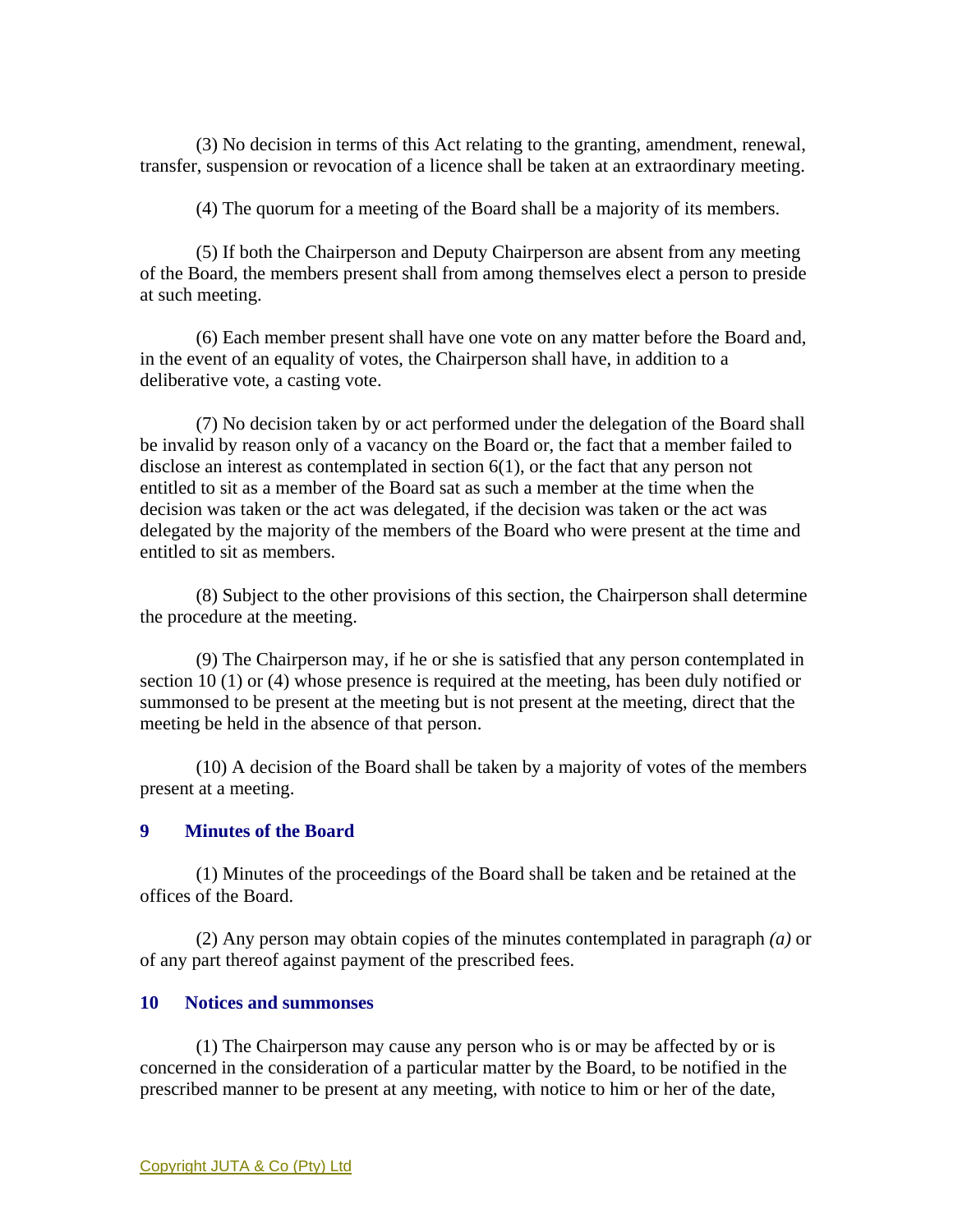(3) No decision in terms of this Act relating to the granting, amendment, renewal, transfer, suspension or revocation of a licence shall be taken at an extraordinary meeting.

(4) The quorum for a meeting of the Board shall be a majority of its members.

(5) If both the Chairperson and Deputy Chairperson are absent from any meeting of the Board, the members present shall from among themselves elect a person to preside at such meeting.

(6) Each member present shall have one vote on any matter before the Board and, in the event of an equality of votes, the Chairperson shall have, in addition to a deliberative vote, a casting vote.

(7) No decision taken by or act performed under the delegation of the Board shall be invalid by reason only of a vacancy on the Board or, the fact that a member failed to disclose an interest as contemplated in section 6(1), or the fact that any person not entitled to sit as a member of the Board sat as such a member at the time when the decision was taken or the act was delegated, if the decision was taken or the act was delegated by the majority of the members of the Board who were present at the time and entitled to sit as members.

(8) Subject to the other provisions of this section, the Chairperson shall determine the procedure at the meeting.

(9) The Chairperson may, if he or she is satisfied that any person contemplated in section 10 (1) or (4) whose presence is required at the meeting, has been duly notified or summonsed to be present at the meeting but is not present at the meeting, direct that the meeting be held in the absence of that person.

(10) A decision of the Board shall be taken by a majority of votes of the members present at a meeting.

### 9 Minutes of the Board

(1) Minutes of the proceedings of the Board shall be taken and be retained at the offices of the Board.

(2) Any person may obtain copies of the minutes contemplated in paragraph *(a)* or of any part thereof against payment of the prescribed fees.

### 10 Notices and summonses

(1) The Chairperson may cause any person who is or may be affected by or is concerned in the consideration of a particular matter by the Board, to be notified in the prescribed manner to be present at any meeting, with notice to him or her of the date,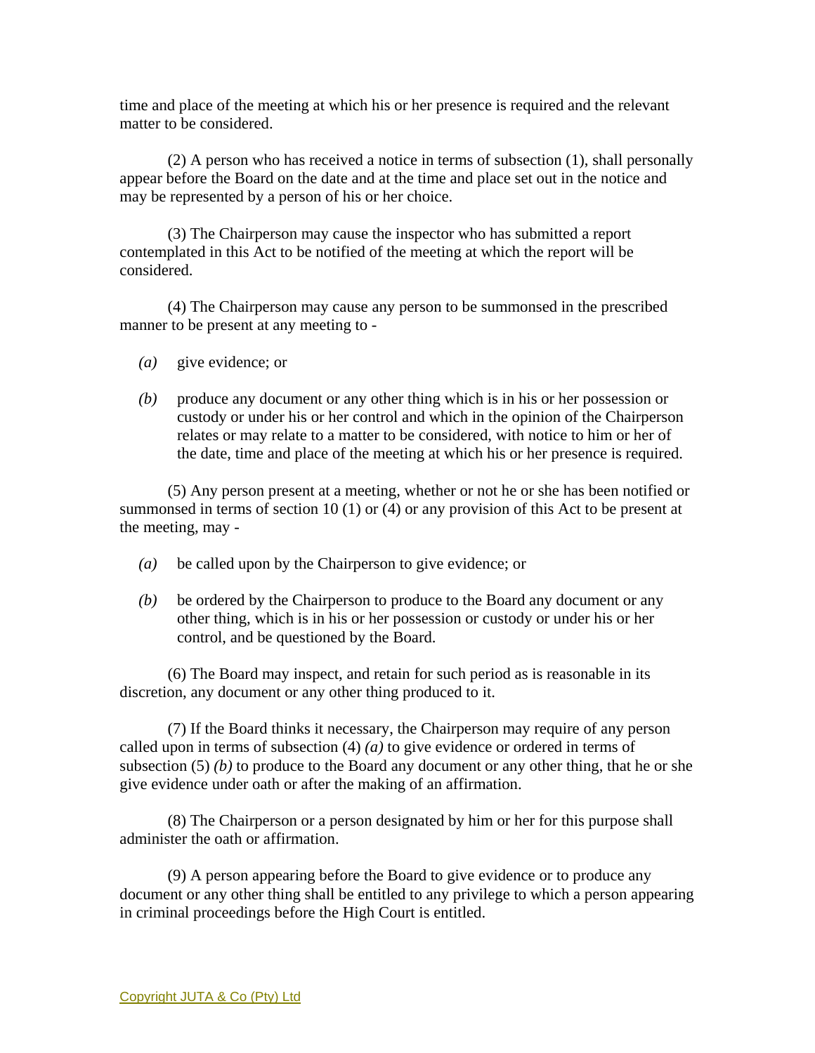time and place of the meeting at which his or her presence is required and the relevant matter to be considered.

(2) A person who has received a notice in terms of subsection (1), shall personally appear before the Board on the date and at the time and place set out in the notice and may be represented by a person of his or her choice.

(3) The Chairperson may cause the inspector who has submitted a report contemplated in this Act to be notified of the meeting at which the report will be considered.

(4) The Chairperson may cause any person to be summonsed in the prescribed manner to be present at any meeting to -

*(a)* give evidence; or

*(b)* produce any document or any other thing which is in his or her possession or custody or under his or her control and which in the opinion of the Chairperson relates or may relate to a matter to be considered, with notice to him or her of the date, time and place of the meeting at which his or her presence is required.

(5) Any person present at a meeting, whether or not he or she has been notified or summonsed in terms of section 10 (1) or (4) or any provision of this Act to be present at the meeting, may -

*(a)* be called upon by the Chairperson to give evidence; or

*(b)* be ordered by the Chairperson to produce to the Board any document or any other thing, which is in his or her possession or custody or under his or her control, and be questioned by the Board.

(6) The Board may inspect, and retain for such period as is reasonable in its discretion, any document or any other thing produced to it.

(7) If the Board thinks it necessary, the Chairperson may require of any person called upon in terms of subsection (4) *(a)* to give evidence or ordered in terms of subsection (5) *(b)* to produce to the Board any document or any other thing, that he or she give evidence under oath or after the making of an affirmation.

(8) The Chairperson or a person designated by him or her for this purpose shall administer the oath or affirmation.

(9) A person appearing before the Board to give evidence or to produce any document or any other thing shall be entitled to any privilege to which a person appearing in criminal proceedings before the High Court is entitled.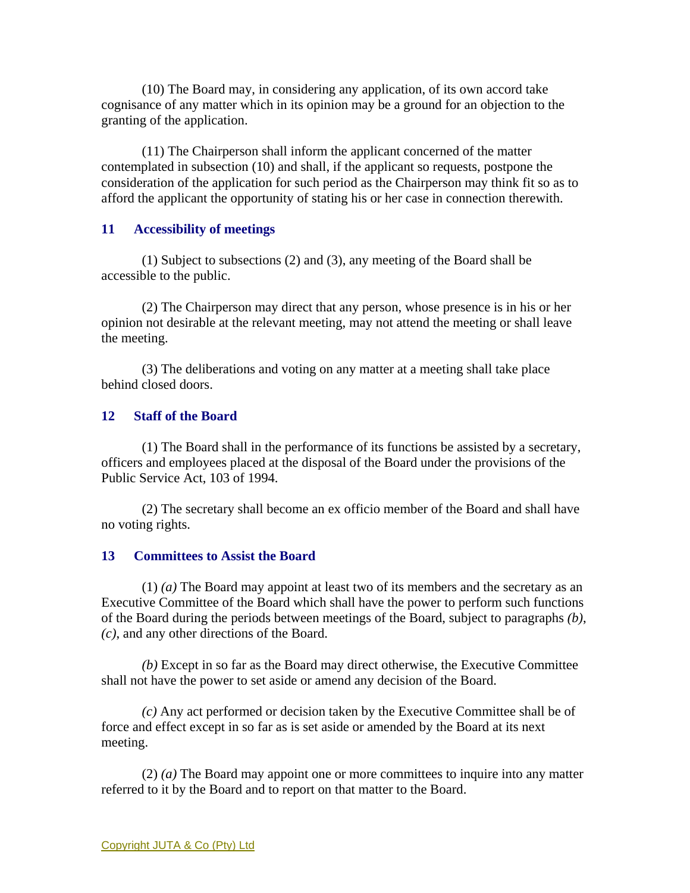(10) The Board may, in considering any application, of its own accord take cognisance of any matter which in its opinion may be a ground for an objection to the granting of the application.

(11) The Chairperson shall inform the applicant concerned of the matter contemplated in subsection (10) and shall, if the applicant so requests, postpone the consideration of the application for such period as the Chairperson may think fit so as to afford the applicant the opportunity of stating his or her case in connection therewith.

### 11 Accessibility of meetings

(1) Subject to subsections (2) and (3), any meeting of the Board shall be accessible to the public.

(2) The Chairperson may direct that any person, whose presence is in his or her opinion not desirable at the relevant meeting, may not attend the meeting or shall leave the meeting.

(3) The deliberations and voting on any matter at a meeting shall take place behind closed doors.

### 12 Staff of the Board

(1) The Board shall in the performance of its functions be assisted by a secretary, officers and employees placed at the disposal of the Board under the provisions of the Public Service Act, 103 of 1994.

(2) The secretary shall become an ex officio member of the Board and shall have no voting rights.

### 13 Committees to Assist the Board

(1) *(a)* The Board may appoint at least two of its members and the secretary as an Executive Committee of the Board which shall have the power to perform such functions of the Board during the periods between meetings of the Board, subject to paragraphs *(b)*, *(c)*, and any other directions of the Board.

*(b)* Except in so far as the Board may direct otherwise, the Executive Committee shall not have the power to set aside or amend any decision of the Board.

*(c)* Any act performed or decision taken by the Executive Committee shall be of force and effect except in so far as is set aside or amended by the Board at its next meeting.

(2) *(a)* The Board may appoint one or more committees to inquire into any matter referred to it by the Board and to report on that matter to the Board.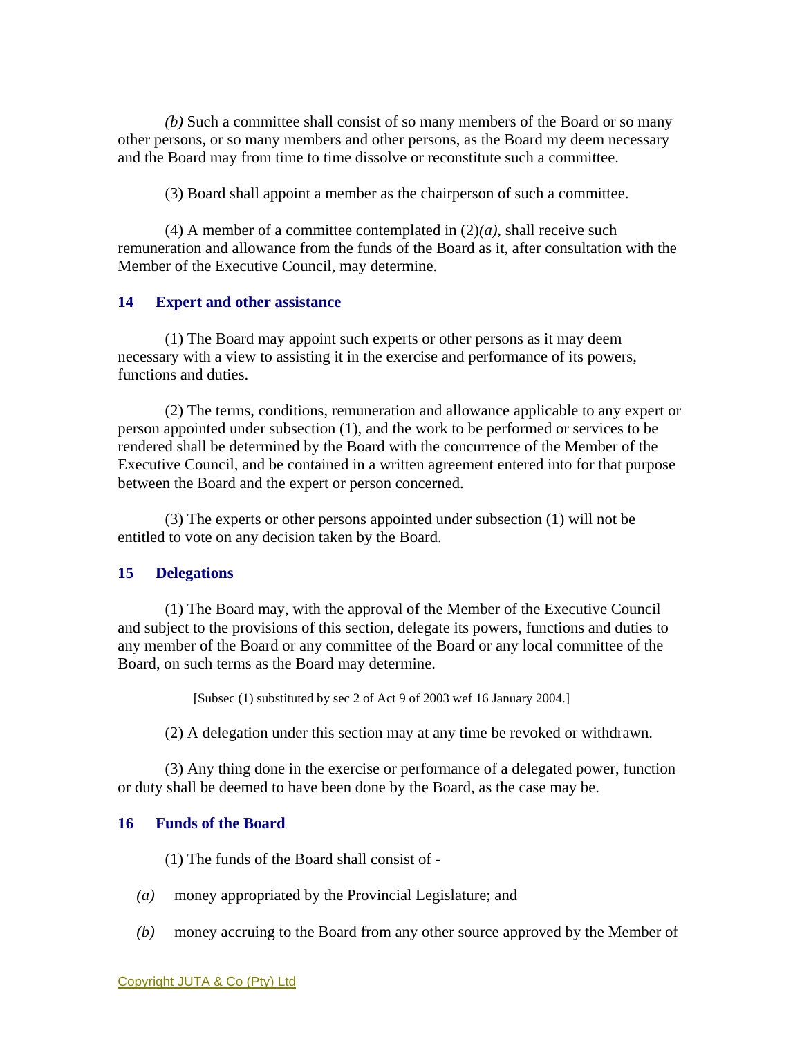*(b)* Such a committee shall consist of so many members of the Board or so many other persons, or so many members and other persons, as the Board my deem necessary and the Board may from time to time dissolve or reconstitute such a committee.

(3) Board shall appoint a member as the chairperson of such a committee.

(4) A member of a committee contemplated in (2)*(a)*, shall receive such remuneration and allowance from the funds of the Board as it, after consultation with the Member of the Executive Council, may determine.

### 14 Expert and other assistance

(1) The Board may appoint such experts or other persons as it may deem necessary with a view to assisting it in the exercise and performance of its powers, functions and duties.

(2) The terms, conditions, remuneration and allowance applicable to any expert or person appointed under subsection (1), and the work to be performed or services to be rendered shall be determined by the Board with the concurrence of the Member of the Executive Council, and be contained in a written agreement entered into for that purpose between the Board and the expert or person concerned.

(3) The experts or other persons appointed under subsection (1) will not be entitled to vote on any decision taken by the Board.

### 15 Delegations

(1) The Board may, with the approval of the Member of the Executive Council and subject to the provisions of this section, delegate its powers, functions and duties to any member of the Board or any committee of the Board or any local committee of the Board, on such terms as the Board may determine.

[Subsec (1) substituted by sec 2 of Act 9 of 2003 wef 16 January 2004.]

(2) A delegation under this section may at any time be revoked or withdrawn.

(3) Any thing done in the exercise or performance of a delegated power, function or duty shall be deemed to have been done by the Board, as the case may be.

### 16 Funds of the Board

(1) The funds of the Board shall consist of -

*(a)* money appropriated by the Provincial Legislature; and

*(b)* money accruing to the Board from any other source approved by the Member of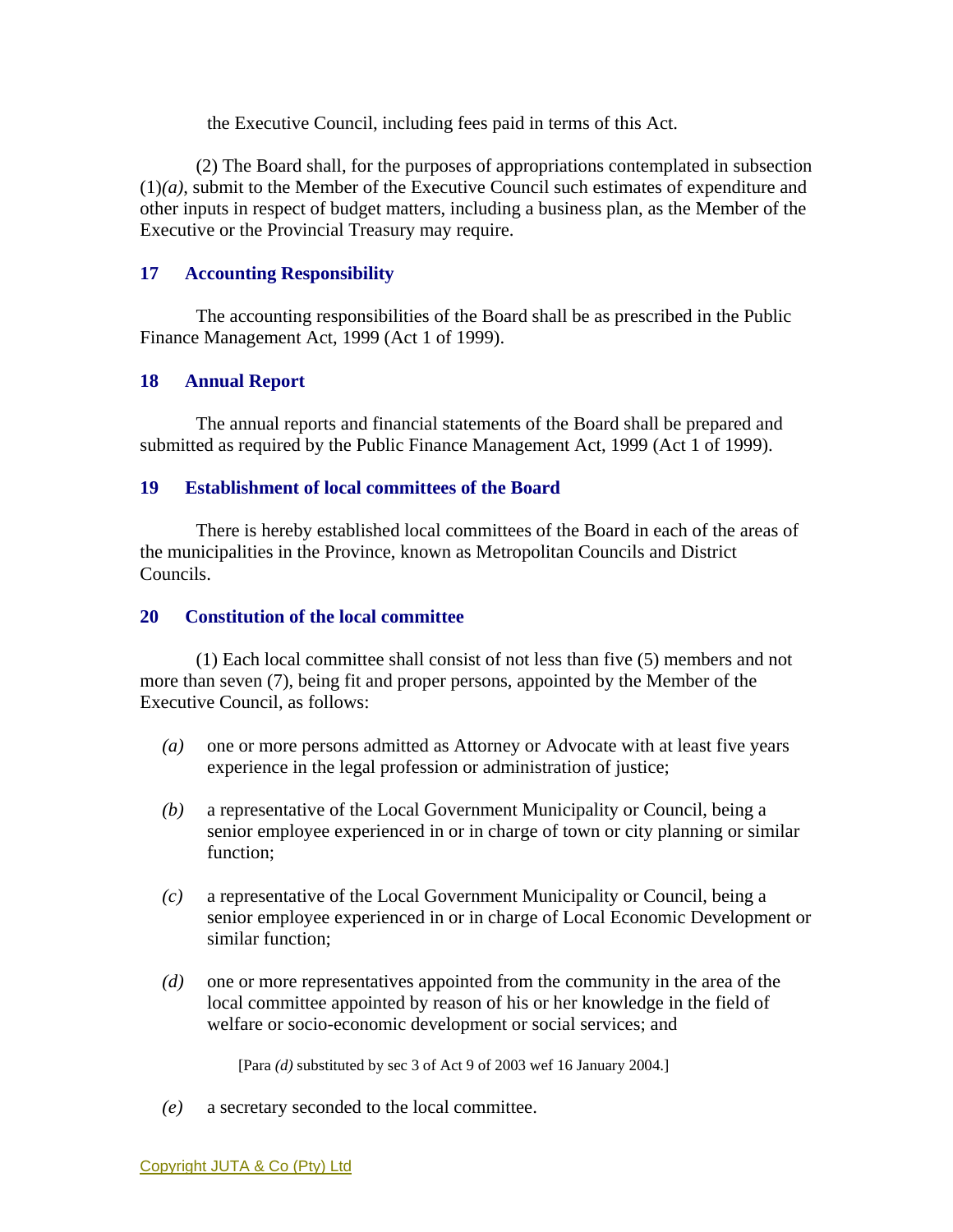the Executive Council, including fees paid in terms of this Act.

(2) The Board shall, for the purposes of appropriations contemplated in subsection (1)*(a)*, submit to the Member of the Executive Council such estimates of expenditure and other inputs in respect of budget matters, including a business plan, as the Member of the Executive or the Provincial Treasury may require.

### 17 Accounting Responsibility

The accounting responsibilities of the Board shall be as prescribed in the Public Finance Management Act, 1999 (Act 1 of 1999).

### 18 Annual Report

The annual reports and financial statements of the Board shall be prepared and submitted as required by the Public Finance Management Act, 1999 (Act 1 of 1999).

### 19 Establishment of local committees of the Board

There is hereby established local committees of the Board in each of the areas of the municipalities in the Province, known as Metropolitan Councils and District Councils.

### 20 Constitution of the local committee

(1) Each local committee shall consist of not less than five (5) members and not more than seven (7), being fit and proper persons, appointed by the Member of the Executive Council, as follows:

*(a)* one or more persons admitted as Attorney or Advocate with at least five years experience in the legal profession or administration of justice;

*(b)* a representative of the Local Government Municipality or Council, being a senior employee experienced in or in charge of town or city planning or similar function;

*(c)* a representative of the Local Government Municipality or Council, being a senior employee experienced in or in charge of Local Economic Development or similar function;

*(d)* one or more representatives appointed from the community in the area of the local committee appointed by reason of his or her knowledge in the field of welfare or socio-economic development or social services; and

[Para *(d)* substituted by sec 3 of Act 9 of 2003 wef 16 January 2004.]

*(e)* a secretary seconded to the local committee.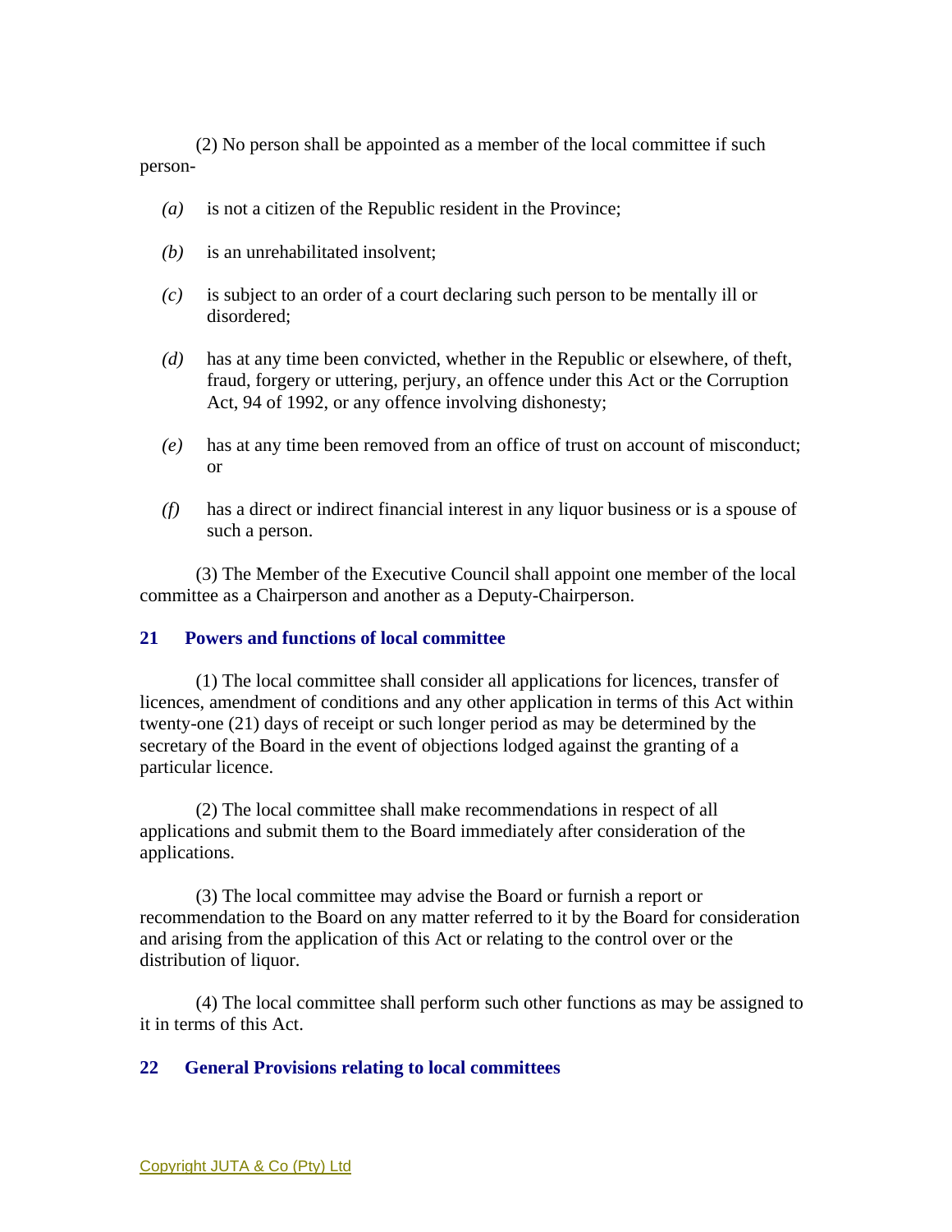(2) No person shall be appointed as a member of the local committee if such person-

*(a)* is not a citizen of the Republic resident in the Province;

*(b)* is an unrehabilitated insolvent;

*(c)* is subject to an order of a court declaring such person to be mentally ill or disordered;

*(d)* has at any time been convicted, whether in the Republic or elsewhere, of theft, fraud, forgery or uttering, perjury, an offence under this Act or the Corruption Act, 94 of 1992, or any offence involving dishonesty;

*(e)* has at any time been removed from an office of trust on account of misconduct; or

*(f)* has a direct or indirect financial interest in any liquor business or is a spouse of such a person.

(3) The Member of the Executive Council shall appoint one member of the local committee as a Chairperson and another as a Deputy-Chairperson.

### 21 Powers and functions of local committee

(1) The local committee shall consider all applications for licences, transfer of licences, amendment of conditions and any other application in terms of this Act within twenty-one (21) days of receipt or such longer period as may be determined by the secretary of the Board in the event of objections lodged against the granting of a particular licence.

(2) The local committee shall make recommendations in respect of all applications and submit them to the Board immediately after consideration of the applications.

(3) The local committee may advise the Board or furnish a report or recommendation to the Board on any matter referred to it by the Board for consideration and arising from the application of this Act or relating to the control over or the distribution of liquor.

(4) The local committee shall perform such other functions as may be assigned to it in terms of this Act.

### 22 General Provisions relating to local committees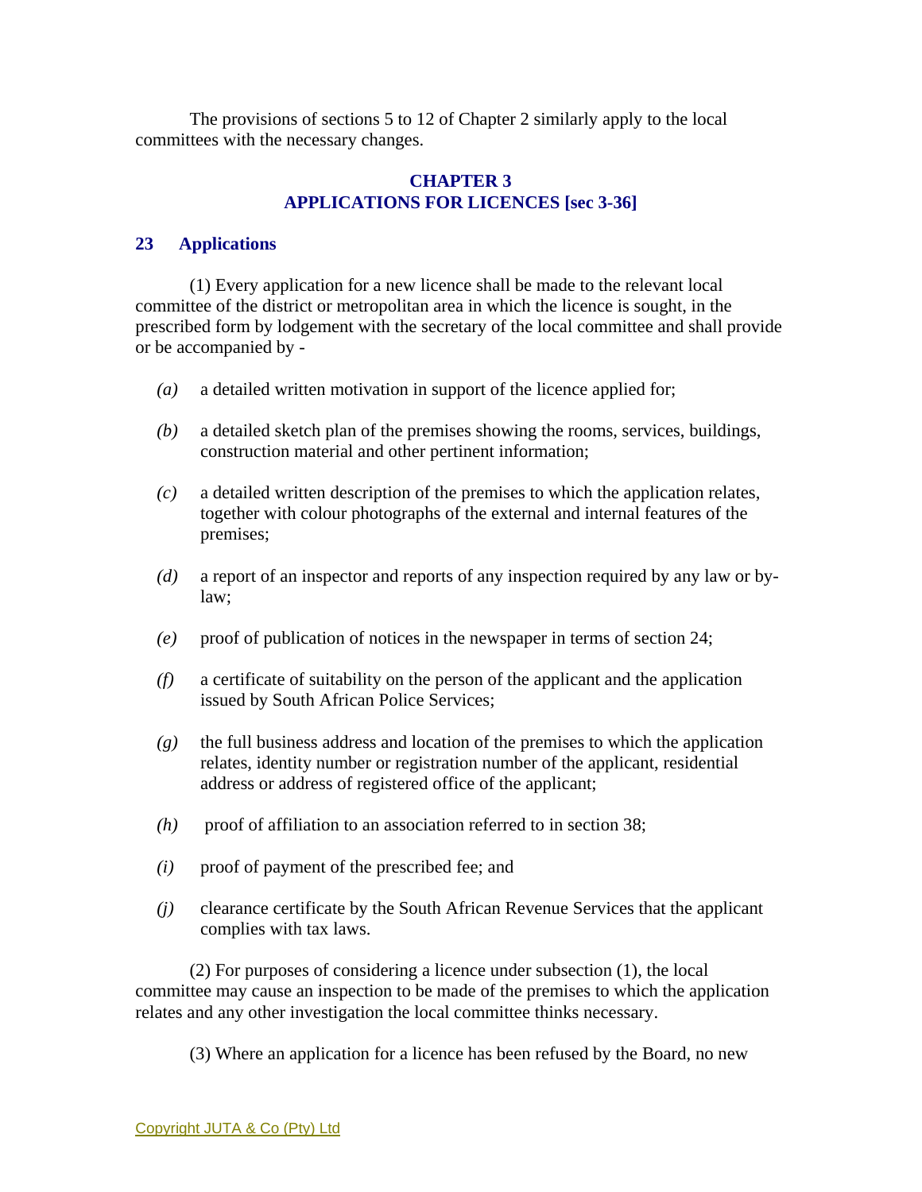The provisions of sections 5 to 12 of Chapter 2 similarly apply to the local committees with the necessary changes.

## CHAPTER 3
## APPLICATIONS FOR LICENCES [sec 3-36]

### 23 Applications

(1) Every application for a new licence shall be made to the relevant local committee of the district or metropolitan area in which the licence is sought, in the prescribed form by lodgement with the secretary of the local committee and shall provide or be accompanied by -

*(a)* a detailed written motivation in support of the licence applied for;

*(b)* a detailed sketch plan of the premises showing the rooms, services, buildings, construction material and other pertinent information;

*(c)* a detailed written description of the premises to which the application relates, together with colour photographs of the external and internal features of the premises;

*(d)* a report of an inspector and reports of any inspection required by any law or by-law;

*(e)* proof of publication of notices in the newspaper in terms of section 24;

*(f)* a certificate of suitability on the person of the applicant and the application issued by South African Police Services;

*(g)* the full business address and location of the premises to which the application relates, identity number or registration number of the applicant, residential address or address of registered office of the applicant;

*(h)* proof of affiliation to an association referred to in section 38;

*(i)* proof of payment of the prescribed fee; and

*(j)* clearance certificate by the South African Revenue Services that the applicant complies with tax laws.

(2) For purposes of considering a licence under subsection (1), the local committee may cause an inspection to be made of the premises to which the application relates and any other investigation the local committee thinks necessary.

(3) Where an application for a licence has been refused by the Board, no new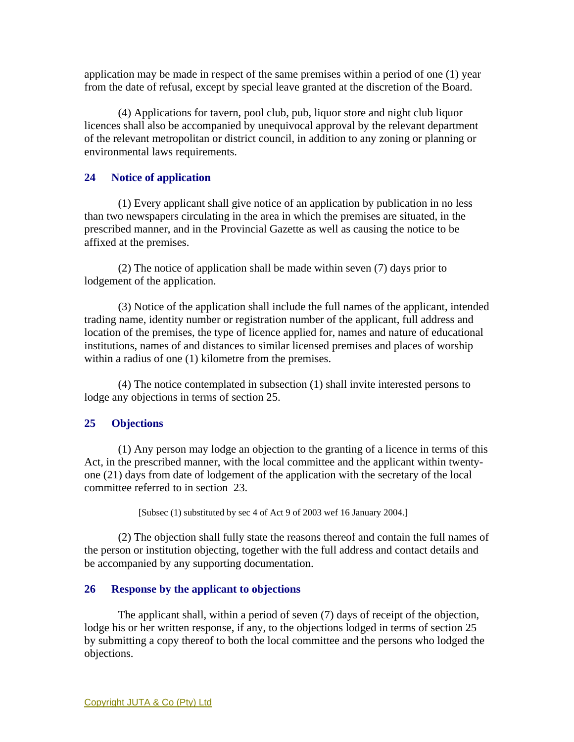application may be made in respect of the same premises within a period of one (1) year from the date of refusal, except by special leave granted at the discretion of the Board.

(4) Applications for tavern, pool club, pub, liquor store and night club liquor licences shall also be accompanied by unequivocal approval by the relevant department of the relevant metropolitan or district council, in addition to any zoning or planning or environmental laws requirements.

### 24 Notice of application

(1) Every applicant shall give notice of an application by publication in no less than two newspapers circulating in the area in which the premises are situated, in the prescribed manner, and in the Provincial Gazette as well as causing the notice to be affixed at the premises.

(2) The notice of application shall be made within seven (7) days prior to lodgement of the application.

(3) Notice of the application shall include the full names of the applicant, intended trading name, identity number or registration number of the applicant, full address and location of the premises, the type of licence applied for, names and nature of educational institutions, names of and distances to similar licensed premises and places of worship within a radius of one (1) kilometre from the premises.

(4) The notice contemplated in subsection (1) shall invite interested persons to lodge any objections in terms of section 25.

### 25 Objections

(1) Any person may lodge an objection to the granting of a licence in terms of this Act, in the prescribed manner, with the local committee and the applicant within twenty-one (21) days from date of lodgement of the application with the secretary of the local committee referred to in section 23.

[Subsec (1) substituted by sec 4 of Act 9 of 2003 wef 16 January 2004.]

(2) The objection shall fully state the reasons thereof and contain the full names of the person or institution objecting, together with the full address and contact details and be accompanied by any supporting documentation.

### 26 Response by the applicant to objections

The applicant shall, within a period of seven (7) days of receipt of the objection, lodge his or her written response, if any, to the objections lodged in terms of section 25 by submitting a copy thereof to both the local committee and the persons who lodged the objections.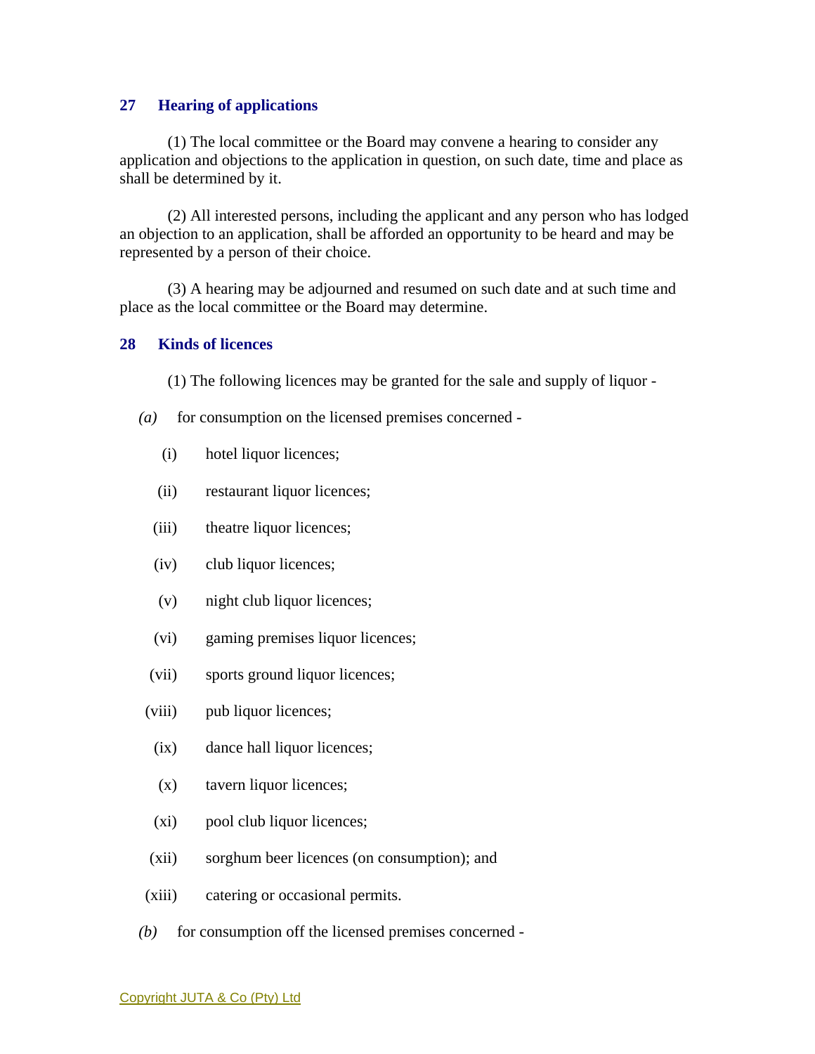### 27 Hearing of applications

(1) The local committee or the Board may convene a hearing to consider any application and objections to the application in question, on such date, time and place as shall be determined by it.

(2) All interested persons, including the applicant and any person who has lodged an objection to an application, shall be afforded an opportunity to be heard and may be represented by a person of their choice.

(3) A hearing may be adjourned and resumed on such date and at such time and place as the local committee or the Board may determine.

### 28 Kinds of licences

(1) The following licences may be granted for the sale and supply of liquor -

*(a)* for consumption on the licensed premises concerned -

(i) hotel liquor licences;

(ii) restaurant liquor licences;

(iii) theatre liquor licences;

(iv) club liquor licences;

(v) night club liquor licences;

(vi) gaming premises liquor licences;

(vii) sports ground liquor licences;

(viii) pub liquor licences;

(ix) dance hall liquor licences;

(x) tavern liquor licences;

(xi) pool club liquor licences;

(xii) sorghum beer licences (on consumption); and

(xiii) catering or occasional permits.

*(b)* for consumption off the licensed premises concerned -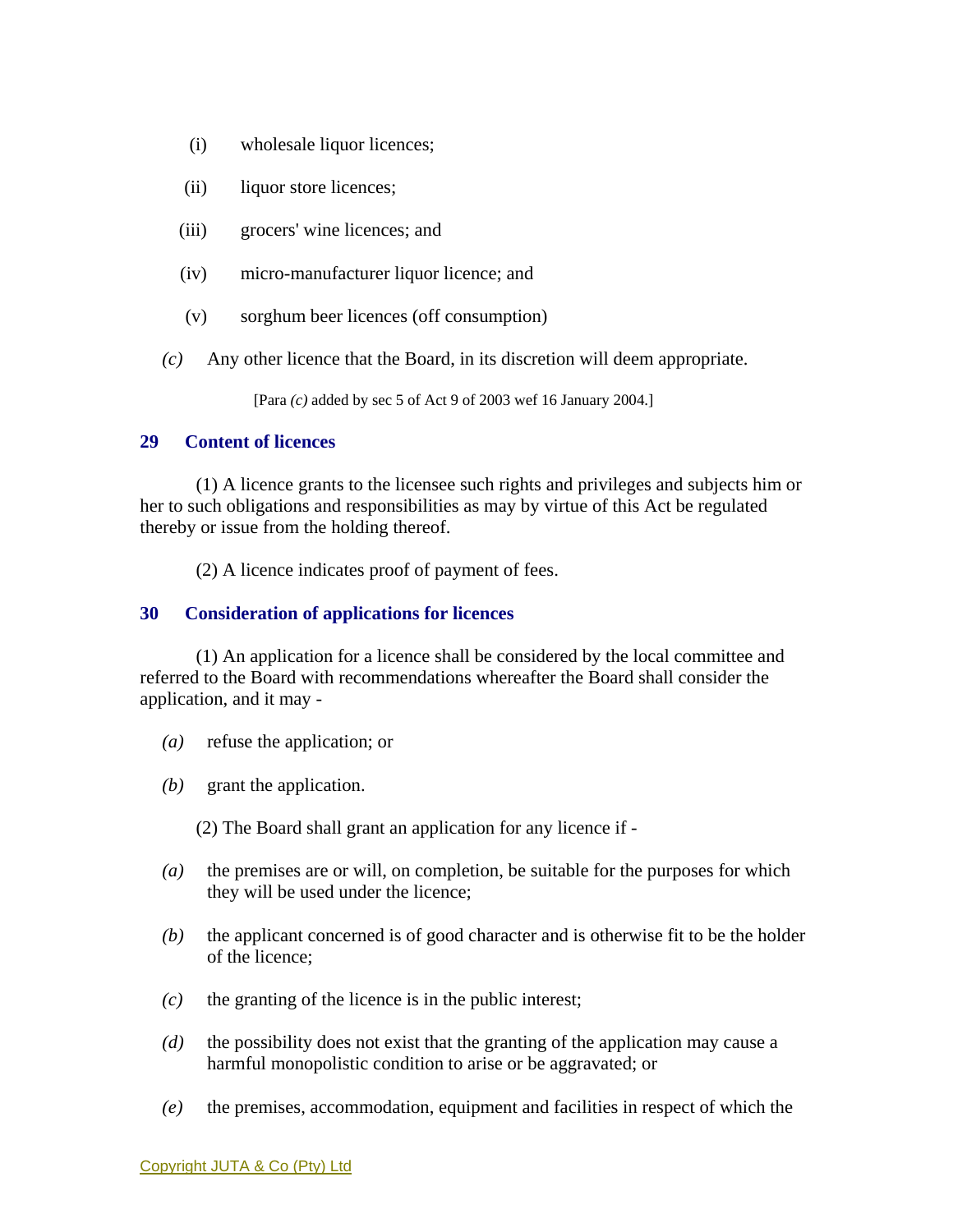(i) wholesale liquor licences;

(ii) liquor store licences;

(iii) grocers' wine licences; and

(iv) micro-manufacturer liquor licence; and

(v) sorghum beer licences (off consumption)

*(c)* Any other licence that the Board, in its discretion will deem appropriate.

[Para *(c)* added by sec 5 of Act 9 of 2003 wef 16 January 2004.]

### 29 Content of licences

(1) A licence grants to the licensee such rights and privileges and subjects him or her to such obligations and responsibilities as may by virtue of this Act be regulated thereby or issue from the holding thereof.

(2) A licence indicates proof of payment of fees.

### 30 Consideration of applications for licences

(1) An application for a licence shall be considered by the local committee and referred to the Board with recommendations whereafter the Board shall consider the application, and it may -

*(a)* refuse the application; or

*(b)* grant the application.

(2) The Board shall grant an application for any licence if -

*(a)* the premises are or will, on completion, be suitable for the purposes for which they will be used under the licence;

*(b)* the applicant concerned is of good character and is otherwise fit to be the holder of the licence;

*(c)* the granting of the licence is in the public interest;

*(d)* the possibility does not exist that the granting of the application may cause a harmful monopolistic condition to arise or be aggravated; or

*(e)* the premises, accommodation, equipment and facilities in respect of which the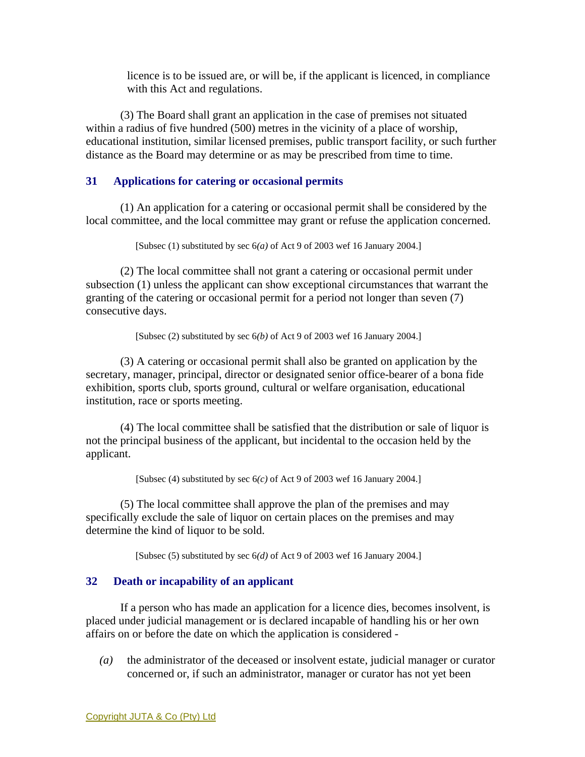licence is to be issued are, or will be, if the applicant is licenced, in compliance with this Act and regulations.

(3) The Board shall grant an application in the case of premises not situated within a radius of five hundred (500) metres in the vicinity of a place of worship, educational institution, similar licensed premises, public transport facility, or such further distance as the Board may determine or as may be prescribed from time to time.

## 31 Applications for catering or occasional permits

(1) An application for a catering or occasional permit shall be considered by the local committee, and the local committee may grant or refuse the application concerned.

[Subsec (1) substituted by sec 6*(a)* of Act 9 of 2003 wef 16 January 2004.]

(2) The local committee shall not grant a catering or occasional permit under subsection (1) unless the applicant can show exceptional circumstances that warrant the granting of the catering or occasional permit for a period not longer than seven (7) consecutive days.

[Subsec (2) substituted by sec 6*(b)* of Act 9 of 2003 wef 16 January 2004.]

(3) A catering or occasional permit shall also be granted on application by the secretary, manager, principal, director or designated senior office-bearer of a bona fide exhibition, sports club, sports ground, cultural or welfare organisation, educational institution, race or sports meeting.

(4) The local committee shall be satisfied that the distribution or sale of liquor is not the principal business of the applicant, but incidental to the occasion held by the applicant.

[Subsec (4) substituted by sec 6*(c)* of Act 9 of 2003 wef 16 January 2004.]

(5) The local committee shall approve the plan of the premises and may specifically exclude the sale of liquor on certain places on the premises and may determine the kind of liquor to be sold.

[Subsec (5) substituted by sec 6*(d)* of Act 9 of 2003 wef 16 January 2004.]

## 32 Death or incapability of an applicant

If a person who has made an application for a licence dies, becomes insolvent, is placed under judicial management or is declared incapable of handling his or her own affairs on or before the date on which the application is considered -

*(a)* the administrator of the deceased or insolvent estate, judicial manager or curator concerned or, if such an administrator, manager or curator has not yet been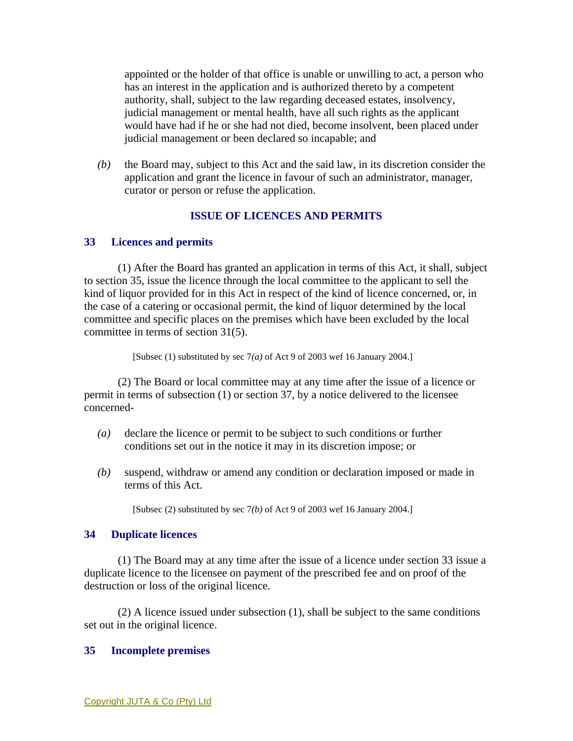appointed or the holder of that office is unable or unwilling to act, a person who has an interest in the application and is authorized thereto by a competent authority, shall, subject to the law regarding deceased estates, insolvency, judicial management or mental health, have all such rights as the applicant would have had if he or she had not died, become insolvent, been placed under judicial management or been declared so incapable; and

*(b)* the Board may, subject to this Act and the said law, in its discretion consider the application and grant the licence in favour of such an administrator, manager, curator or person or refuse the application.

## ISSUE OF LICENCES AND PERMITS

### 33 Licences and permits

(1) After the Board has granted an application in terms of this Act, it shall, subject to section 35, issue the licence through the local committee to the applicant to sell the kind of liquor provided for in this Act in respect of the kind of licence concerned, or, in the case of a catering or occasional permit, the kind of liquor determined by the local committee and specific places on the premises which have been excluded by the local committee in terms of section 31(5).

[Subsec (1) substituted by sec 7*(a)* of Act 9 of 2003 wef 16 January 2004.]

(2) The Board or local committee may at any time after the issue of a licence or permit in terms of subsection (1) or section 37, by a notice delivered to the licensee concerned-

*(a)* declare the licence or permit to be subject to such conditions or further conditions set out in the notice it may in its discretion impose; or

*(b)* suspend, withdraw or amend any condition or declaration imposed or made in terms of this Act.

[Subsec (2) substituted by sec 7*(b)* of Act 9 of 2003 wef 16 January 2004.]

### 34 Duplicate licences

(1) The Board may at any time after the issue of a licence under section 33 issue a duplicate licence to the licensee on payment of the prescribed fee and on proof of the destruction or loss of the original licence.

(2) A licence issued under subsection (1), shall be subject to the same conditions set out in the original licence.

### 35 Incomplete premises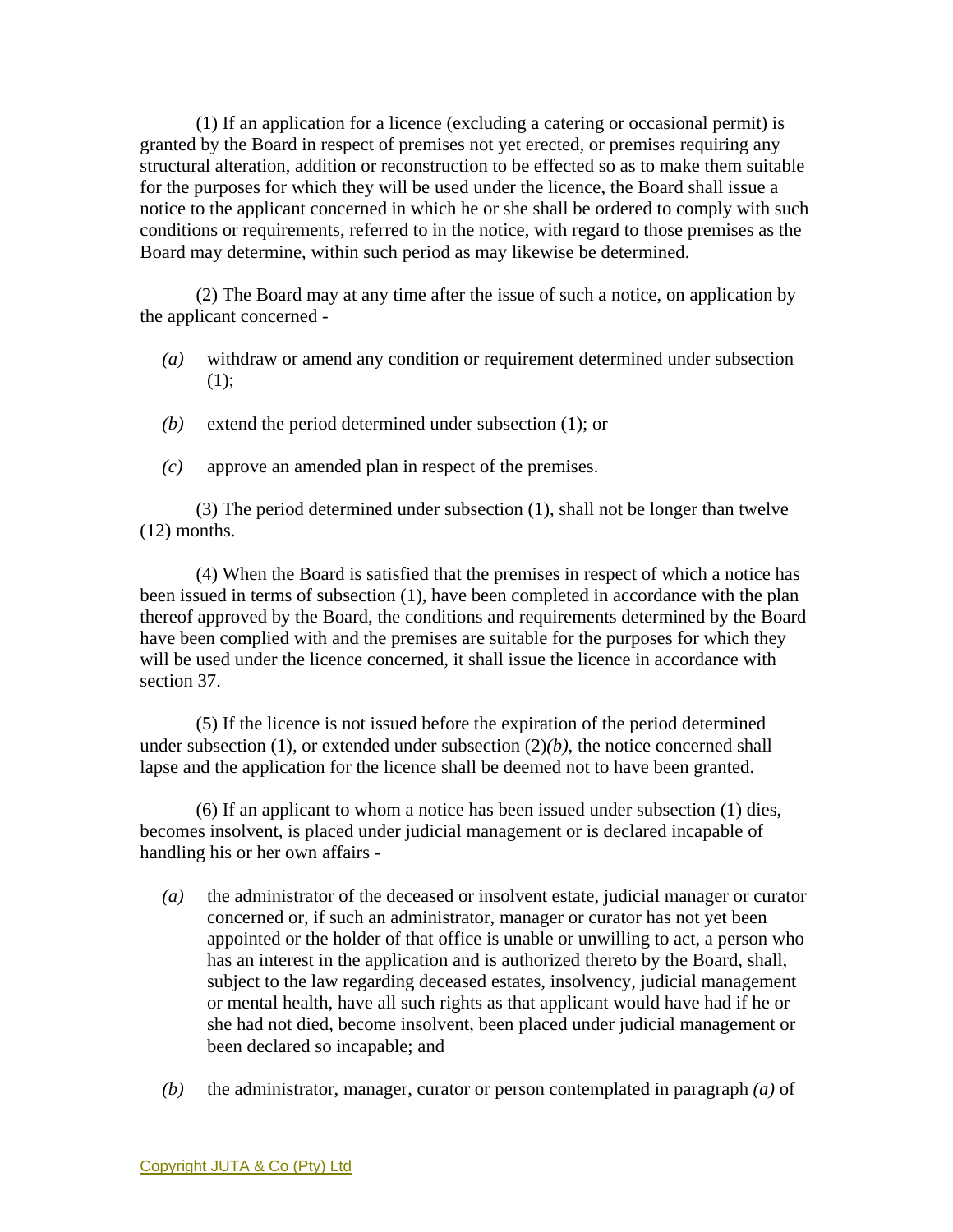(1) If an application for a licence (excluding a catering or occasional permit) is granted by the Board in respect of premises not yet erected, or premises requiring any structural alteration, addition or reconstruction to be effected so as to make them suitable for the purposes for which they will be used under the licence, the Board shall issue a notice to the applicant concerned in which he or she shall be ordered to comply with such conditions or requirements, referred to in the notice, with regard to those premises as the Board may determine, within such period as may likewise be determined.

(2) The Board may at any time after the issue of such a notice, on application by the applicant concerned -

*(a)* withdraw or amend any condition or requirement determined under subsection (1);

*(b)* extend the period determined under subsection (1); or

*(c)* approve an amended plan in respect of the premises.

(3) The period determined under subsection (1), shall not be longer than twelve (12) months.

(4) When the Board is satisfied that the premises in respect of which a notice has been issued in terms of subsection (1), have been completed in accordance with the plan thereof approved by the Board, the conditions and requirements determined by the Board have been complied with and the premises are suitable for the purposes for which they will be used under the licence concerned, it shall issue the licence in accordance with section 37.

(5) If the licence is not issued before the expiration of the period determined under subsection (1), or extended under subsection (2)*(b)*, the notice concerned shall lapse and the application for the licence shall be deemed not to have been granted.

(6) If an applicant to whom a notice has been issued under subsection (1) dies, becomes insolvent, is placed under judicial management or is declared incapable of handling his or her own affairs -

*(a)* the administrator of the deceased or insolvent estate, judicial manager or curator concerned or, if such an administrator, manager or curator has not yet been appointed or the holder of that office is unable or unwilling to act, a person who has an interest in the application and is authorized thereto by the Board, shall, subject to the law regarding deceased estates, insolvency, judicial management or mental health, have all such rights as that applicant would have had if he or she had not died, become insolvent, been placed under judicial management or been declared so incapable; and

*(b)* the administrator, manager, curator or person contemplated in paragraph *(a)* of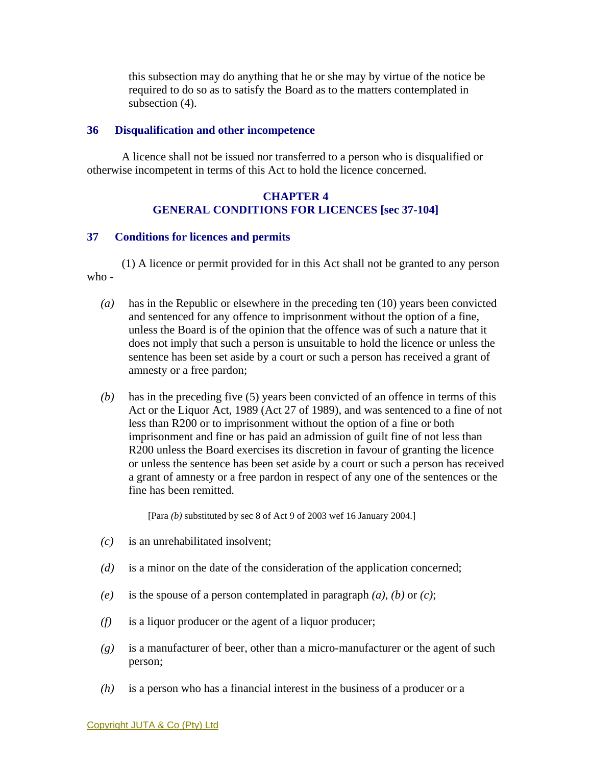this subsection may do anything that he or she may by virtue of the notice be required to do so as to satisfy the Board as to the matters contemplated in subsection (4).

### 36 Disqualification and other incompetence

A licence shall not be issued nor transferred to a person who is disqualified or otherwise incompetent in terms of this Act to hold the licence concerned.

## CHAPTER 4
## GENERAL CONDITIONS FOR LICENCES [sec 37-104]

### 37 Conditions for licences and permits

(1) A licence or permit provided for in this Act shall not be granted to any person who -

*(a)* has in the Republic or elsewhere in the preceding ten (10) years been convicted and sentenced for any offence to imprisonment without the option of a fine, unless the Board is of the opinion that the offence was of such a nature that it does not imply that such a person is unsuitable to hold the licence or unless the sentence has been set aside by a court or such a person has received a grant of amnesty or a free pardon;

*(b)* has in the preceding five (5) years been convicted of an offence in terms of this Act or the Liquor Act, 1989 (Act 27 of 1989), and was sentenced to a fine of not less than R200 or to imprisonment without the option of a fine or both imprisonment and fine or has paid an admission of guilt fine of not less than R200 unless the Board exercises its discretion in favour of granting the licence or unless the sentence has been set aside by a court or such a person has received a grant of amnesty or a free pardon in respect of any one of the sentences or the fine has been remitted.

[Para *(b)* substituted by sec 8 of Act 9 of 2003 wef 16 January 2004.]

*(c)* is an unrehabilitated insolvent;

*(d)* is a minor on the date of the consideration of the application concerned;

*(e)* is the spouse of a person contemplated in paragraph *(a)*, *(b)* or *(c)*;

*(f)* is a liquor producer or the agent of a liquor producer;

*(g)* is a manufacturer of beer, other than a micro-manufacturer or the agent of such person;

*(h)* is a person who has a financial interest in the business of a producer or a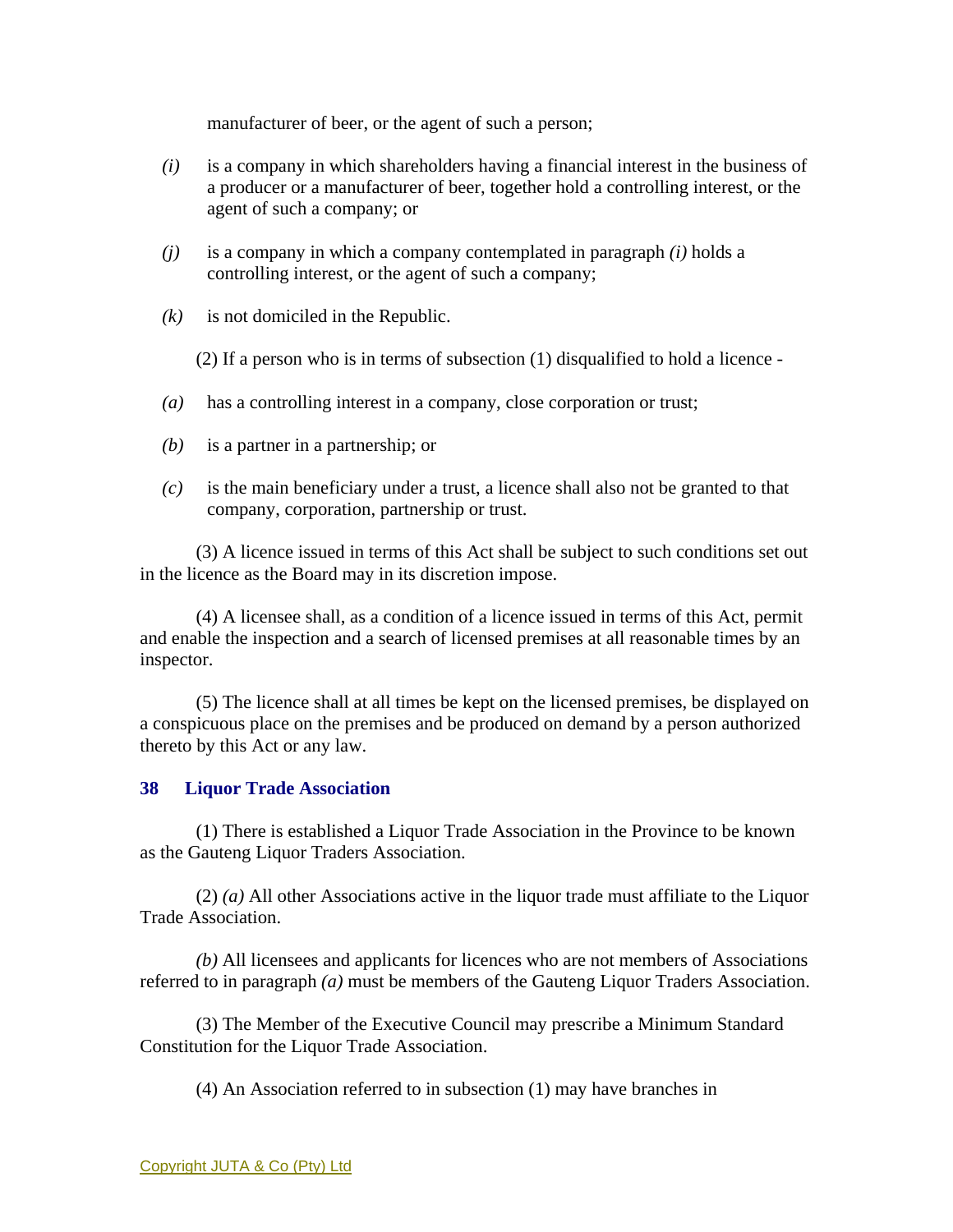manufacturer of beer, or the agent of such a person;

*(i)* is a company in which shareholders having a financial interest in the business of a producer or a manufacturer of beer, together hold a controlling interest, or the agent of such a company; or

*(j)* is a company in which a company contemplated in paragraph *(i)* holds a controlling interest, or the agent of such a company;

*(k)* is not domiciled in the Republic.

(2) If a person who is in terms of subsection (1) disqualified to hold a licence -

*(a)* has a controlling interest in a company, close corporation or trust;

*(b)* is a partner in a partnership; or

*(c)* is the main beneficiary under a trust, a licence shall also not be granted to that company, corporation, partnership or trust.

(3) A licence issued in terms of this Act shall be subject to such conditions set out in the licence as the Board may in its discretion impose.

(4) A licensee shall, as a condition of a licence issued in terms of this Act, permit and enable the inspection and a search of licensed premises at all reasonable times by an inspector.

(5) The licence shall at all times be kept on the licensed premises, be displayed on a conspicuous place on the premises and be produced on demand by a person authorized thereto by this Act or any law.

### 38 Liquor Trade Association

(1) There is established a Liquor Trade Association in the Province to be known as the Gauteng Liquor Traders Association.

(2) *(a)* All other Associations active in the liquor trade must affiliate to the Liquor Trade Association.

*(b)* All licensees and applicants for licences who are not members of Associations referred to in paragraph *(a)* must be members of the Gauteng Liquor Traders Association.

(3) The Member of the Executive Council may prescribe a Minimum Standard Constitution for the Liquor Trade Association.

(4) An Association referred to in subsection (1) may have branches in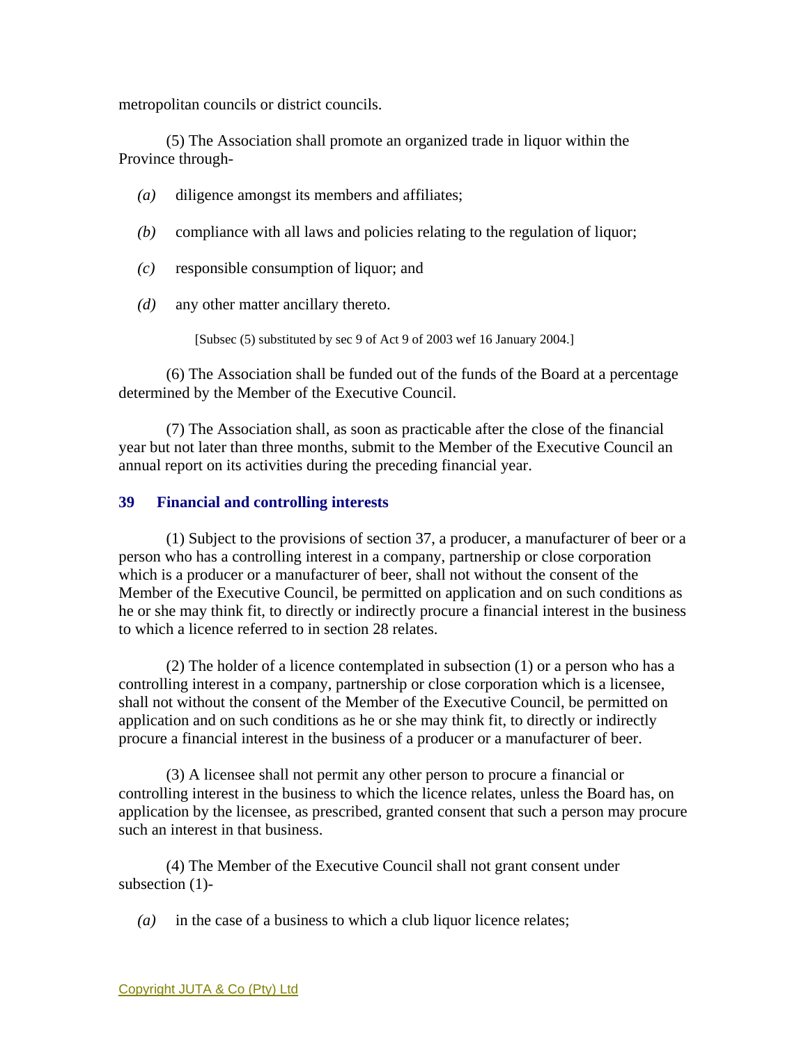metropolitan councils or district councils.

(5) The Association shall promote an organized trade in liquor within the Province through-

*(a)* diligence amongst its members and affiliates;

*(b)* compliance with all laws and policies relating to the regulation of liquor;

*(c)* responsible consumption of liquor; and

*(d)* any other matter ancillary thereto.

[Subsec (5) substituted by sec 9 of Act 9 of 2003 wef 16 January 2004.]

(6) The Association shall be funded out of the funds of the Board at a percentage determined by the Member of the Executive Council.

(7) The Association shall, as soon as practicable after the close of the financial year but not later than three months, submit to the Member of the Executive Council an annual report on its activities during the preceding financial year.

### 39 Financial and controlling interests

(1) Subject to the provisions of section 37, a producer, a manufacturer of beer or a person who has a controlling interest in a company, partnership or close corporation which is a producer or a manufacturer of beer, shall not without the consent of the Member of the Executive Council, be permitted on application and on such conditions as he or she may think fit, to directly or indirectly procure a financial interest in the business to which a licence referred to in section 28 relates.

(2) The holder of a licence contemplated in subsection (1) or a person who has a controlling interest in a company, partnership or close corporation which is a licensee, shall not without the consent of the Member of the Executive Council, be permitted on application and on such conditions as he or she may think fit, to directly or indirectly procure a financial interest in the business of a producer or a manufacturer of beer.

(3) A licensee shall not permit any other person to procure a financial or controlling interest in the business to which the licence relates, unless the Board has, on application by the licensee, as prescribed, granted consent that such a person may procure such an interest in that business.

(4) The Member of the Executive Council shall not grant consent under subsection (1)-

*(a)* in the case of a business to which a club liquor licence relates;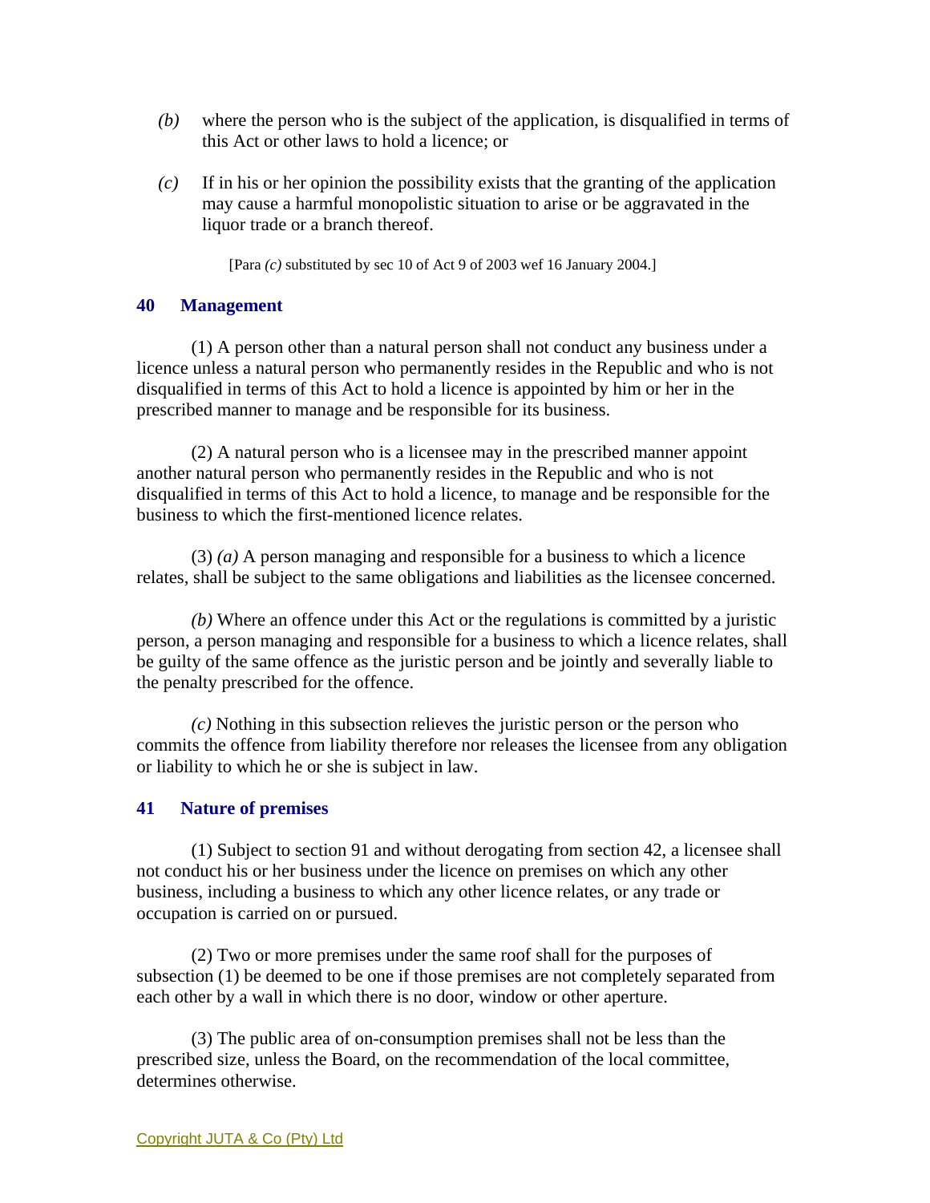*(b)* where the person who is the subject of the application, is disqualified in terms of this Act or other laws to hold a licence; or

*(c)* If in his or her opinion the possibility exists that the granting of the application may cause a harmful monopolistic situation to arise or be aggravated in the liquor trade or a branch thereof.

[Para *(c)* substituted by sec 10 of Act 9 of 2003 wef 16 January 2004.]

### 40 Management

(1) A person other than a natural person shall not conduct any business under a licence unless a natural person who permanently resides in the Republic and who is not disqualified in terms of this Act to hold a licence is appointed by him or her in the prescribed manner to manage and be responsible for its business.

(2) A natural person who is a licensee may in the prescribed manner appoint another natural person who permanently resides in the Republic and who is not disqualified in terms of this Act to hold a licence, to manage and be responsible for the business to which the first-mentioned licence relates.

(3) *(a)* A person managing and responsible for a business to which a licence relates, shall be subject to the same obligations and liabilities as the licensee concerned.

*(b)* Where an offence under this Act or the regulations is committed by a juristic person, a person managing and responsible for a business to which a licence relates, shall be guilty of the same offence as the juristic person and be jointly and severally liable to the penalty prescribed for the offence.

*(c)* Nothing in this subsection relieves the juristic person or the person who commits the offence from liability therefore nor releases the licensee from any obligation or liability to which he or she is subject in law.

### 41 Nature of premises

(1) Subject to section 91 and without derogating from section 42, a licensee shall not conduct his or her business under the licence on premises on which any other business, including a business to which any other licence relates, or any trade or occupation is carried on or pursued.

(2) Two or more premises under the same roof shall for the purposes of subsection (1) be deemed to be one if those premises are not completely separated from each other by a wall in which there is no door, window or other aperture.

(3) The public area of on-consumption premises shall not be less than the prescribed size, unless the Board, on the recommendation of the local committee, determines otherwise.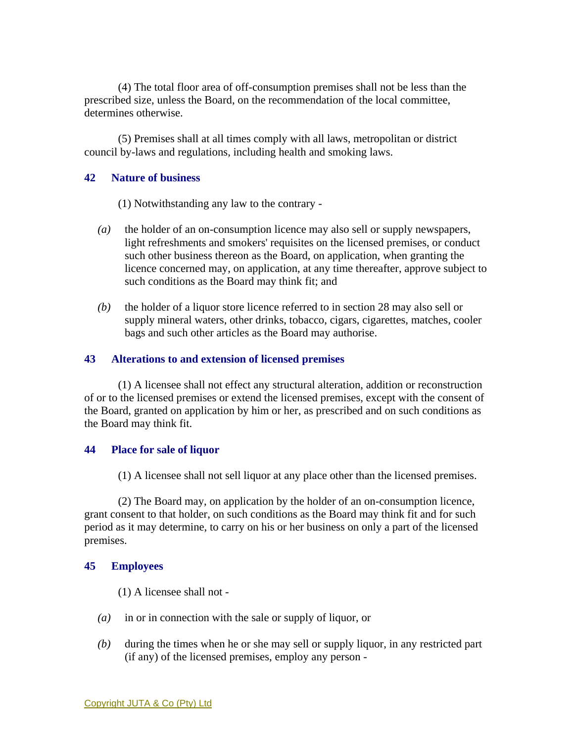(4) The total floor area of off-consumption premises shall not be less than the prescribed size, unless the Board, on the recommendation of the local committee, determines otherwise.

(5) Premises shall at all times comply with all laws, metropolitan or district council by-laws and regulations, including health and smoking laws.

### 42 Nature of business

(1) Notwithstanding any law to the contrary -

*(a)* the holder of an on-consumption licence may also sell or supply newspapers, light refreshments and smokers' requisites on the licensed premises, or conduct such other business thereon as the Board, on application, when granting the licence concerned may, on application, at any time thereafter, approve subject to such conditions as the Board may think fit; and

*(b)* the holder of a liquor store licence referred to in section 28 may also sell or supply mineral waters, other drinks, tobacco, cigars, cigarettes, matches, cooler bags and such other articles as the Board may authorise.

### 43 Alterations to and extension of licensed premises

(1) A licensee shall not effect any structural alteration, addition or reconstruction of or to the licensed premises or extend the licensed premises, except with the consent of the Board, granted on application by him or her, as prescribed and on such conditions as the Board may think fit.

### 44 Place for sale of liquor

(1) A licensee shall not sell liquor at any place other than the licensed premises.

(2) The Board may, on application by the holder of an on-consumption licence, grant consent to that holder, on such conditions as the Board may think fit and for such period as it may determine, to carry on his or her business on only a part of the licensed premises.

### 45 Employees

(1) A licensee shall not -

*(a)* in or in connection with the sale or supply of liquor, or

*(b)* during the times when he or she may sell or supply liquor, in any restricted part (if any) of the licensed premises, employ any person -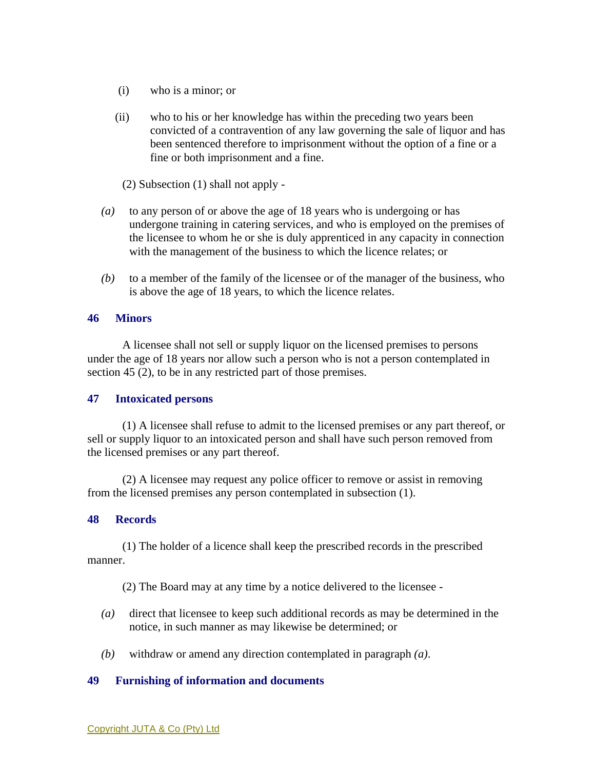(i) who is a minor; or

(ii) who to his or her knowledge has within the preceding two years been convicted of a contravention of any law governing the sale of liquor and has been sentenced therefore to imprisonment without the option of a fine or a fine or both imprisonment and a fine.

(2) Subsection (1) shall not apply -

*(a)* to any person of or above the age of 18 years who is undergoing or has undergone training in catering services, and who is employed on the premises of the licensee to whom he or she is duly apprenticed in any capacity in connection with the management of the business to which the licence relates; or

*(b)* to a member of the family of the licensee or of the manager of the business, who is above the age of 18 years, to which the licence relates.

### 46 Minors

A licensee shall not sell or supply liquor on the licensed premises to persons under the age of 18 years nor allow such a person who is not a person contemplated in section 45 (2), to be in any restricted part of those premises.

### 47 Intoxicated persons

(1) A licensee shall refuse to admit to the licensed premises or any part thereof, or sell or supply liquor to an intoxicated person and shall have such person removed from the licensed premises or any part thereof.

(2) A licensee may request any police officer to remove or assist in removing from the licensed premises any person contemplated in subsection (1).

### 48 Records

(1) The holder of a licence shall keep the prescribed records in the prescribed manner.

(2) The Board may at any time by a notice delivered to the licensee -

*(a)* direct that licensee to keep such additional records as may be determined in the notice, in such manner as may likewise be determined; or

*(b)* withdraw or amend any direction contemplated in paragraph *(a)*.

### 49 Furnishing of information and documents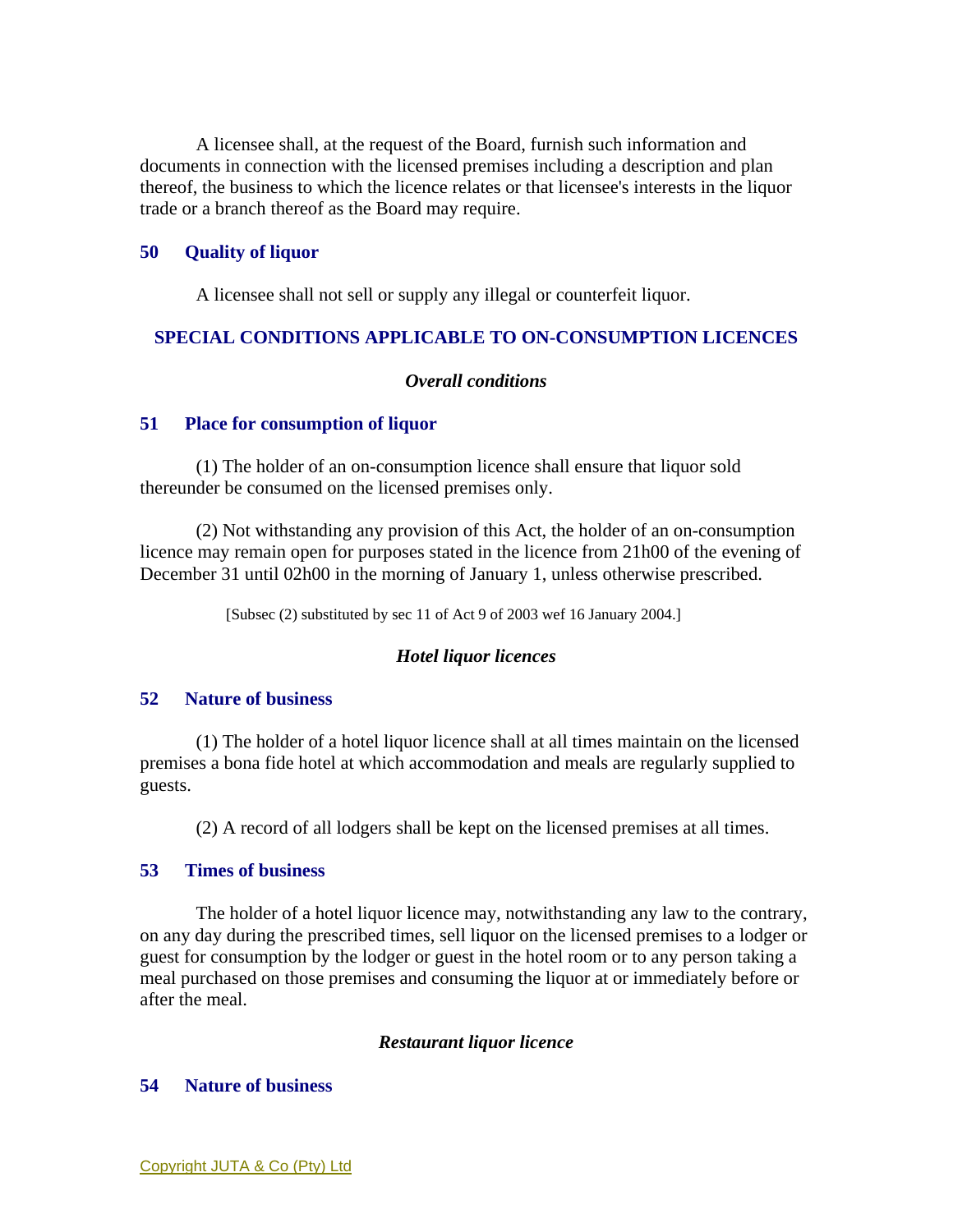A licensee shall, at the request of the Board, furnish such information and documents in connection with the licensed premises including a description and plan thereof, the business to which the licence relates or that licensee's interests in the liquor trade or a branch thereof as the Board may require.

### 50 Quality of liquor

A licensee shall not sell or supply any illegal or counterfeit liquor.

## SPECIAL CONDITIONS APPLICABLE TO ON-CONSUMPTION LICENCES

*Overall conditions*

### 51 Place for consumption of liquor

(1) The holder of an on-consumption licence shall ensure that liquor sold thereunder be consumed on the licensed premises only.

(2) Not withstanding any provision of this Act, the holder of an on-consumption licence may remain open for purposes stated in the licence from 21h00 of the evening of December 31 until 02h00 in the morning of January 1, unless otherwise prescribed.

[Subsec (2) substituted by sec 11 of Act 9 of 2003 wef 16 January 2004.]

*Hotel liquor licences*

### 52 Nature of business

(1) The holder of a hotel liquor licence shall at all times maintain on the licensed premises a bona fide hotel at which accommodation and meals are regularly supplied to guests.

(2) A record of all lodgers shall be kept on the licensed premises at all times.

### 53 Times of business

The holder of a hotel liquor licence may, notwithstanding any law to the contrary, on any day during the prescribed times, sell liquor on the licensed premises to a lodger or guest for consumption by the lodger or guest in the hotel room or to any person taking a meal purchased on those premises and consuming the liquor at or immediately before or after the meal.

*Restaurant liquor licence*

### 54 Nature of business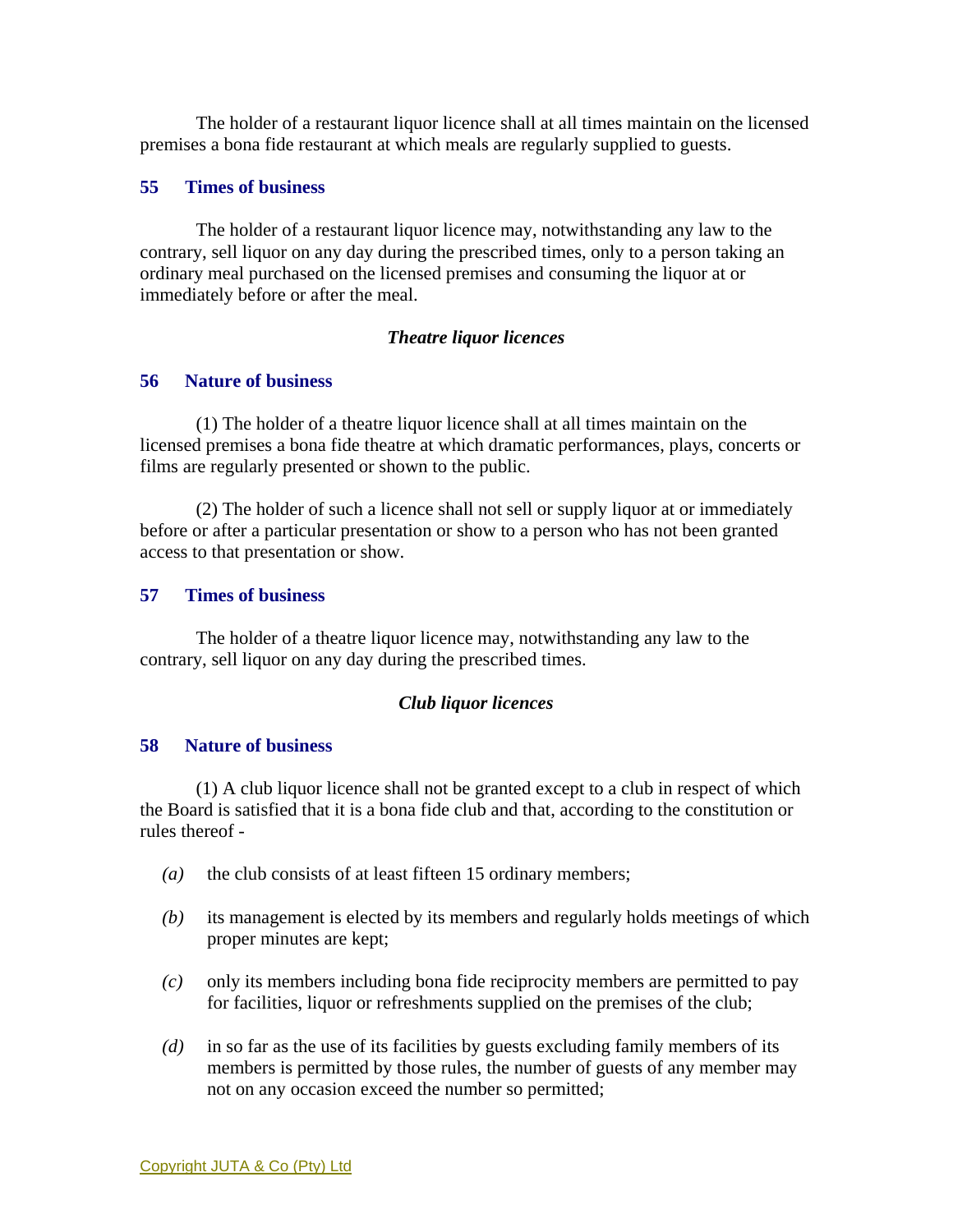The holder of a restaurant liquor licence shall at all times maintain on the licensed premises a bona fide restaurant at which meals are regularly supplied to guests.

### 55 Times of business

The holder of a restaurant liquor licence may, notwithstanding any law to the contrary, sell liquor on any day during the prescribed times, only to a person taking an ordinary meal purchased on the licensed premises and consuming the liquor at or immediately before or after the meal.

*Theatre liquor licences*

### 56 Nature of business

(1) The holder of a theatre liquor licence shall at all times maintain on the licensed premises a bona fide theatre at which dramatic performances, plays, concerts or films are regularly presented or shown to the public.

(2) The holder of such a licence shall not sell or supply liquor at or immediately before or after a particular presentation or show to a person who has not been granted access to that presentation or show.

### 57 Times of business

The holder of a theatre liquor licence may, notwithstanding any law to the contrary, sell liquor on any day during the prescribed times.

*Club liquor licences*

### 58 Nature of business

(1) A club liquor licence shall not be granted except to a club in respect of which the Board is satisfied that it is a bona fide club and that, according to the constitution or rules thereof -

*(a)* the club consists of at least fifteen 15 ordinary members;

*(b)* its management is elected by its members and regularly holds meetings of which proper minutes are kept;

*(c)* only its members including bona fide reciprocity members are permitted to pay for facilities, liquor or refreshments supplied on the premises of the club;

*(d)* in so far as the use of its facilities by guests excluding family members of its members is permitted by those rules, the number of guests of any member may not on any occasion exceed the number so permitted;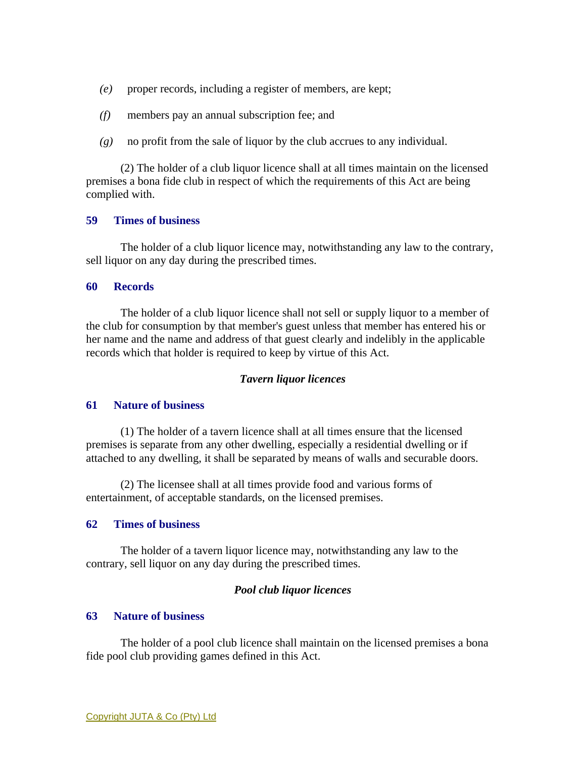*(e)* proper records, including a register of members, are kept;

*(f)* members pay an annual subscription fee; and

*(g)* no profit from the sale of liquor by the club accrues to any individual.

(2) The holder of a club liquor licence shall at all times maintain on the licensed premises a bona fide club in respect of which the requirements of this Act are being complied with.

**59 Times of business**

The holder of a club liquor licence may, notwithstanding any law to the contrary, sell liquor on any day during the prescribed times.

**60 Records**

The holder of a club liquor licence shall not sell or supply liquor to a member of the club for consumption by that member's guest unless that member has entered his or her name and the name and address of that guest clearly and indelibly in the applicable records which that holder is required to keep by virtue of this Act.

***Tavern liquor licences***

**61 Nature of business**

(1) The holder of a tavern licence shall at all times ensure that the licensed premises is separate from any other dwelling, especially a residential dwelling or if attached to any dwelling, it shall be separated by means of walls and securable doors.

(2) The licensee shall at all times provide food and various forms of entertainment, of acceptable standards, on the licensed premises.

**62 Times of business**

The holder of a tavern liquor licence may, notwithstanding any law to the contrary, sell liquor on any day during the prescribed times.

***Pool club liquor licences***

**63 Nature of business**

The holder of a pool club licence shall maintain on the licensed premises a bona fide pool club providing games defined in this Act.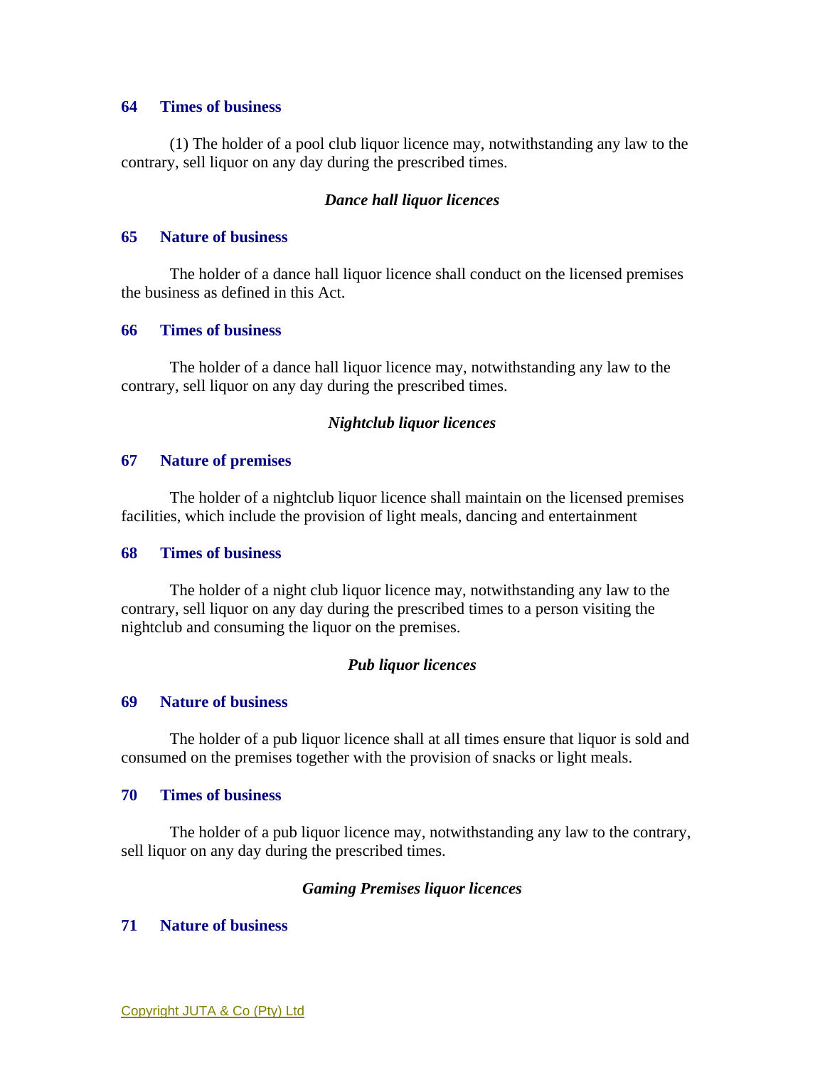### 64 Times of business

(1) The holder of a pool club liquor licence may, notwithstanding any law to the contrary, sell liquor on any day during the prescribed times.

***Dance hall liquor licences***

### 65 Nature of business

The holder of a dance hall liquor licence shall conduct on the licensed premises the business as defined in this Act.

### 66 Times of business

The holder of a dance hall liquor licence may, notwithstanding any law to the contrary, sell liquor on any day during the prescribed times.

***Nightclub liquor licences***

### 67 Nature of premises

The holder of a nightclub liquor licence shall maintain on the licensed premises facilities, which include the provision of light meals, dancing and entertainment

### 68 Times of business

The holder of a night club liquor licence may, notwithstanding any law to the contrary, sell liquor on any day during the prescribed times to a person visiting the nightclub and consuming the liquor on the premises.

***Pub liquor licences***

### 69 Nature of business

The holder of a pub liquor licence shall at all times ensure that liquor is sold and consumed on the premises together with the provision of snacks or light meals.

### 70 Times of business

The holder of a pub liquor licence may, notwithstanding any law to the contrary, sell liquor on any day during the prescribed times.

***Gaming Premises liquor licences***

### 71 Nature of business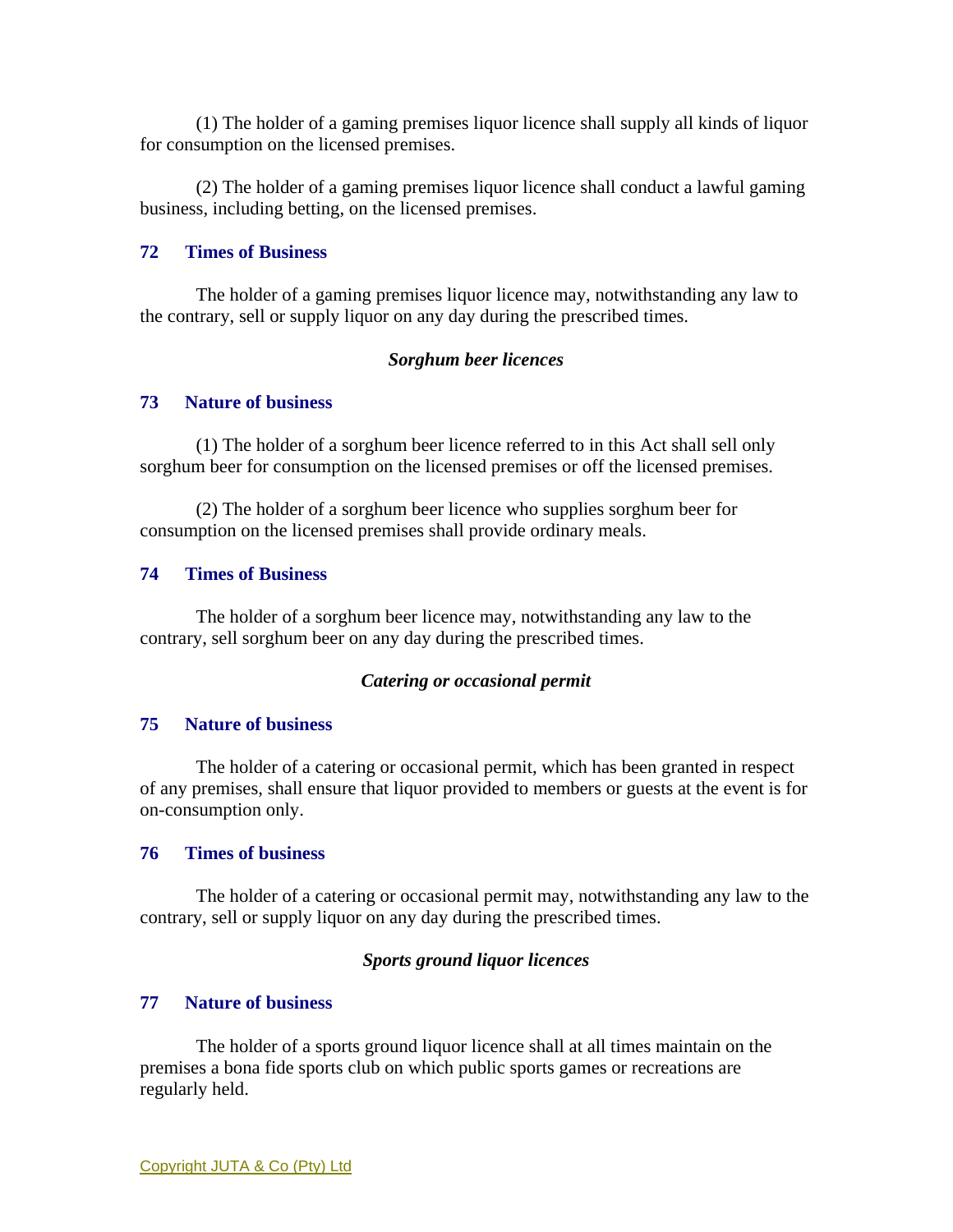(1) The holder of a gaming premises liquor licence shall supply all kinds of liquor for consumption on the licensed premises.

(2) The holder of a gaming premises liquor licence shall conduct a lawful gaming business, including betting, on the licensed premises.

### 72 Times of Business

The holder of a gaming premises liquor licence may, notwithstanding any law to the contrary, sell or supply liquor on any day during the prescribed times.

***Sorghum beer licences***

### 73 Nature of business

(1) The holder of a sorghum beer licence referred to in this Act shall sell only sorghum beer for consumption on the licensed premises or off the licensed premises.

(2) The holder of a sorghum beer licence who supplies sorghum beer for consumption on the licensed premises shall provide ordinary meals.

### 74 Times of Business

The holder of a sorghum beer licence may, notwithstanding any law to the contrary, sell sorghum beer on any day during the prescribed times.

***Catering or occasional permit***

### 75 Nature of business

The holder of a catering or occasional permit, which has been granted in respect of any premises, shall ensure that liquor provided to members or guests at the event is for on-consumption only.

### 76 Times of business

The holder of a catering or occasional permit may, notwithstanding any law to the contrary, sell or supply liquor on any day during the prescribed times.

***Sports ground liquor licences***

### 77 Nature of business

The holder of a sports ground liquor licence shall at all times maintain on the premises a bona fide sports club on which public sports games or recreations are regularly held.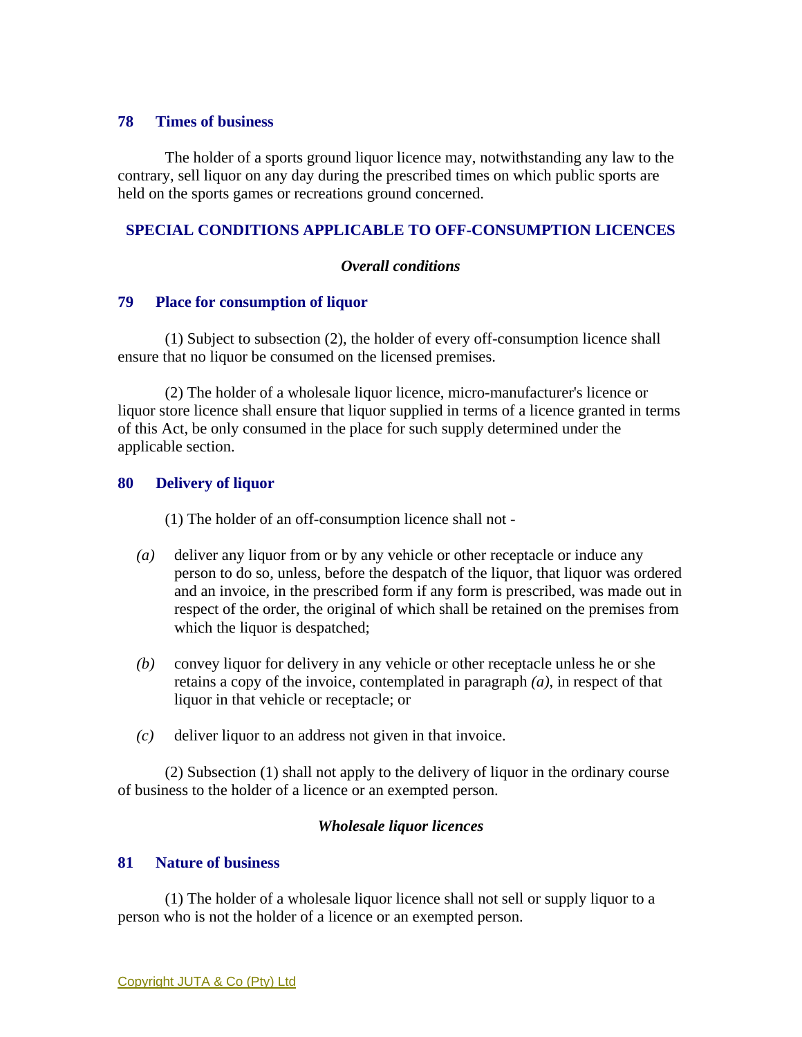### 78 Times of business

The holder of a sports ground liquor licence may, notwithstanding any law to the contrary, sell liquor on any day during the prescribed times on which public sports are held on the sports games or recreations ground concerned.

## SPECIAL CONDITIONS APPLICABLE TO OFF-CONSUMPTION LICENCES

***Overall conditions***

### 79 Place for consumption of liquor

(1) Subject to subsection (2), the holder of every off-consumption licence shall ensure that no liquor be consumed on the licensed premises.

(2) The holder of a wholesale liquor licence, micro-manufacturer's licence or liquor store licence shall ensure that liquor supplied in terms of a licence granted in terms of this Act, be only consumed in the place for such supply determined under the applicable section.

### 80 Delivery of liquor

(1) The holder of an off-consumption licence shall not -

*(a)* deliver any liquor from or by any vehicle or other receptacle or induce any person to do so, unless, before the despatch of the liquor, that liquor was ordered and an invoice, in the prescribed form if any form is prescribed, was made out in respect of the order, the original of which shall be retained on the premises from which the liquor is despatched;

*(b)* convey liquor for delivery in any vehicle or other receptacle unless he or she retains a copy of the invoice, contemplated in paragraph *(a)*, in respect of that liquor in that vehicle or receptacle; or

*(c)* deliver liquor to an address not given in that invoice.

(2) Subsection (1) shall not apply to the delivery of liquor in the ordinary course of business to the holder of a licence or an exempted person.

***Wholesale liquor licences***

### 81 Nature of business

(1) The holder of a wholesale liquor licence shall not sell or supply liquor to a person who is not the holder of a licence or an exempted person.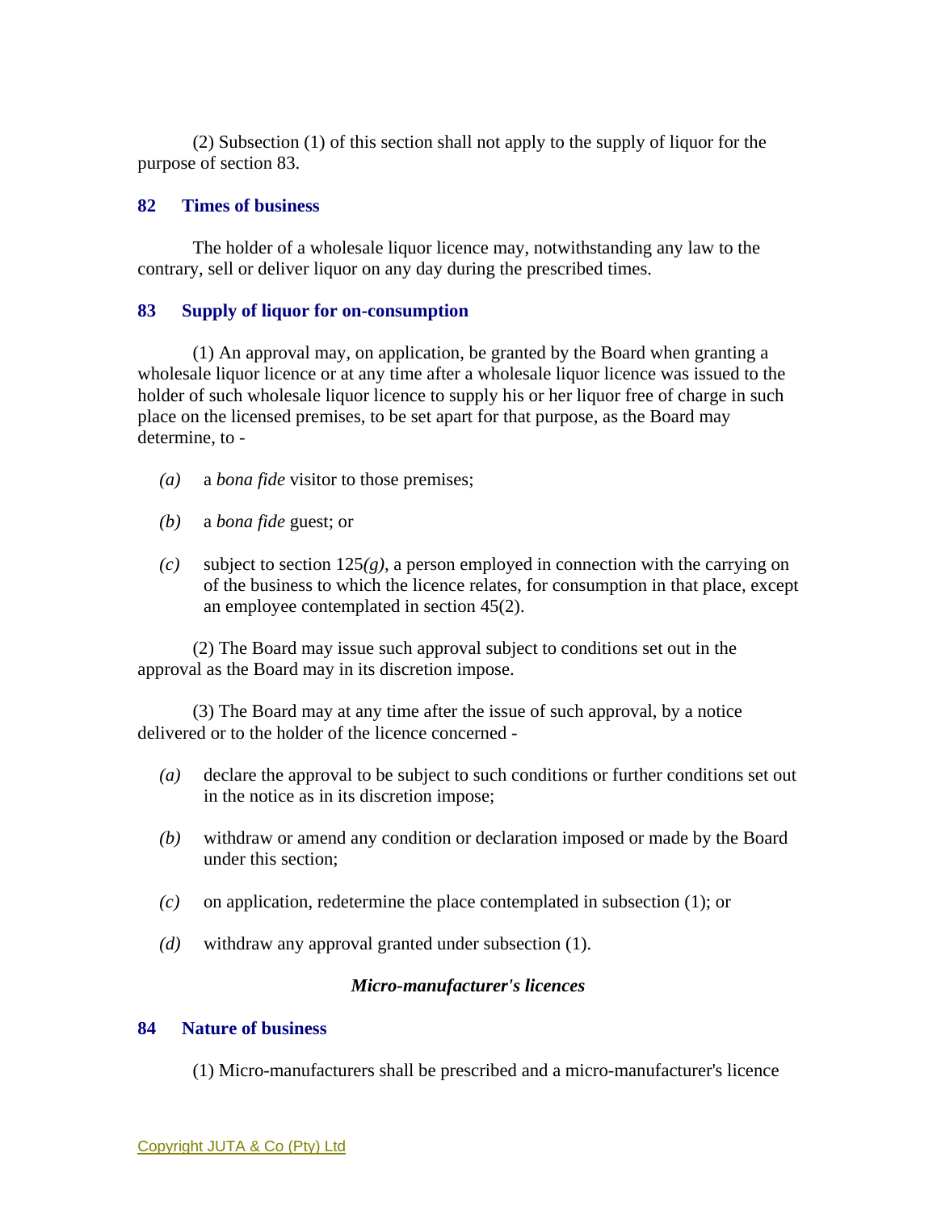(2) Subsection (1) of this section shall not apply to the supply of liquor for the purpose of section 83.

### 82 Times of business

The holder of a wholesale liquor licence may, notwithstanding any law to the contrary, sell or deliver liquor on any day during the prescribed times.

### 83 Supply of liquor for on-consumption

(1) An approval may, on application, be granted by the Board when granting a wholesale liquor licence or at any time after a wholesale liquor licence was issued to the holder of such wholesale liquor licence to supply his or her liquor free of charge in such place on the licensed premises, to be set apart for that purpose, as the Board may determine, to -

*(a)* a *bona fide* visitor to those premises;

*(b)* a *bona fide* guest; or

*(c)* subject to section 125*(g)*, a person employed in connection with the carrying on of the business to which the licence relates, for consumption in that place, except an employee contemplated in section 45(2).

(2) The Board may issue such approval subject to conditions set out in the approval as the Board may in its discretion impose.

(3) The Board may at any time after the issue of such approval, by a notice delivered or to the holder of the licence concerned -

*(a)* declare the approval to be subject to such conditions or further conditions set out in the notice as in its discretion impose;

*(b)* withdraw or amend any condition or declaration imposed or made by the Board under this section;

*(c)* on application, redetermine the place contemplated in subsection (1); or

*(d)* withdraw any approval granted under subsection (1).

***Micro-manufacturer's licences***

### 84 Nature of business

(1) Micro-manufacturers shall be prescribed and a micro-manufacturer's licence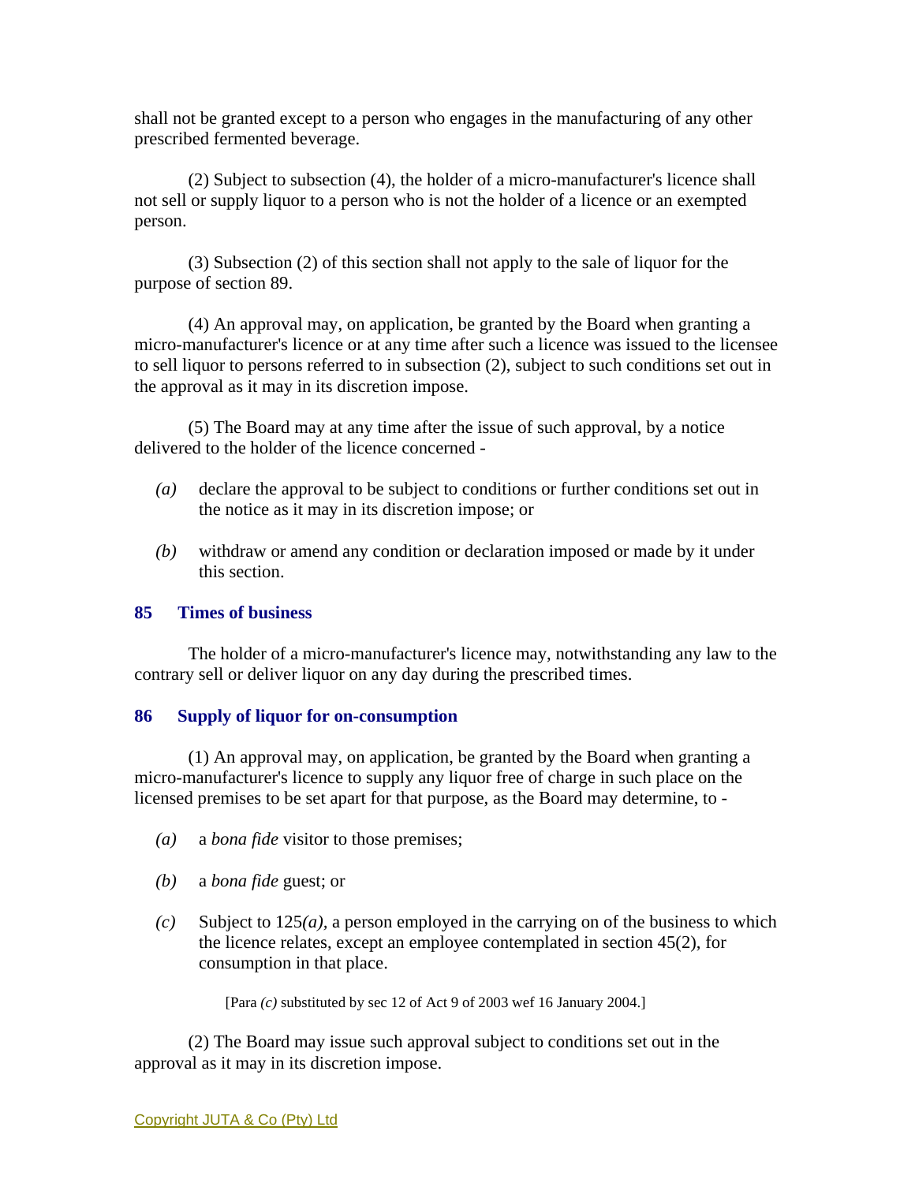shall not be granted except to a person who engages in the manufacturing of any other prescribed fermented beverage.

(2) Subject to subsection (4), the holder of a micro-manufacturer's licence shall not sell or supply liquor to a person who is not the holder of a licence or an exempted person.

(3) Subsection (2) of this section shall not apply to the sale of liquor for the purpose of section 89.

(4) An approval may, on application, be granted by the Board when granting a micro-manufacturer's licence or at any time after such a licence was issued to the licensee to sell liquor to persons referred to in subsection (2), subject to such conditions set out in the approval as it may in its discretion impose.

(5) The Board may at any time after the issue of such approval, by a notice delivered to the holder of the licence concerned -

*(a)* declare the approval to be subject to conditions or further conditions set out in the notice as it may in its discretion impose; or

*(b)* withdraw or amend any condition or declaration imposed or made by it under this section.

### 85 Times of business

The holder of a micro-manufacturer's licence may, notwithstanding any law to the contrary sell or deliver liquor on any day during the prescribed times.

### 86 Supply of liquor for on-consumption

(1) An approval may, on application, be granted by the Board when granting a micro-manufacturer's licence to supply any liquor free of charge in such place on the licensed premises to be set apart for that purpose, as the Board may determine, to -

*(a)* a *bona fide* visitor to those premises;

*(b)* a *bona fide* guest; or

*(c)* Subject to 125*(a)*, a person employed in the carrying on of the business to which the licence relates, except an employee contemplated in section 45(2), for consumption in that place.

[Para *(c)* substituted by sec 12 of Act 9 of 2003 wef 16 January 2004.]

(2) The Board may issue such approval subject to conditions set out in the approval as it may in its discretion impose.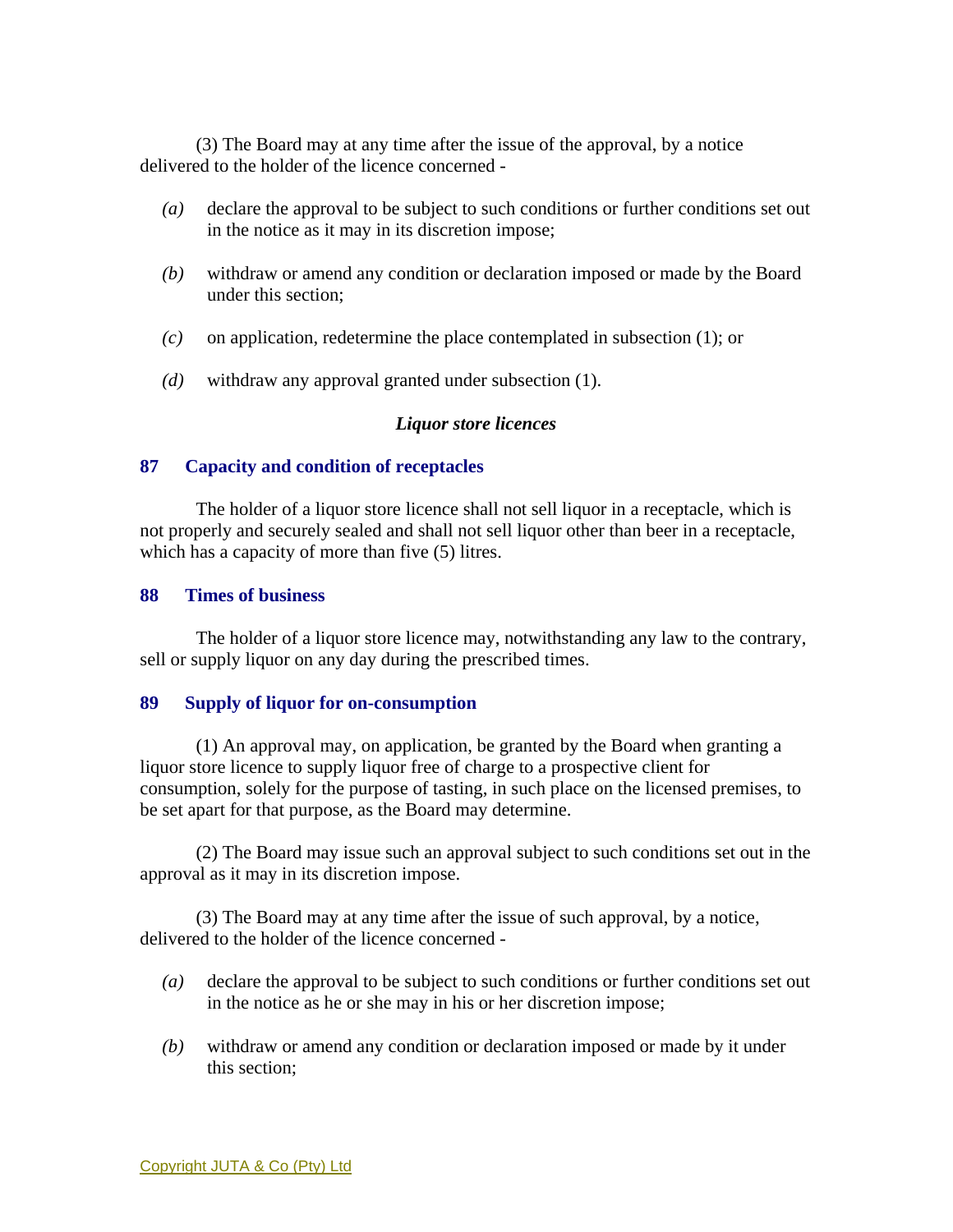(3) The Board may at any time after the issue of the approval, by a notice delivered to the holder of the licence concerned -

*(a)* declare the approval to be subject to such conditions or further conditions set out in the notice as it may in its discretion impose;

*(b)* withdraw or amend any condition or declaration imposed or made by the Board under this section;

*(c)* on application, redetermine the place contemplated in subsection (1); or

*(d)* withdraw any approval granted under subsection (1).

***Liquor store licences***

### 87 Capacity and condition of receptacles

The holder of a liquor store licence shall not sell liquor in a receptacle, which is not properly and securely sealed and shall not sell liquor other than beer in a receptacle, which has a capacity of more than five (5) litres.

### 88 Times of business

The holder of a liquor store licence may, notwithstanding any law to the contrary, sell or supply liquor on any day during the prescribed times.

### 89 Supply of liquor for on-consumption

(1) An approval may, on application, be granted by the Board when granting a liquor store licence to supply liquor free of charge to a prospective client for consumption, solely for the purpose of tasting, in such place on the licensed premises, to be set apart for that purpose, as the Board may determine.

(2) The Board may issue such an approval subject to such conditions set out in the approval as it may in its discretion impose.

(3) The Board may at any time after the issue of such approval, by a notice, delivered to the holder of the licence concerned -

*(a)* declare the approval to be subject to such conditions or further conditions set out in the notice as he or she may in his or her discretion impose;

*(b)* withdraw or amend any condition or declaration imposed or made by it under this section;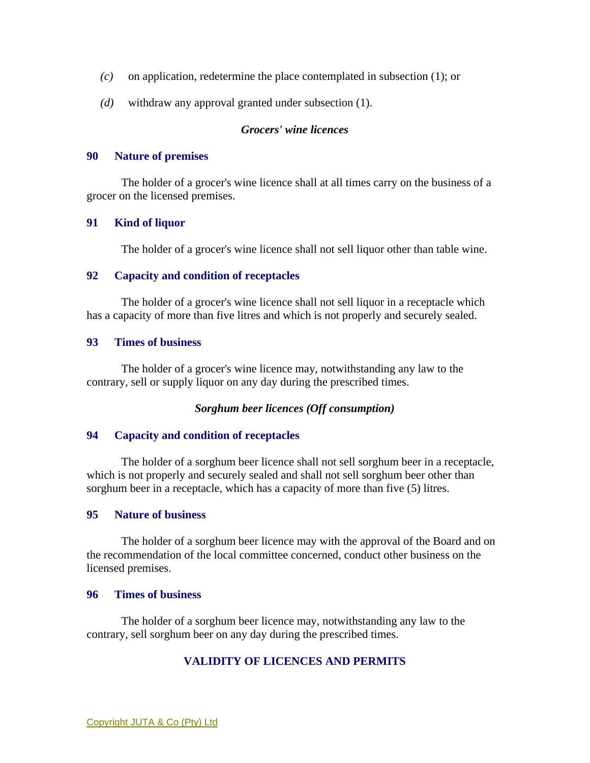*(c)* on application, redetermine the place contemplated in subsection (1); or

*(d)* withdraw any approval granted under subsection (1).

***Grocers' wine licences***

### 90 Nature of premises

The holder of a grocer's wine licence shall at all times carry on the business of a grocer on the licensed premises.

### 91 Kind of liquor

The holder of a grocer's wine licence shall not sell liquor other than table wine.

### 92 Capacity and condition of receptacles

The holder of a grocer's wine licence shall not sell liquor in a receptacle which has a capacity of more than five litres and which is not properly and securely sealed.

### 93 Times of business

The holder of a grocer's wine licence may, notwithstanding any law to the contrary, sell or supply liquor on any day during the prescribed times.

***Sorghum beer licences (Off consumption)***

### 94 Capacity and condition of receptacles

The holder of a sorghum beer licence shall not sell sorghum beer in a receptacle, which is not properly and securely sealed and shall not sell sorghum beer other than sorghum beer in a receptacle, which has a capacity of more than five (5) litres.

### 95 Nature of business

The holder of a sorghum beer licence may with the approval of the Board and on the recommendation of the local committee concerned, conduct other business on the licensed premises.

### 96 Times of business

The holder of a sorghum beer licence may, notwithstanding any law to the contrary, sell sorghum beer on any day during the prescribed times.

## VALIDITY OF LICENCES AND PERMITS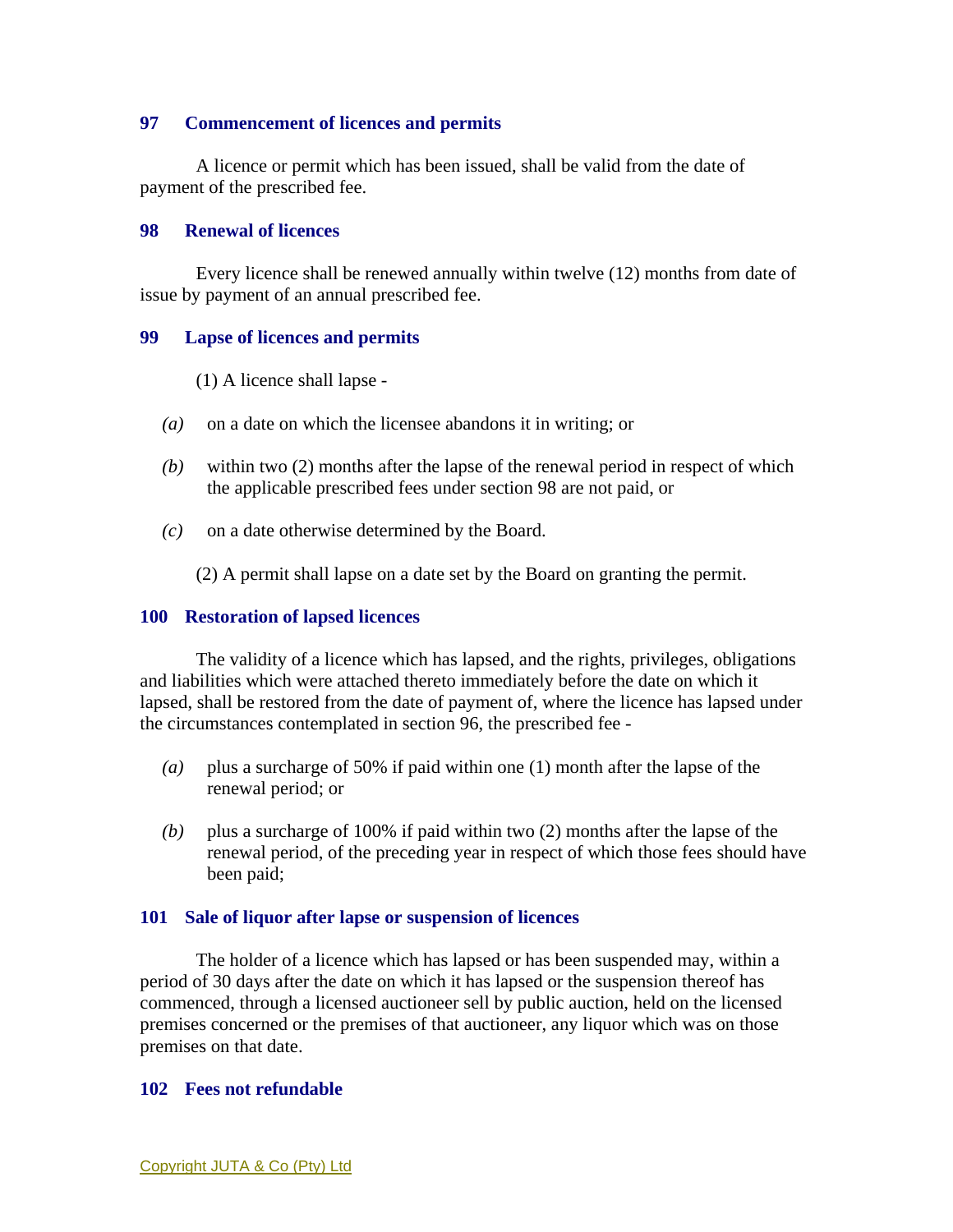### 97 Commencement of licences and permits

A licence or permit which has been issued, shall be valid from the date of payment of the prescribed fee.

### 98 Renewal of licences

Every licence shall be renewed annually within twelve (12) months from date of issue by payment of an annual prescribed fee.

### 99 Lapse of licences and permits

(1) A licence shall lapse -

*(a)* on a date on which the licensee abandons it in writing; or

*(b)* within two (2) months after the lapse of the renewal period in respect of which the applicable prescribed fees under section 98 are not paid, or

*(c)* on a date otherwise determined by the Board.

(2) A permit shall lapse on a date set by the Board on granting the permit.

### 100 Restoration of lapsed licences

The validity of a licence which has lapsed, and the rights, privileges, obligations and liabilities which were attached thereto immediately before the date on which it lapsed, shall be restored from the date of payment of, where the licence has lapsed under the circumstances contemplated in section 96, the prescribed fee -

*(a)* plus a surcharge of 50% if paid within one (1) month after the lapse of the renewal period; or

*(b)* plus a surcharge of 100% if paid within two (2) months after the lapse of the renewal period, of the preceding year in respect of which those fees should have been paid;

### 101 Sale of liquor after lapse or suspension of licences

The holder of a licence which has lapsed or has been suspended may, within a period of 30 days after the date on which it has lapsed or the suspension thereof has commenced, through a licensed auctioneer sell by public auction, held on the licensed premises concerned or the premises of that auctioneer, any liquor which was on those premises on that date.

### 102 Fees not refundable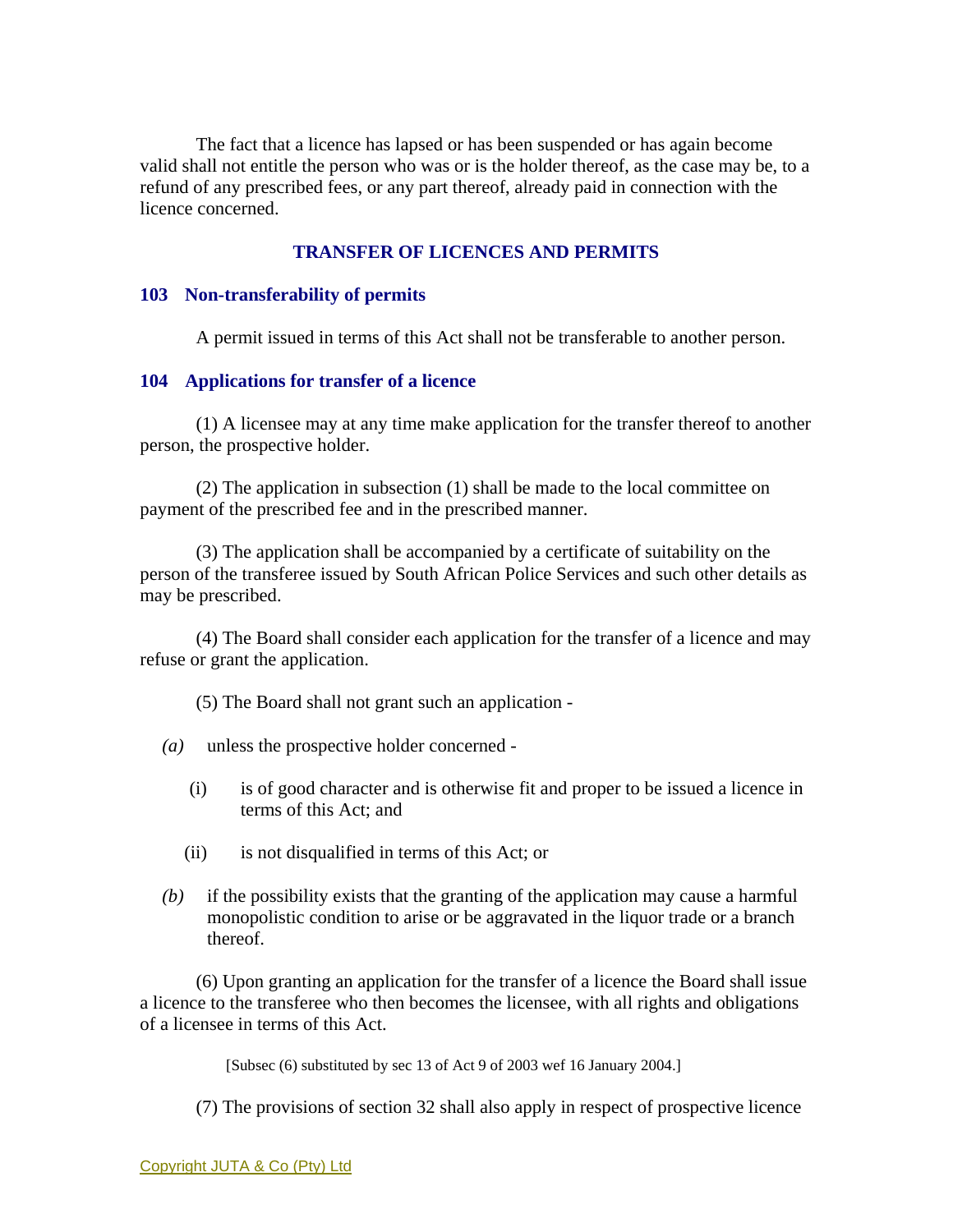The fact that a licence has lapsed or has been suspended or has again become valid shall not entitle the person who was or is the holder thereof, as the case may be, to a refund of any prescribed fees, or any part thereof, already paid in connection with the licence concerned.

## TRANSFER OF LICENCES AND PERMITS

### 103 Non-transferability of permits

A permit issued in terms of this Act shall not be transferable to another person.

### 104 Applications for transfer of a licence

(1) A licensee may at any time make application for the transfer thereof to another person, the prospective holder.

(2) The application in subsection (1) shall be made to the local committee on payment of the prescribed fee and in the prescribed manner.

(3) The application shall be accompanied by a certificate of suitability on the person of the transferee issued by South African Police Services and such other details as may be prescribed.

(4) The Board shall consider each application for the transfer of a licence and may refuse or grant the application.

(5) The Board shall not grant such an application -

*(a)* unless the prospective holder concerned -

(i) is of good character and is otherwise fit and proper to be issued a licence in terms of this Act; and

(ii) is not disqualified in terms of this Act; or

*(b)* if the possibility exists that the granting of the application may cause a harmful monopolistic condition to arise or be aggravated in the liquor trade or a branch thereof.

(6) Upon granting an application for the transfer of a licence the Board shall issue a licence to the transferee who then becomes the licensee, with all rights and obligations of a licensee in terms of this Act.

[Subsec (6) substituted by sec 13 of Act 9 of 2003 wef 16 January 2004.]

(7) The provisions of section 32 shall also apply in respect of prospective licence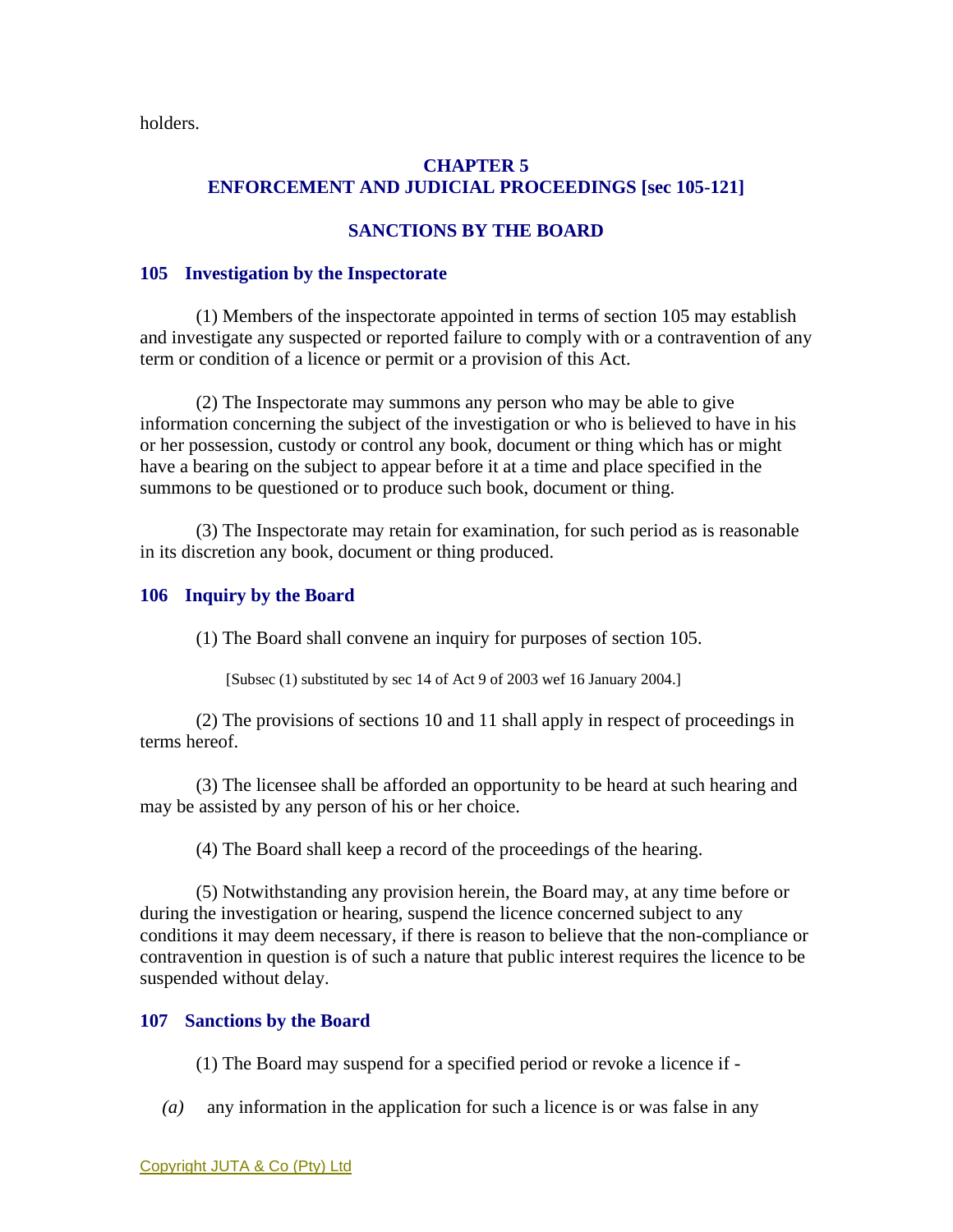holders.

## CHAPTER 5
## ENFORCEMENT AND JUDICIAL PROCEEDINGS [sec 105-121]

### SANCTIONS BY THE BOARD

#### 105 Investigation by the Inspectorate

(1) Members of the inspectorate appointed in terms of section 105 may establish and investigate any suspected or reported failure to comply with or a contravention of any term or condition of a licence or permit or a provision of this Act.

(2) The Inspectorate may summons any person who may be able to give information concerning the subject of the investigation or who is believed to have in his or her possession, custody or control any book, document or thing which has or might have a bearing on the subject to appear before it at a time and place specified in the summons to be questioned or to produce such book, document or thing.

(3) The Inspectorate may retain for examination, for such period as is reasonable in its discretion any book, document or thing produced.

#### 106 Inquiry by the Board

(1) The Board shall convene an inquiry for purposes of section 105.

[Subsec (1) substituted by sec 14 of Act 9 of 2003 wef 16 January 2004.]

(2) The provisions of sections 10 and 11 shall apply in respect of proceedings in terms hereof.

(3) The licensee shall be afforded an opportunity to be heard at such hearing and may be assisted by any person of his or her choice.

(4) The Board shall keep a record of the proceedings of the hearing.

(5) Notwithstanding any provision herein, the Board may, at any time before or during the investigation or hearing, suspend the licence concerned subject to any conditions it may deem necessary, if there is reason to believe that the non-compliance or contravention in question is of such a nature that public interest requires the licence to be suspended without delay.

#### 107 Sanctions by the Board

(1) The Board may suspend for a specified period or revoke a licence if -

*(a)* any information in the application for such a licence is or was false in any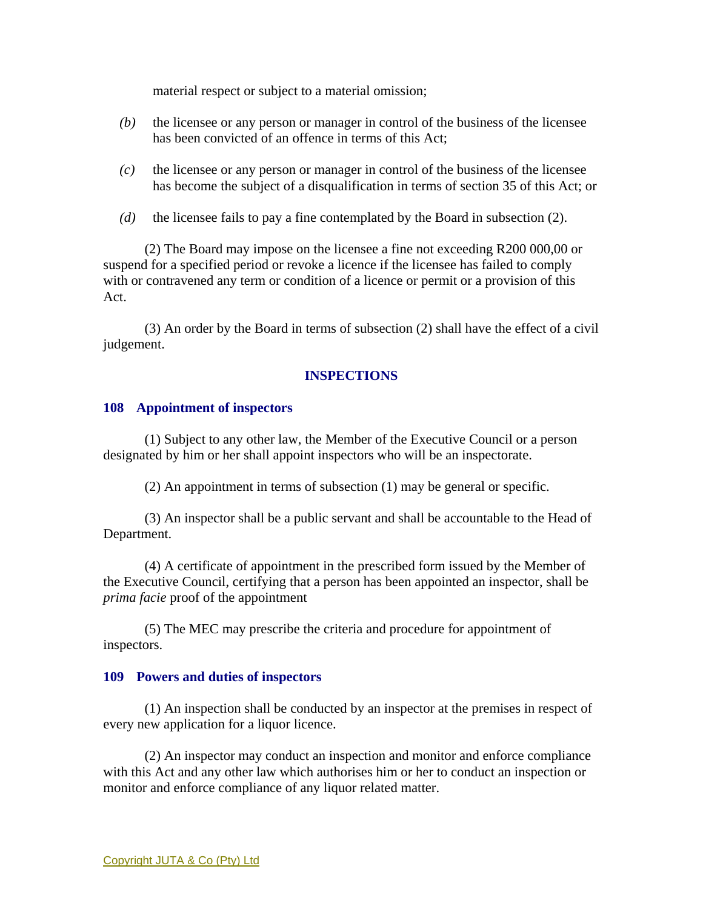material respect or subject to a material omission;

*(b)* the licensee or any person or manager in control of the business of the licensee has been convicted of an offence in terms of this Act;

*(c)* the licensee or any person or manager in control of the business of the licensee has become the subject of a disqualification in terms of section 35 of this Act; or

*(d)* the licensee fails to pay a fine contemplated by the Board in subsection (2).

(2) The Board may impose on the licensee a fine not exceeding R200 000,00 or suspend for a specified period or revoke a licence if the licensee has failed to comply with or contravened any term or condition of a licence or permit or a provision of this Act.

(3) An order by the Board in terms of subsection (2) shall have the effect of a civil judgement.

## INSPECTIONS

### 108 Appointment of inspectors

(1) Subject to any other law, the Member of the Executive Council or a person designated by him or her shall appoint inspectors who will be an inspectorate.

(2) An appointment in terms of subsection (1) may be general or specific.

(3) An inspector shall be a public servant and shall be accountable to the Head of Department.

(4) A certificate of appointment in the prescribed form issued by the Member of the Executive Council, certifying that a person has been appointed an inspector, shall be *prima facie* proof of the appointment

(5) The MEC may prescribe the criteria and procedure for appointment of inspectors.

### 109 Powers and duties of inspectors

(1) An inspection shall be conducted by an inspector at the premises in respect of every new application for a liquor licence.

(2) An inspector may conduct an inspection and monitor and enforce compliance with this Act and any other law which authorises him or her to conduct an inspection or monitor and enforce compliance of any liquor related matter.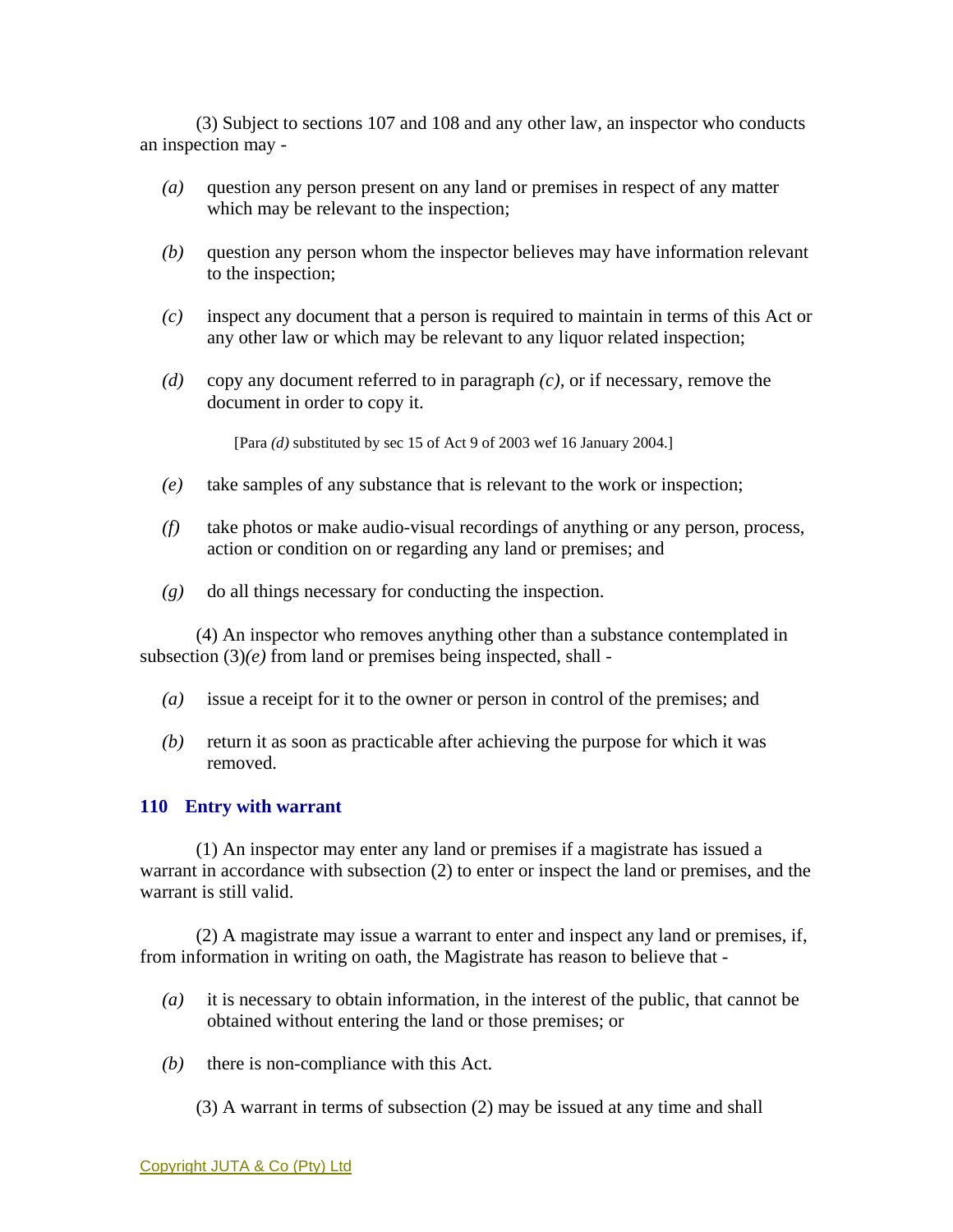(3) Subject to sections 107 and 108 and any other law, an inspector who conducts an inspection may -

*(a)* question any person present on any land or premises in respect of any matter which may be relevant to the inspection;

*(b)* question any person whom the inspector believes may have information relevant to the inspection;

*(c)* inspect any document that a person is required to maintain in terms of this Act or any other law or which may be relevant to any liquor related inspection;

*(d)* copy any document referred to in paragraph *(c)*, or if necessary, remove the document in order to copy it.

[Para *(d)* substituted by sec 15 of Act 9 of 2003 wef 16 January 2004.]

*(e)* take samples of any substance that is relevant to the work or inspection;

*(f)* take photos or make audio-visual recordings of anything or any person, process, action or condition on or regarding any land or premises; and

*(g)* do all things necessary for conducting the inspection.

(4) An inspector who removes anything other than a substance contemplated in subsection (3)*(e)* from land or premises being inspected, shall -

*(a)* issue a receipt for it to the owner or person in control of the premises; and

*(b)* return it as soon as practicable after achieving the purpose for which it was removed.

### 110 Entry with warrant

(1) An inspector may enter any land or premises if a magistrate has issued a warrant in accordance with subsection (2) to enter or inspect the land or premises, and the warrant is still valid.

(2) A magistrate may issue a warrant to enter and inspect any land or premises, if, from information in writing on oath, the Magistrate has reason to believe that -

*(a)* it is necessary to obtain information, in the interest of the public, that cannot be obtained without entering the land or those premises; or

*(b)* there is non-compliance with this Act.

(3) A warrant in terms of subsection (2) may be issued at any time and shall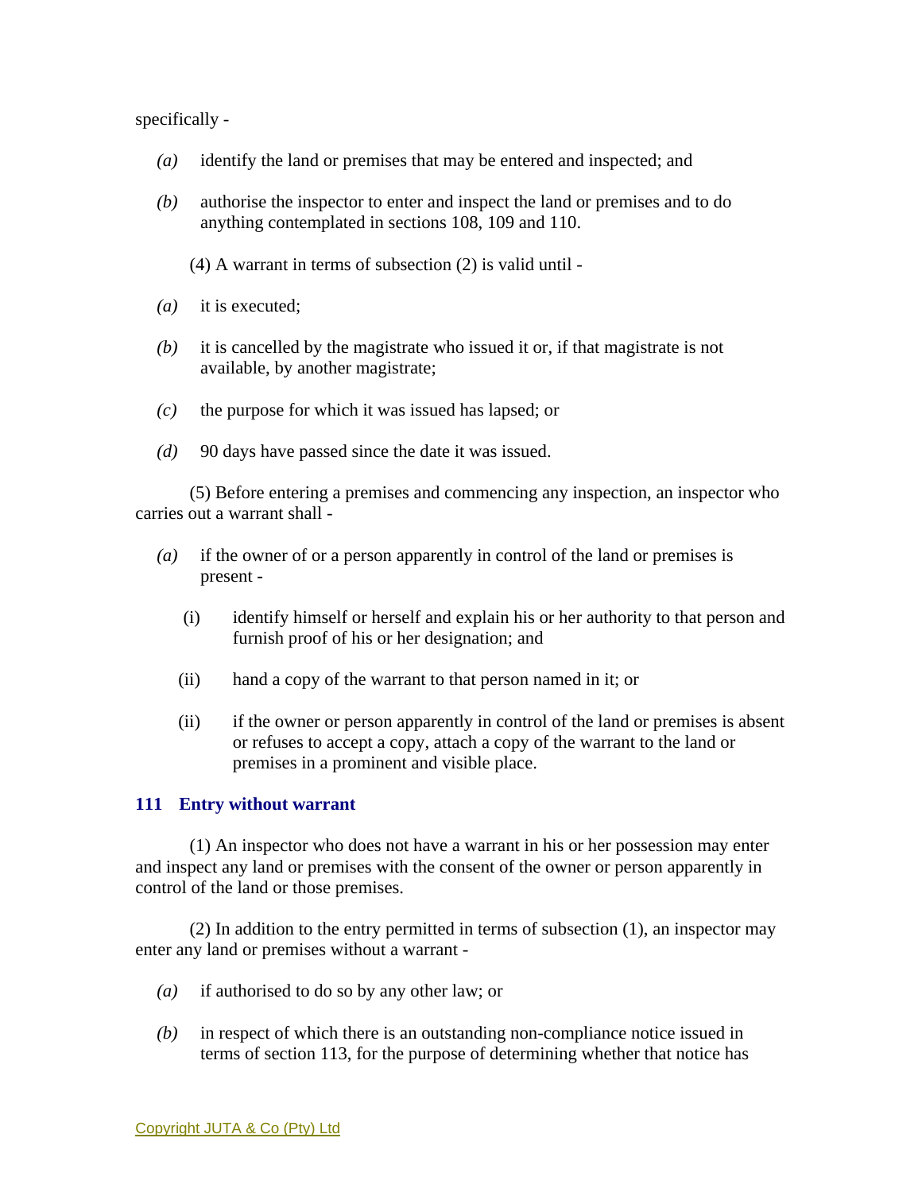specifically -

*(a)* identify the land or premises that may be entered and inspected; and

*(b)* authorise the inspector to enter and inspect the land or premises and to do anything contemplated in sections 108, 109 and 110.

(4) A warrant in terms of subsection (2) is valid until -

*(a)* it is executed;

*(b)* it is cancelled by the magistrate who issued it or, if that magistrate is not available, by another magistrate;

*(c)* the purpose for which it was issued has lapsed; or

*(d)* 90 days have passed since the date it was issued.

(5) Before entering a premises and commencing any inspection, an inspector who carries out a warrant shall -

*(a)* if the owner of or a person apparently in control of the land or premises is present -

(i) identify himself or herself and explain his or her authority to that person and furnish proof of his or her designation; and

(ii) hand a copy of the warrant to that person named in it; or

(ii) if the owner or person apparently in control of the land or premises is absent or refuses to accept a copy, attach a copy of the warrant to the land or premises in a prominent and visible place.

### 111 Entry without warrant

(1) An inspector who does not have a warrant in his or her possession may enter and inspect any land or premises with the consent of the owner or person apparently in control of the land or those premises.

(2) In addition to the entry permitted in terms of subsection (1), an inspector may enter any land or premises without a warrant -

*(a)* if authorised to do so by any other law; or

*(b)* in respect of which there is an outstanding non-compliance notice issued in terms of section 113, for the purpose of determining whether that notice has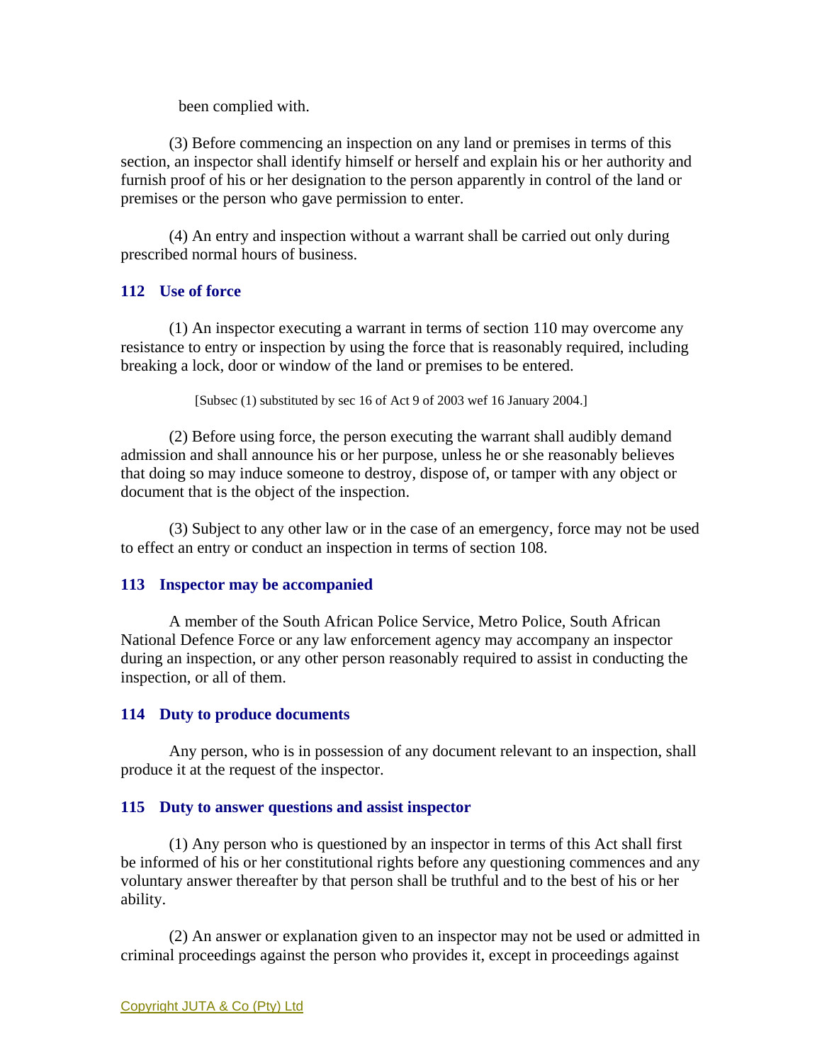been complied with.

(3) Before commencing an inspection on any land or premises in terms of this section, an inspector shall identify himself or herself and explain his or her authority and furnish proof of his or her designation to the person apparently in control of the land or premises or the person who gave permission to enter.

(4) An entry and inspection without a warrant shall be carried out only during prescribed normal hours of business.

### 112 Use of force

(1) An inspector executing a warrant in terms of section 110 may overcome any resistance to entry or inspection by using the force that is reasonably required, including breaking a lock, door or window of the land or premises to be entered.

[Subsec (1) substituted by sec 16 of Act 9 of 2003 wef 16 January 2004.]

(2) Before using force, the person executing the warrant shall audibly demand admission and shall announce his or her purpose, unless he or she reasonably believes that doing so may induce someone to destroy, dispose of, or tamper with any object or document that is the object of the inspection.

(3) Subject to any other law or in the case of an emergency, force may not be used to effect an entry or conduct an inspection in terms of section 108.

### 113 Inspector may be accompanied

A member of the South African Police Service, Metro Police, South African National Defence Force or any law enforcement agency may accompany an inspector during an inspection, or any other person reasonably required to assist in conducting the inspection, or all of them.

### 114 Duty to produce documents

Any person, who is in possession of any document relevant to an inspection, shall produce it at the request of the inspector.

### 115 Duty to answer questions and assist inspector

(1) Any person who is questioned by an inspector in terms of this Act shall first be informed of his or her constitutional rights before any questioning commences and any voluntary answer thereafter by that person shall be truthful and to the best of his or her ability.

(2) An answer or explanation given to an inspector may not be used or admitted in criminal proceedings against the person who provides it, except in proceedings against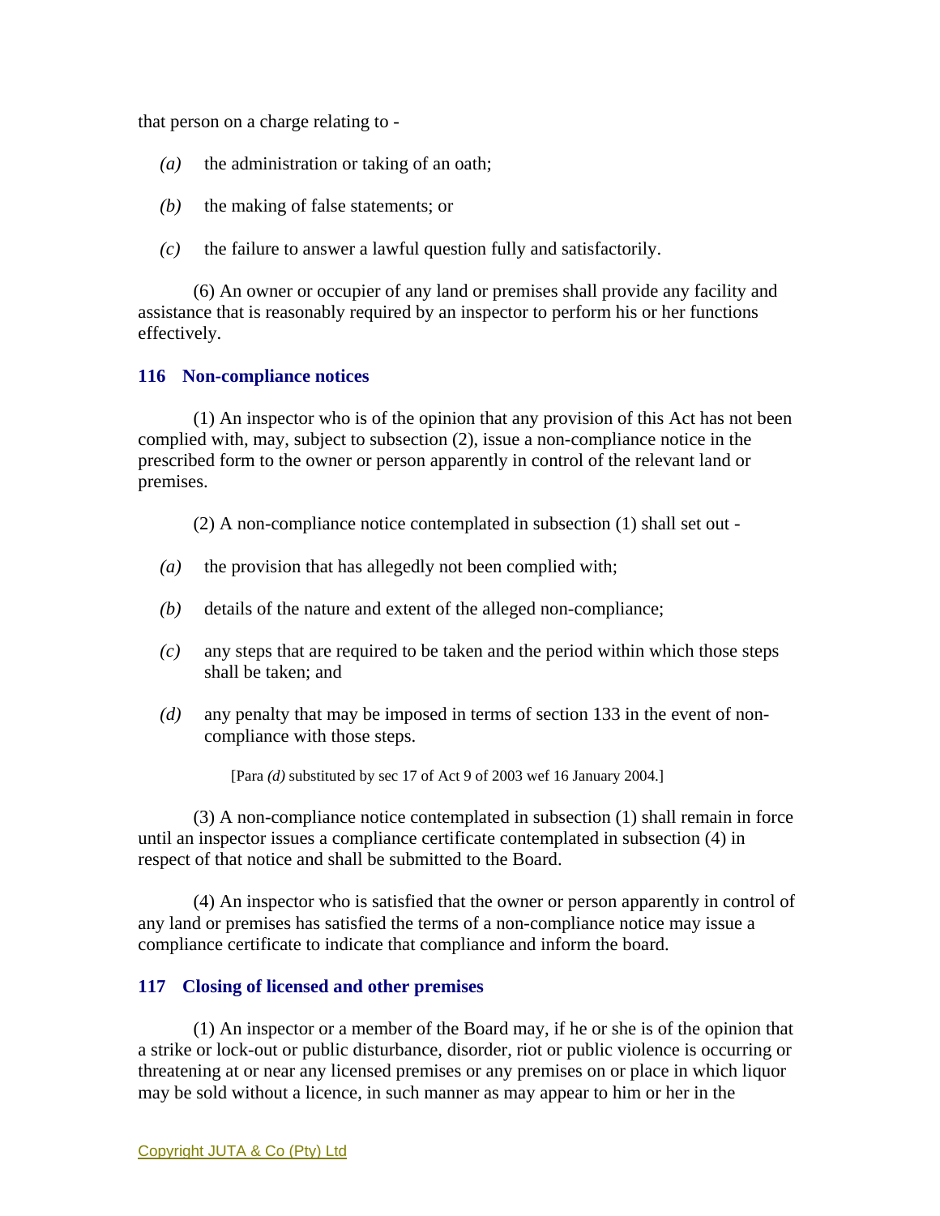that person on a charge relating to -

*(a)* the administration or taking of an oath;

*(b)* the making of false statements; or

*(c)* the failure to answer a lawful question fully and satisfactorily.

(6) An owner or occupier of any land or premises shall provide any facility and assistance that is reasonably required by an inspector to perform his or her functions effectively.

### 116 Non-compliance notices

(1) An inspector who is of the opinion that any provision of this Act has not been complied with, may, subject to subsection (2), issue a non-compliance notice in the prescribed form to the owner or person apparently in control of the relevant land or premises.

(2) A non-compliance notice contemplated in subsection (1) shall set out -

*(a)* the provision that has allegedly not been complied with;

*(b)* details of the nature and extent of the alleged non-compliance;

*(c)* any steps that are required to be taken and the period within which those steps shall be taken; and

*(d)* any penalty that may be imposed in terms of section 133 in the event of non-compliance with those steps.

[Para *(d)* substituted by sec 17 of Act 9 of 2003 wef 16 January 2004.]

(3) A non-compliance notice contemplated in subsection (1) shall remain in force until an inspector issues a compliance certificate contemplated in subsection (4) in respect of that notice and shall be submitted to the Board.

(4) An inspector who is satisfied that the owner or person apparently in control of any land or premises has satisfied the terms of a non-compliance notice may issue a compliance certificate to indicate that compliance and inform the board.

### 117 Closing of licensed and other premises

(1) An inspector or a member of the Board may, if he or she is of the opinion that a strike or lock-out or public disturbance, disorder, riot or public violence is occurring or threatening at or near any licensed premises or any premises on or place in which liquor may be sold without a licence, in such manner as may appear to him or her in the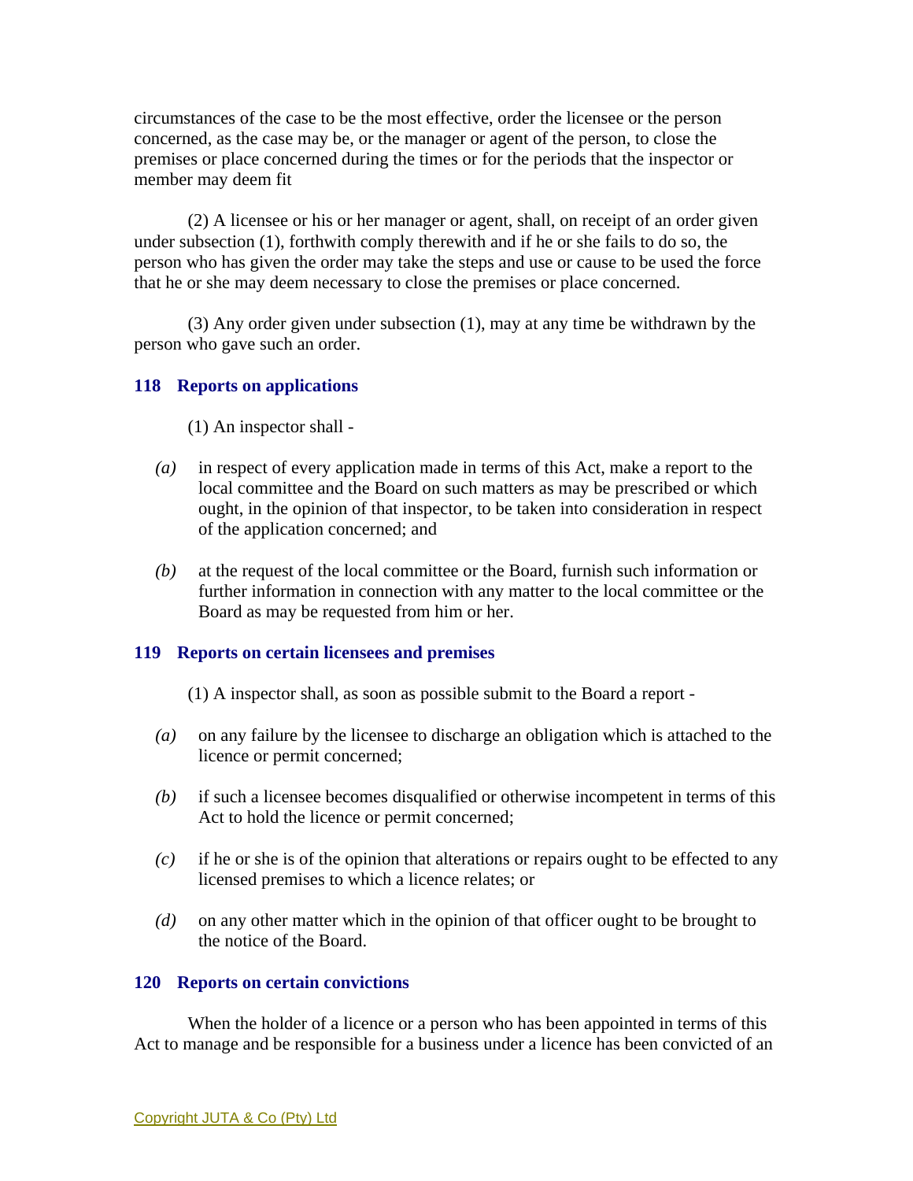circumstances of the case to be the most effective, order the licensee or the person concerned, as the case may be, or the manager or agent of the person, to close the premises or place concerned during the times or for the periods that the inspector or member may deem fit

(2) A licensee or his or her manager or agent, shall, on receipt of an order given under subsection (1), forthwith comply therewith and if he or she fails to do so, the person who has given the order may take the steps and use or cause to be used the force that he or she may deem necessary to close the premises or place concerned.

(3) Any order given under subsection (1), may at any time be withdrawn by the person who gave such an order.

### 118 Reports on applications

(1) An inspector shall -

*(a)* in respect of every application made in terms of this Act, make a report to the local committee and the Board on such matters as may be prescribed or which ought, in the opinion of that inspector, to be taken into consideration in respect of the application concerned; and

*(b)* at the request of the local committee or the Board, furnish such information or further information in connection with any matter to the local committee or the Board as may be requested from him or her.

### 119 Reports on certain licensees and premises

(1) A inspector shall, as soon as possible submit to the Board a report -

*(a)* on any failure by the licensee to discharge an obligation which is attached to the licence or permit concerned;

*(b)* if such a licensee becomes disqualified or otherwise incompetent in terms of this Act to hold the licence or permit concerned;

*(c)* if he or she is of the opinion that alterations or repairs ought to be effected to any licensed premises to which a licence relates; or

*(d)* on any other matter which in the opinion of that officer ought to be brought to the notice of the Board.

### 120 Reports on certain convictions

When the holder of a licence or a person who has been appointed in terms of this Act to manage and be responsible for a business under a licence has been convicted of an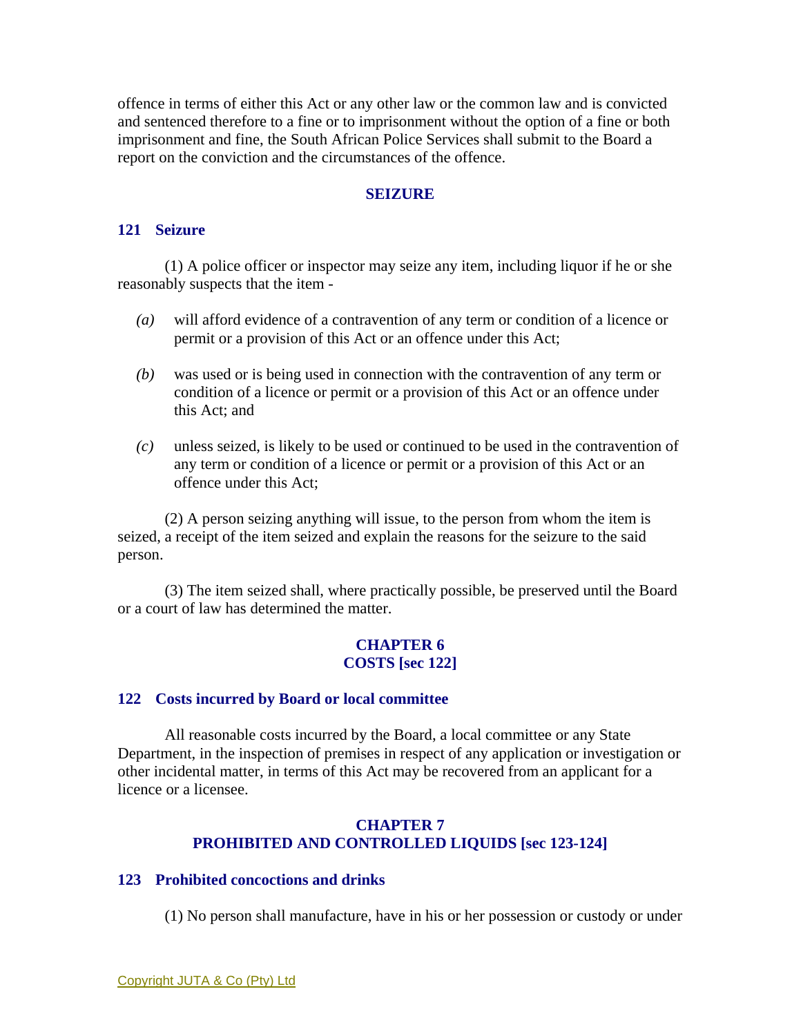offence in terms of either this Act or any other law or the common law and is convicted and sentenced therefore to a fine or to imprisonment without the option of a fine or both imprisonment and fine, the South African Police Services shall submit to the Board a report on the conviction and the circumstances of the offence.

## SEIZURE

### 121 Seizure

(1) A police officer or inspector may seize any item, including liquor if he or she reasonably suspects that the item -

*(a)* will afford evidence of a contravention of any term or condition of a licence or permit or a provision of this Act or an offence under this Act;

*(b)* was used or is being used in connection with the contravention of any term or condition of a licence or permit or a provision of this Act or an offence under this Act; and

*(c)* unless seized, is likely to be used or continued to be used in the contravention of any term or condition of a licence or permit or a provision of this Act or an offence under this Act;

(2) A person seizing anything will issue, to the person from whom the item is seized, a receipt of the item seized and explain the reasons for the seizure to the said person.

(3) The item seized shall, where practically possible, be preserved until the Board or a court of law has determined the matter.

## CHAPTER 6
## COSTS [sec 122]

### 122 Costs incurred by Board or local committee

All reasonable costs incurred by the Board, a local committee or any State Department, in the inspection of premises in respect of any application or investigation or other incidental matter, in terms of this Act may be recovered from an applicant for a licence or a licensee.

## CHAPTER 7
## PROHIBITED AND CONTROLLED LIQUIDS [sec 123-124]

### 123 Prohibited concoctions and drinks

(1) No person shall manufacture, have in his or her possession or custody or under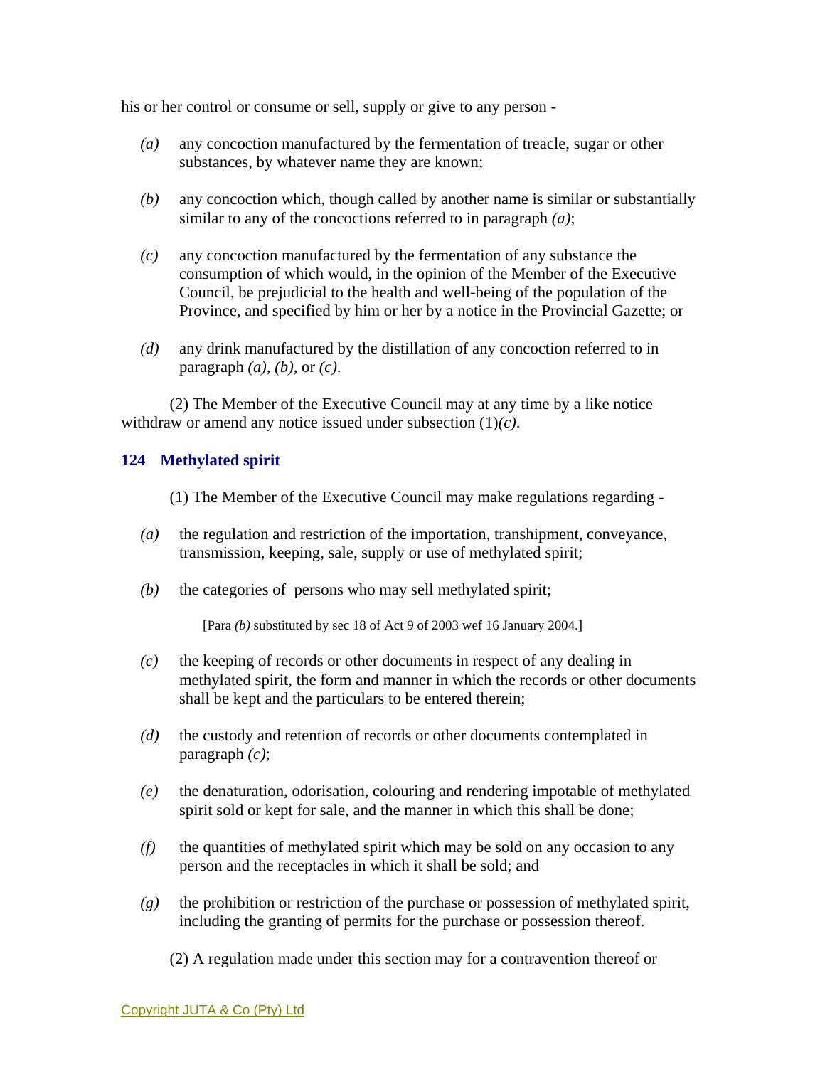his or her control or consume or sell, supply or give to any person -

*(a)* any concoction manufactured by the fermentation of treacle, sugar or other substances, by whatever name they are known;

*(b)* any concoction which, though called by another name is similar or substantially similar to any of the concoctions referred to in paragraph *(a)*;

*(c)* any concoction manufactured by the fermentation of any substance the consumption of which would, in the opinion of the Member of the Executive Council, be prejudicial to the health and well-being of the population of the Province, and specified by him or her by a notice in the Provincial Gazette; or

*(d)* any drink manufactured by the distillation of any concoction referred to in paragraph *(a)*, *(b)*, or *(c)*.

(2) The Member of the Executive Council may at any time by a like notice withdraw or amend any notice issued under subsection (1)*(c)*.

### 124 Methylated spirit

(1) The Member of the Executive Council may make regulations regarding -

*(a)* the regulation and restriction of the importation, transhipment, conveyance, transmission, keeping, sale, supply or use of methylated spirit;

*(b)* the categories of persons who may sell methylated spirit;

[Para *(b)* substituted by sec 18 of Act 9 of 2003 wef 16 January 2004.]

*(c)* the keeping of records or other documents in respect of any dealing in methylated spirit, the form and manner in which the records or other documents shall be kept and the particulars to be entered therein;

*(d)* the custody and retention of records or other documents contemplated in paragraph *(c)*;

*(e)* the denaturation, odorisation, colouring and rendering impotable of methylated spirit sold or kept for sale, and the manner in which this shall be done;

*(f)* the quantities of methylated spirit which may be sold on any occasion to any person and the receptacles in which it shall be sold; and

*(g)* the prohibition or restriction of the purchase or possession of methylated spirit, including the granting of permits for the purchase or possession thereof.

(2) A regulation made under this section may for a contravention thereof or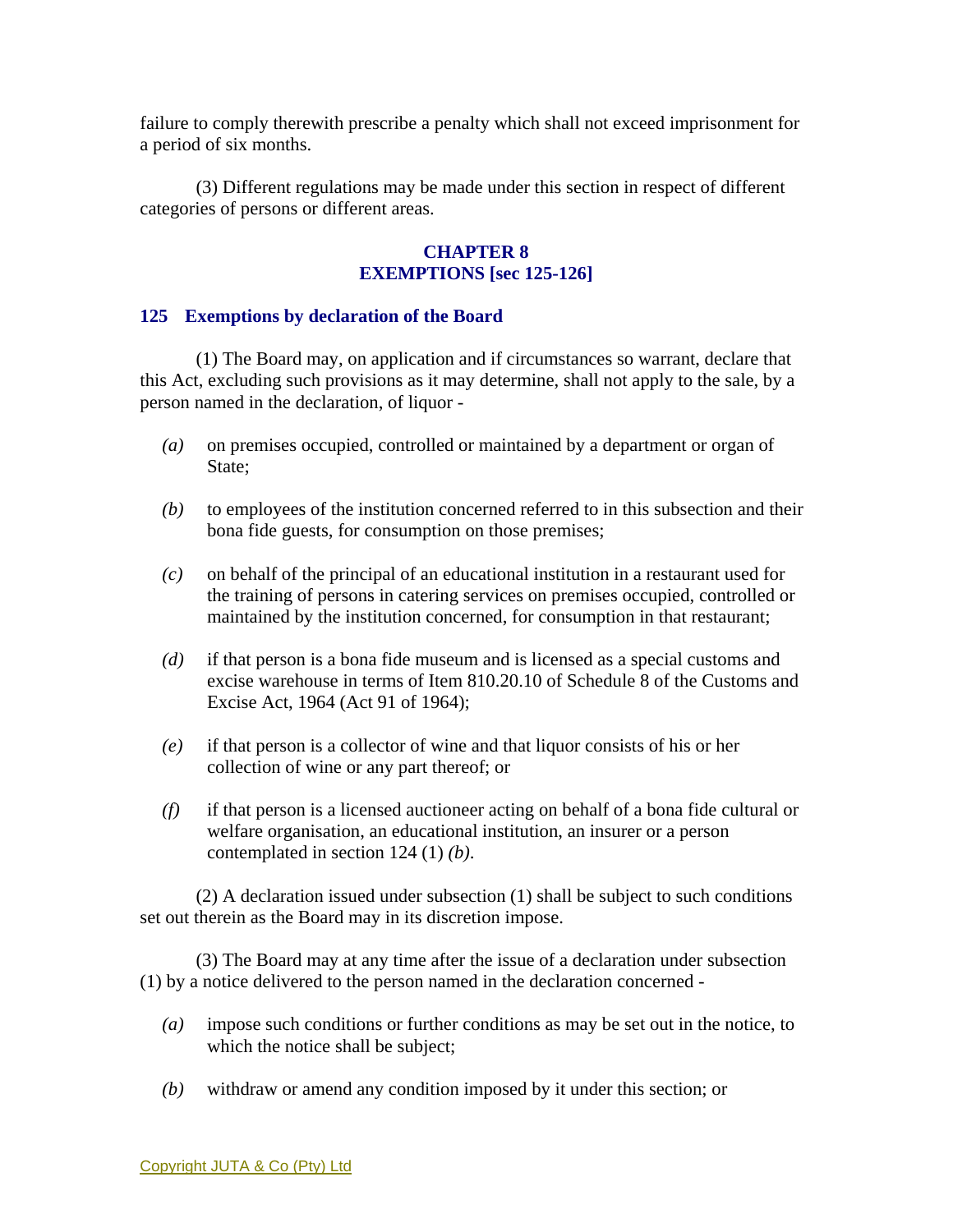failure to comply therewith prescribe a penalty which shall not exceed imprisonment for a period of six months.

(3) Different regulations may be made under this section in respect of different categories of persons or different areas.

## CHAPTER 8
## EXEMPTIONS [sec 125-126]

### 125 Exemptions by declaration of the Board

(1) The Board may, on application and if circumstances so warrant, declare that this Act, excluding such provisions as it may determine, shall not apply to the sale, by a person named in the declaration, of liquor -

*(a)* on premises occupied, controlled or maintained by a department or organ of State;

*(b)* to employees of the institution concerned referred to in this subsection and their bona fide guests, for consumption on those premises;

*(c)* on behalf of the principal of an educational institution in a restaurant used for the training of persons in catering services on premises occupied, controlled or maintained by the institution concerned, for consumption in that restaurant;

*(d)* if that person is a bona fide museum and is licensed as a special customs and excise warehouse in terms of Item 810.20.10 of Schedule 8 of the Customs and Excise Act, 1964 (Act 91 of 1964);

*(e)* if that person is a collector of wine and that liquor consists of his or her collection of wine or any part thereof; or

*(f)* if that person is a licensed auctioneer acting on behalf of a bona fide cultural or welfare organisation, an educational institution, an insurer or a person contemplated in section 124 (1) *(b)*.

(2) A declaration issued under subsection (1) shall be subject to such conditions set out therein as the Board may in its discretion impose.

(3) The Board may at any time after the issue of a declaration under subsection (1) by a notice delivered to the person named in the declaration concerned -

*(a)* impose such conditions or further conditions as may be set out in the notice, to which the notice shall be subject;

*(b)* withdraw or amend any condition imposed by it under this section; or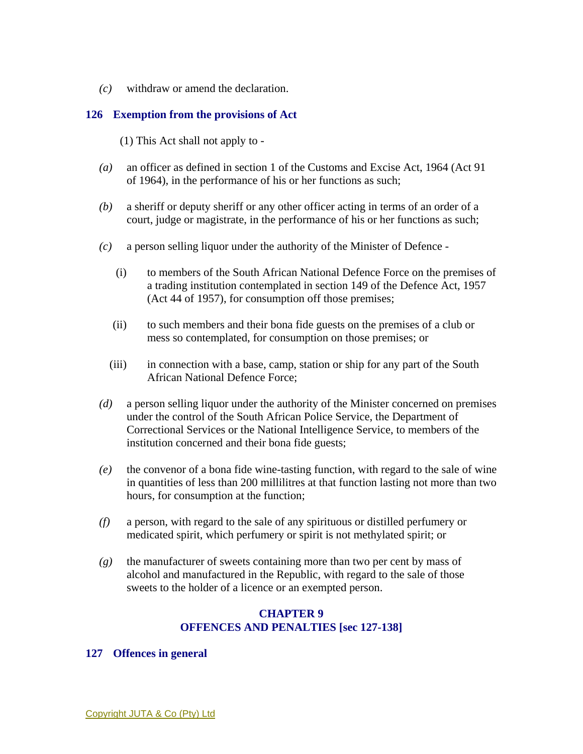*(c)* withdraw or amend the declaration.

### 126 Exemption from the provisions of Act

(1) This Act shall not apply to -

*(a)* an officer as defined in section 1 of the Customs and Excise Act, 1964 (Act 91 of 1964), in the performance of his or her functions as such;

*(b)* a sheriff or deputy sheriff or any other officer acting in terms of an order of a court, judge or magistrate, in the performance of his or her functions as such;

*(c)* a person selling liquor under the authority of the Minister of Defence -

(i) to members of the South African National Defence Force on the premises of a trading institution contemplated in section 149 of the Defence Act, 1957 (Act 44 of 1957), for consumption off those premises;

(ii) to such members and their bona fide guests on the premises of a club or mess so contemplated, for consumption on those premises; or

(iii) in connection with a base, camp, station or ship for any part of the South African National Defence Force;

*(d)* a person selling liquor under the authority of the Minister concerned on premises under the control of the South African Police Service, the Department of Correctional Services or the National Intelligence Service, to members of the institution concerned and their bona fide guests;

*(e)* the convenor of a bona fide wine-tasting function, with regard to the sale of wine in quantities of less than 200 millilitres at that function lasting not more than two hours, for consumption at the function;

*(f)* a person, with regard to the sale of any spirituous or distilled perfumery or medicated spirit, which perfumery or spirit is not methylated spirit; or

*(g)* the manufacturer of sweets containing more than two per cent by mass of alcohol and manufactured in the Republic, with regard to the sale of those sweets to the holder of a licence or an exempted person.

## CHAPTER 9
## OFFENCES AND PENALTIES [sec 127-138]

### 127 Offences in general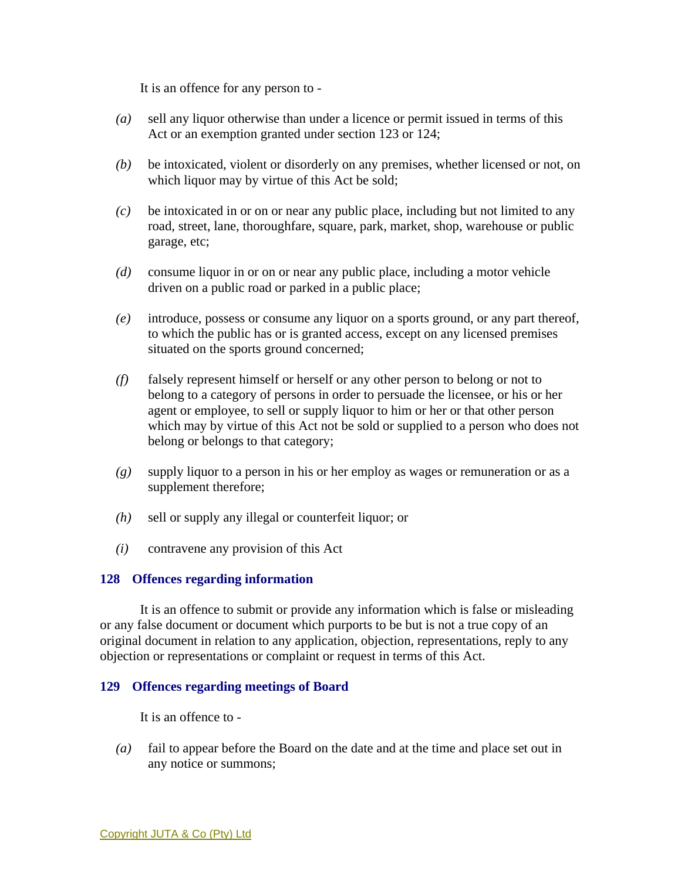It is an offence for any person to -

*(a)* sell any liquor otherwise than under a licence or permit issued in terms of this Act or an exemption granted under section 123 or 124;

*(b)* be intoxicated, violent or disorderly on any premises, whether licensed or not, on which liquor may by virtue of this Act be sold;

*(c)* be intoxicated in or on or near any public place, including but not limited to any road, street, lane, thoroughfare, square, park, market, shop, warehouse or public garage, etc;

*(d)* consume liquor in or on or near any public place, including a motor vehicle driven on a public road or parked in a public place;

*(e)* introduce, possess or consume any liquor on a sports ground, or any part thereof, to which the public has or is granted access, except on any licensed premises situated on the sports ground concerned;

*(f)* falsely represent himself or herself or any other person to belong or not to belong to a category of persons in order to persuade the licensee, or his or her agent or employee, to sell or supply liquor to him or her or that other person which may by virtue of this Act not be sold or supplied to a person who does not belong or belongs to that category;

*(g)* supply liquor to a person in his or her employ as wages or remuneration or as a supplement therefore;

*(h)* sell or supply any illegal or counterfeit liquor; or

*(i)* contravene any provision of this Act

### 128 Offences regarding information

It is an offence to submit or provide any information which is false or misleading or any false document or document which purports to be but is not a true copy of an original document in relation to any application, objection, representations, reply to any objection or representations or complaint or request in terms of this Act.

### 129 Offences regarding meetings of Board

It is an offence to -

*(a)* fail to appear before the Board on the date and at the time and place set out in any notice or summons;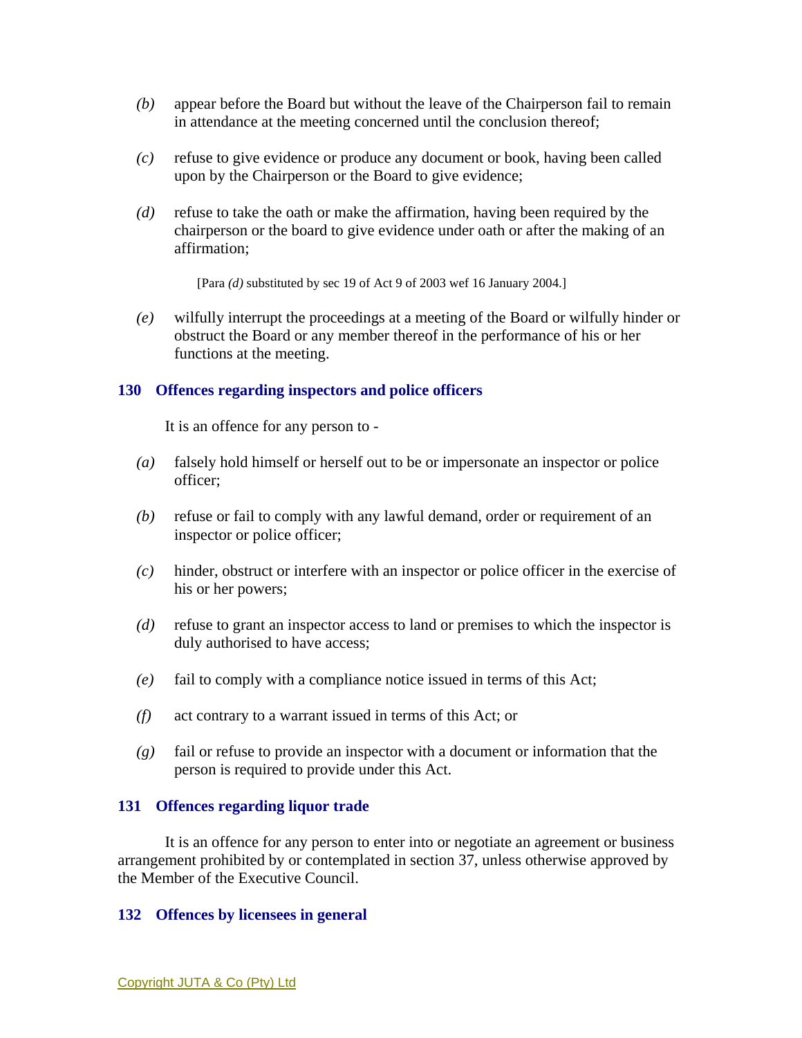*(b)* appear before the Board but without the leave of the Chairperson fail to remain in attendance at the meeting concerned until the conclusion thereof;

*(c)* refuse to give evidence or produce any document or book, having been called upon by the Chairperson or the Board to give evidence;

*(d)* refuse to take the oath or make the affirmation, having been required by the chairperson or the board to give evidence under oath or after the making of an affirmation;

[Para *(d)* substituted by sec 19 of Act 9 of 2003 wef 16 January 2004.]

*(e)* wilfully interrupt the proceedings at a meeting of the Board or wilfully hinder or obstruct the Board or any member thereof in the performance of his or her functions at the meeting.

### 130 Offences regarding inspectors and police officers

It is an offence for any person to -

*(a)* falsely hold himself or herself out to be or impersonate an inspector or police officer;

*(b)* refuse or fail to comply with any lawful demand, order or requirement of an inspector or police officer;

*(c)* hinder, obstruct or interfere with an inspector or police officer in the exercise of his or her powers;

*(d)* refuse to grant an inspector access to land or premises to which the inspector is duly authorised to have access;

*(e)* fail to comply with a compliance notice issued in terms of this Act;

*(f)* act contrary to a warrant issued in terms of this Act; or

*(g)* fail or refuse to provide an inspector with a document or information that the person is required to provide under this Act.

### 131 Offences regarding liquor trade

It is an offence for any person to enter into or negotiate an agreement or business arrangement prohibited by or contemplated in section 37, unless otherwise approved by the Member of the Executive Council.

### 132 Offences by licensees in general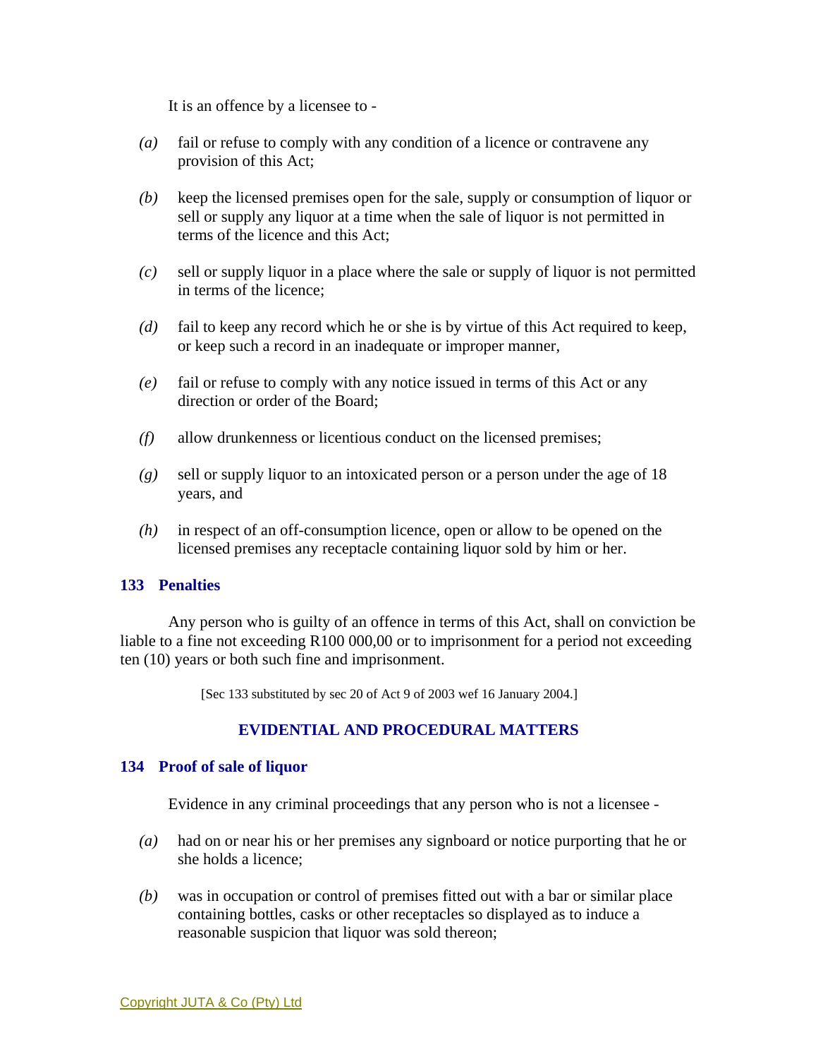It is an offence by a licensee to -

*(a)* fail or refuse to comply with any condition of a licence or contravene any provision of this Act;

*(b)* keep the licensed premises open for the sale, supply or consumption of liquor or sell or supply any liquor at a time when the sale of liquor is not permitted in terms of the licence and this Act;

*(c)* sell or supply liquor in a place where the sale or supply of liquor is not permitted in terms of the licence;

*(d)* fail to keep any record which he or she is by virtue of this Act required to keep, or keep such a record in an inadequate or improper manner,

*(e)* fail or refuse to comply with any notice issued in terms of this Act or any direction or order of the Board;

*(f)* allow drunkenness or licentious conduct on the licensed premises;

*(g)* sell or supply liquor to an intoxicated person or a person under the age of 18 years, and

*(h)* in respect of an off-consumption licence, open or allow to be opened on the licensed premises any receptacle containing liquor sold by him or her.

### 133 Penalties

Any person who is guilty of an offence in terms of this Act, shall on conviction be liable to a fine not exceeding R100 000,00 or to imprisonment for a period not exceeding ten (10) years or both such fine and imprisonment.

[Sec 133 substituted by sec 20 of Act 9 of 2003 wef 16 January 2004.]

## EVIDENTIAL AND PROCEDURAL MATTERS

### 134 Proof of sale of liquor

Evidence in any criminal proceedings that any person who is not a licensee -

*(a)* had on or near his or her premises any signboard or notice purporting that he or she holds a licence;

*(b)* was in occupation or control of premises fitted out with a bar or similar place containing bottles, casks or other receptacles so displayed as to induce a reasonable suspicion that liquor was sold thereon;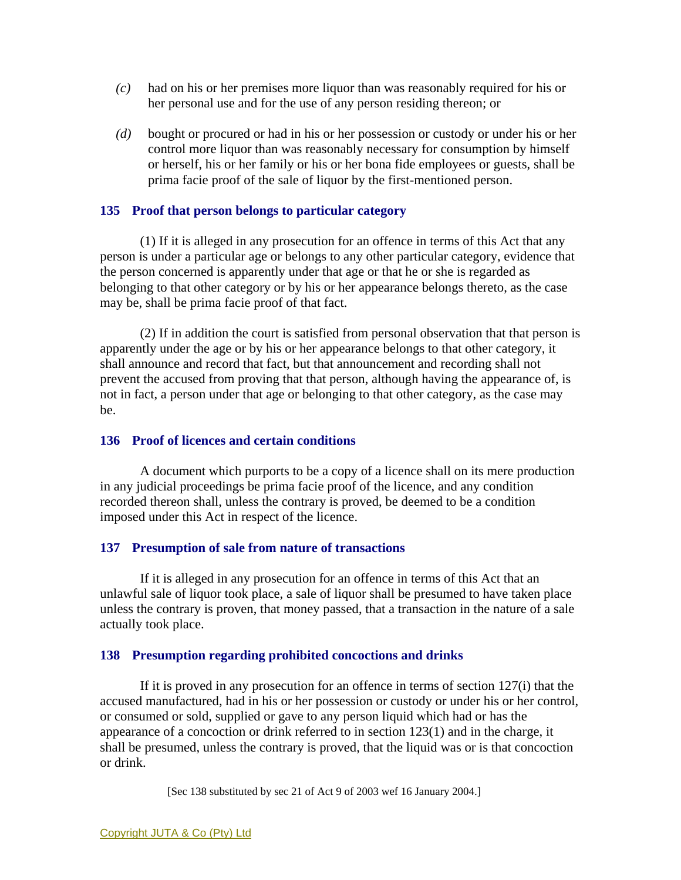*(c)* had on his or her premises more liquor than was reasonably required for his or her personal use and for the use of any person residing thereon; or

*(d)* bought or procured or had in his or her possession or custody or under his or her control more liquor than was reasonably necessary for consumption by himself or herself, his or her family or his or her bona fide employees or guests, shall be prima facie proof of the sale of liquor by the first-mentioned person.

### 135 Proof that person belongs to particular category

(1) If it is alleged in any prosecution for an offence in terms of this Act that any person is under a particular age or belongs to any other particular category, evidence that the person concerned is apparently under that age or that he or she is regarded as belonging to that other category or by his or her appearance belongs thereto, as the case may be, shall be prima facie proof of that fact.

(2) If in addition the court is satisfied from personal observation that that person is apparently under the age or by his or her appearance belongs to that other category, it shall announce and record that fact, but that announcement and recording shall not prevent the accused from proving that that person, although having the appearance of, is not in fact, a person under that age or belonging to that other category, as the case may be.

### 136 Proof of licences and certain conditions

A document which purports to be a copy of a licence shall on its mere production in any judicial proceedings be prima facie proof of the licence, and any condition recorded thereon shall, unless the contrary is proved, be deemed to be a condition imposed under this Act in respect of the licence.

### 137 Presumption of sale from nature of transactions

If it is alleged in any prosecution for an offence in terms of this Act that an unlawful sale of liquor took place, a sale of liquor shall be presumed to have taken place unless the contrary is proven, that money passed, that a transaction in the nature of a sale actually took place.

### 138 Presumption regarding prohibited concoctions and drinks

If it is proved in any prosecution for an offence in terms of section 127(i) that the accused manufactured, had in his or her possession or custody or under his or her control, or consumed or sold, supplied or gave to any person liquid which had or has the appearance of a concoction or drink referred to in section 123(1) and in the charge, it shall be presumed, unless the contrary is proved, that the liquid was or is that concoction or drink.

[Sec 138 substituted by sec 21 of Act 9 of 2003 wef 16 January 2004.]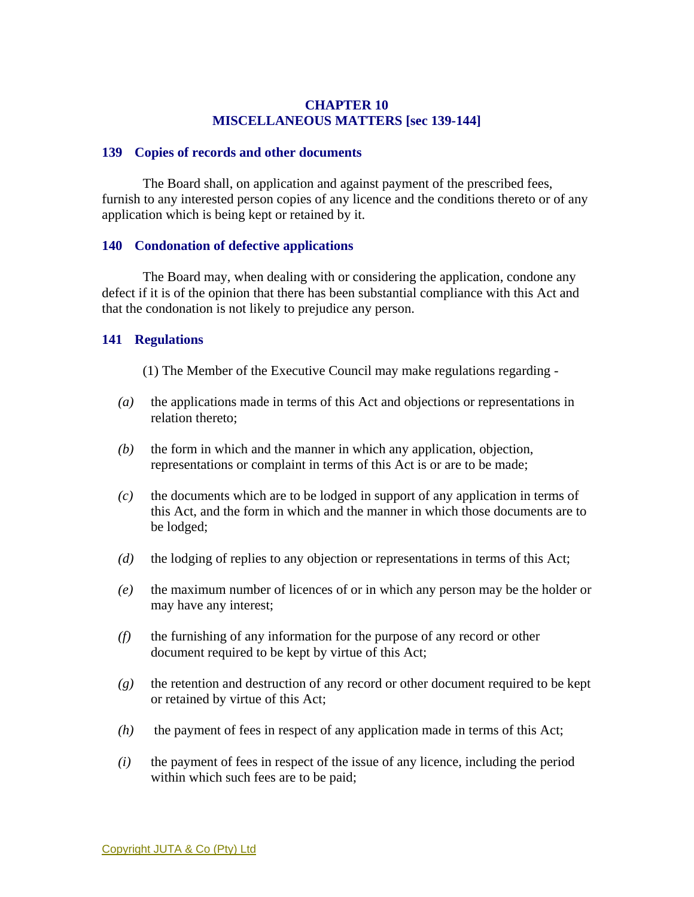## CHAPTER 10
## MISCELLANEOUS MATTERS [sec 139-144]

### 139 Copies of records and other documents

The Board shall, on application and against payment of the prescribed fees, furnish to any interested person copies of any licence and the conditions thereto or of any application which is being kept or retained by it.

### 140 Condonation of defective applications

The Board may, when dealing with or considering the application, condone any defect if it is of the opinion that there has been substantial compliance with this Act and that the condonation is not likely to prejudice any person.

### 141 Regulations

(1) The Member of the Executive Council may make regulations regarding -

*(a)* the applications made in terms of this Act and objections or representations in relation thereto;

*(b)* the form in which and the manner in which any application, objection, representations or complaint in terms of this Act is or are to be made;

*(c)* the documents which are to be lodged in support of any application in terms of this Act, and the form in which and the manner in which those documents are to be lodged;

*(d)* the lodging of replies to any objection or representations in terms of this Act;

*(e)* the maximum number of licences of or in which any person may be the holder or may have any interest;

*(f)* the furnishing of any information for the purpose of any record or other document required to be kept by virtue of this Act;

*(g)* the retention and destruction of any record or other document required to be kept or retained by virtue of this Act;

*(h)* the payment of fees in respect of any application made in terms of this Act;

*(i)* the payment of fees in respect of the issue of any licence, including the period within which such fees are to be paid;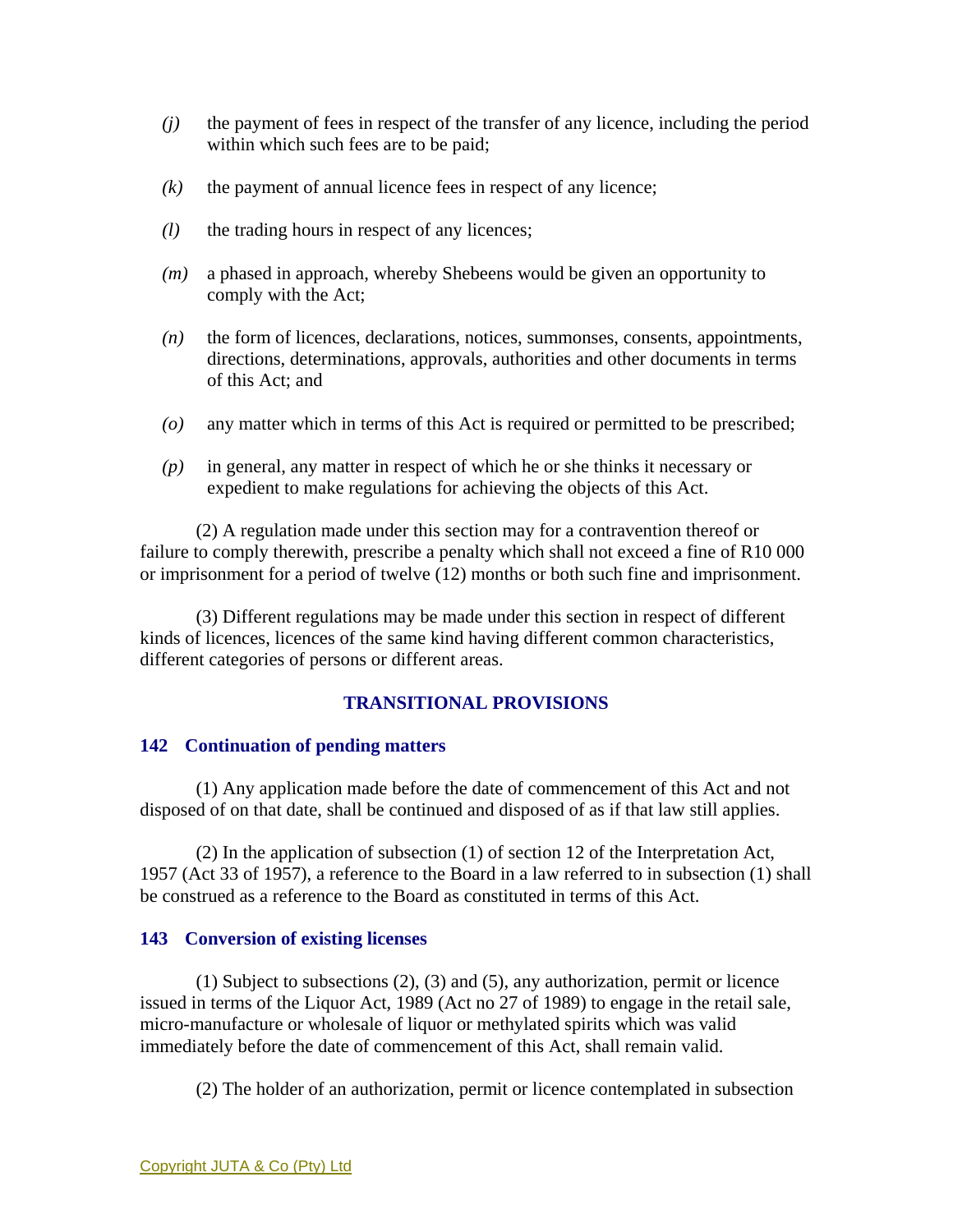*(j)* the payment of fees in respect of the transfer of any licence, including the period within which such fees are to be paid;

*(k)* the payment of annual licence fees in respect of any licence;

*(l)* the trading hours in respect of any licences;

*(m)* a phased in approach, whereby Shebeens would be given an opportunity to comply with the Act;

*(n)* the form of licences, declarations, notices, summonses, consents, appointments, directions, determinations, approvals, authorities and other documents in terms of this Act; and

*(o)* any matter which in terms of this Act is required or permitted to be prescribed;

*(p)* in general, any matter in respect of which he or she thinks it necessary or expedient to make regulations for achieving the objects of this Act.

(2) A regulation made under this section may for a contravention thereof or failure to comply therewith, prescribe a penalty which shall not exceed a fine of R10 000 or imprisonment for a period of twelve (12) months or both such fine and imprisonment.

(3) Different regulations may be made under this section in respect of different kinds of licences, licences of the same kind having different common characteristics, different categories of persons or different areas.

## TRANSITIONAL PROVISIONS

### 142 Continuation of pending matters

(1) Any application made before the date of commencement of this Act and not disposed of on that date, shall be continued and disposed of as if that law still applies.

(2) In the application of subsection (1) of section 12 of the Interpretation Act, 1957 (Act 33 of 1957), a reference to the Board in a law referred to in subsection (1) shall be construed as a reference to the Board as constituted in terms of this Act.

### 143 Conversion of existing licenses

(1) Subject to subsections (2), (3) and (5), any authorization, permit or licence issued in terms of the Liquor Act, 1989 (Act no 27 of 1989) to engage in the retail sale, micro-manufacture or wholesale of liquor or methylated spirits which was valid immediately before the date of commencement of this Act, shall remain valid.

(2) The holder of an authorization, permit or licence contemplated in subsection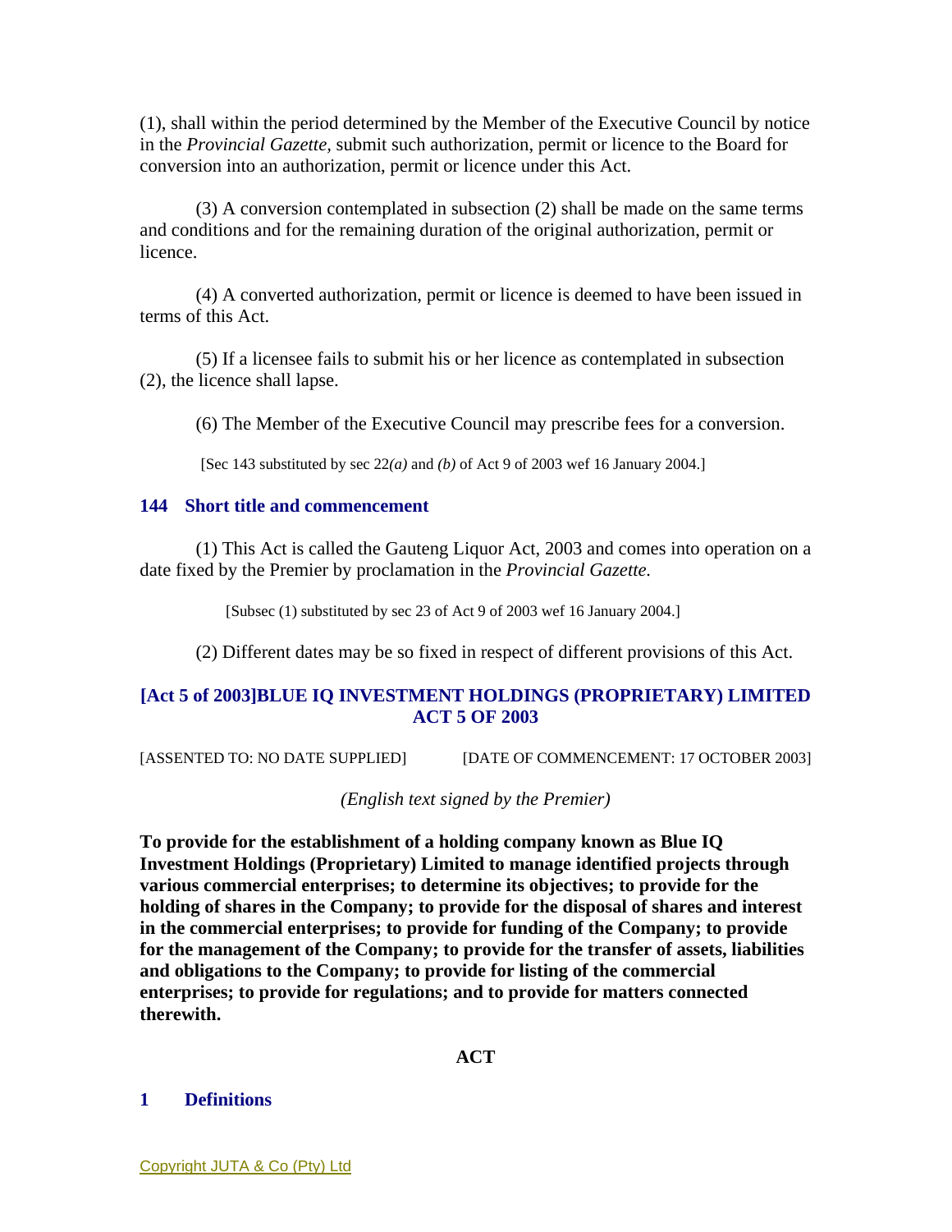(1), shall within the period determined by the Member of the Executive Council by notice in the *Provincial Gazette*, submit such authorization, permit or licence to the Board for conversion into an authorization, permit or licence under this Act.

(3) A conversion contemplated in subsection (2) shall be made on the same terms and conditions and for the remaining duration of the original authorization, permit or licence.

(4) A converted authorization, permit or licence is deemed to have been issued in terms of this Act.

(5) If a licensee fails to submit his or her licence as contemplated in subsection (2), the licence shall lapse.

(6) The Member of the Executive Council may prescribe fees for a conversion.

[Sec 143 substituted by sec 22*(a)* and *(b)* of Act 9 of 2003 wef 16 January 2004.]

### 144 Short title and commencement

(1) This Act is called the Gauteng Liquor Act, 2003 and comes into operation on a date fixed by the Premier by proclamation in the *Provincial Gazette.*

[Subsec (1) substituted by sec 23 of Act 9 of 2003 wef 16 January 2004.]

(2) Different dates may be so fixed in respect of different provisions of this Act.

## [Act 5 of 2003]BLUE IQ INVESTMENT HOLDINGS (PROPRIETARY) LIMITED ACT 5 OF 2003

[ASSENTED TO: NO DATE SUPPLIED] [DATE OF COMMENCEMENT: 17 OCTOBER 2003]

*(English text signed by the Premier)*

**To provide for the establishment of a holding company known as Blue IQ Investment Holdings (Proprietary) Limited to manage identified projects through various commercial enterprises; to determine its objectives; to provide for the holding of shares in the Company; to provide for the disposal of shares and interest in the commercial enterprises; to provide for funding of the Company; to provide for the management of the Company; to provide for the transfer of assets, liabilities and obligations to the Company; to provide for listing of the commercial enterprises; to provide for regulations; and to provide for matters connected therewith.**

**ACT**

### 1 Definitions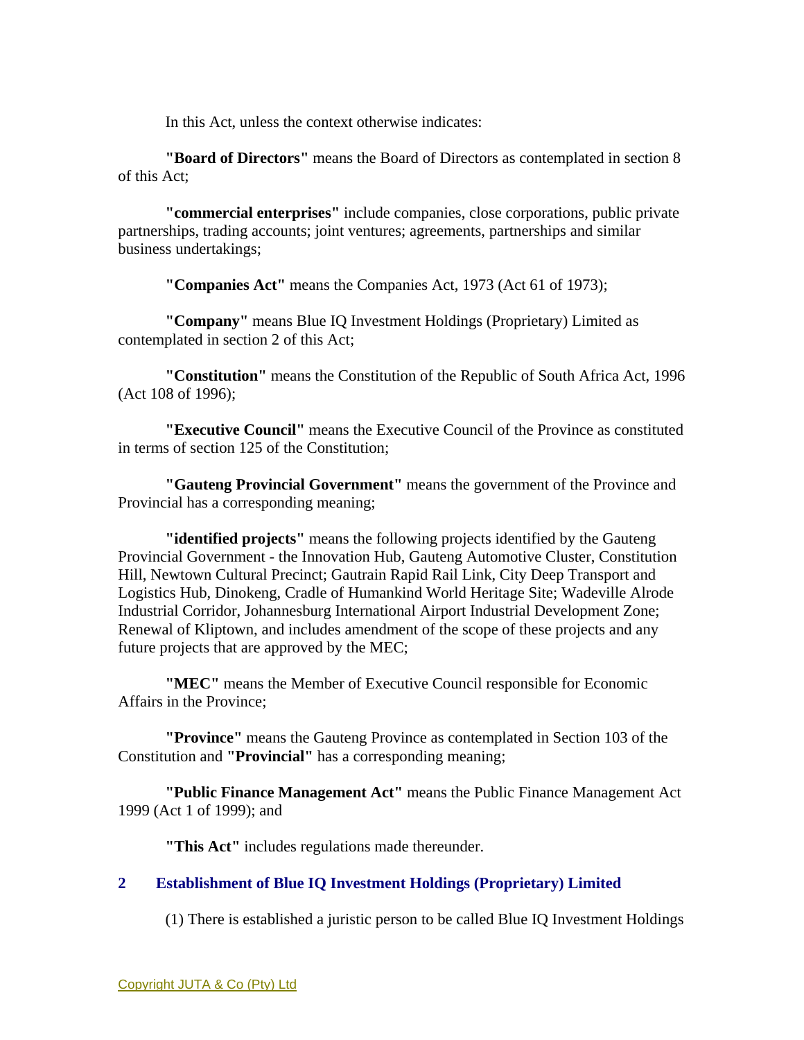In this Act, unless the context otherwise indicates:

**"Board of Directors"** means the Board of Directors as contemplated in section 8 of this Act;

**"commercial enterprises"** include companies, close corporations, public private partnerships, trading accounts; joint ventures; agreements, partnerships and similar business undertakings;

**"Companies Act"** means the Companies Act, 1973 (Act 61 of 1973);

**"Company"** means Blue IQ Investment Holdings (Proprietary) Limited as contemplated in section 2 of this Act;

**"Constitution"** means the Constitution of the Republic of South Africa Act, 1996 (Act 108 of 1996);

**"Executive Council"** means the Executive Council of the Province as constituted in terms of section 125 of the Constitution;

**"Gauteng Provincial Government"** means the government of the Province and Provincial has a corresponding meaning;

**"identified projects"** means the following projects identified by the Gauteng Provincial Government - the Innovation Hub, Gauteng Automotive Cluster, Constitution Hill, Newtown Cultural Precinct; Gautrain Rapid Rail Link, City Deep Transport and Logistics Hub, Dinokeng, Cradle of Humankind World Heritage Site; Wadeville Alrode Industrial Corridor, Johannesburg International Airport Industrial Development Zone; Renewal of Kliptown, and includes amendment of the scope of these projects and any future projects that are approved by the MEC;

**"MEC"** means the Member of Executive Council responsible for Economic Affairs in the Province;

**"Province"** means the Gauteng Province as contemplated in Section 103 of the Constitution and **"Provincial"** has a corresponding meaning;

**"Public Finance Management Act"** means the Public Finance Management Act 1999 (Act 1 of 1999); and

**"This Act"** includes regulations made thereunder.

## 2 Establishment of Blue IQ Investment Holdings (Proprietary) Limited

(1) There is established a juristic person to be called Blue IQ Investment Holdings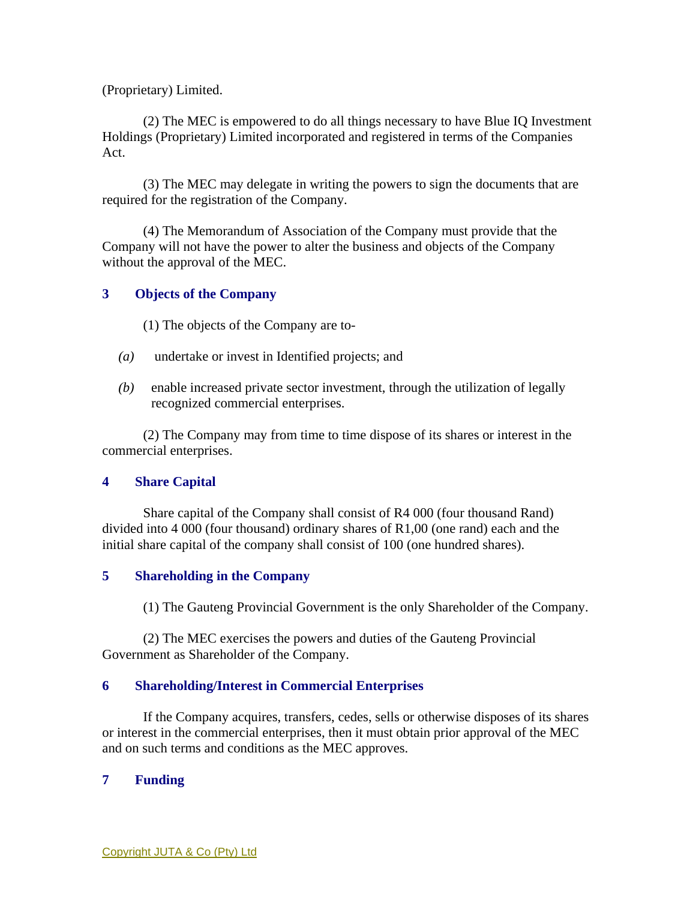(Proprietary) Limited.

(2) The MEC is empowered to do all things necessary to have Blue IQ Investment Holdings (Proprietary) Limited incorporated and registered in terms of the Companies Act.

(3) The MEC may delegate in writing the powers to sign the documents that are required for the registration of the Company.

(4) The Memorandum of Association of the Company must provide that the Company will not have the power to alter the business and objects of the Company without the approval of the MEC.

### 3 Objects of the Company

(1) The objects of the Company are to-

*(a)* undertake or invest in Identified projects; and

*(b)* enable increased private sector investment, through the utilization of legally recognized commercial enterprises.

(2) The Company may from time to time dispose of its shares or interest in the commercial enterprises.

### 4 Share Capital

Share capital of the Company shall consist of R4 000 (four thousand Rand) divided into 4 000 (four thousand) ordinary shares of R1,00 (one rand) each and the initial share capital of the company shall consist of 100 (one hundred shares).

### 5 Shareholding in the Company

(1) The Gauteng Provincial Government is the only Shareholder of the Company.

(2) The MEC exercises the powers and duties of the Gauteng Provincial Government as Shareholder of the Company.

### 6 Shareholding/Interest in Commercial Enterprises

If the Company acquires, transfers, cedes, sells or otherwise disposes of its shares or interest in the commercial enterprises, then it must obtain prior approval of the MEC and on such terms and conditions as the MEC approves.

### 7 Funding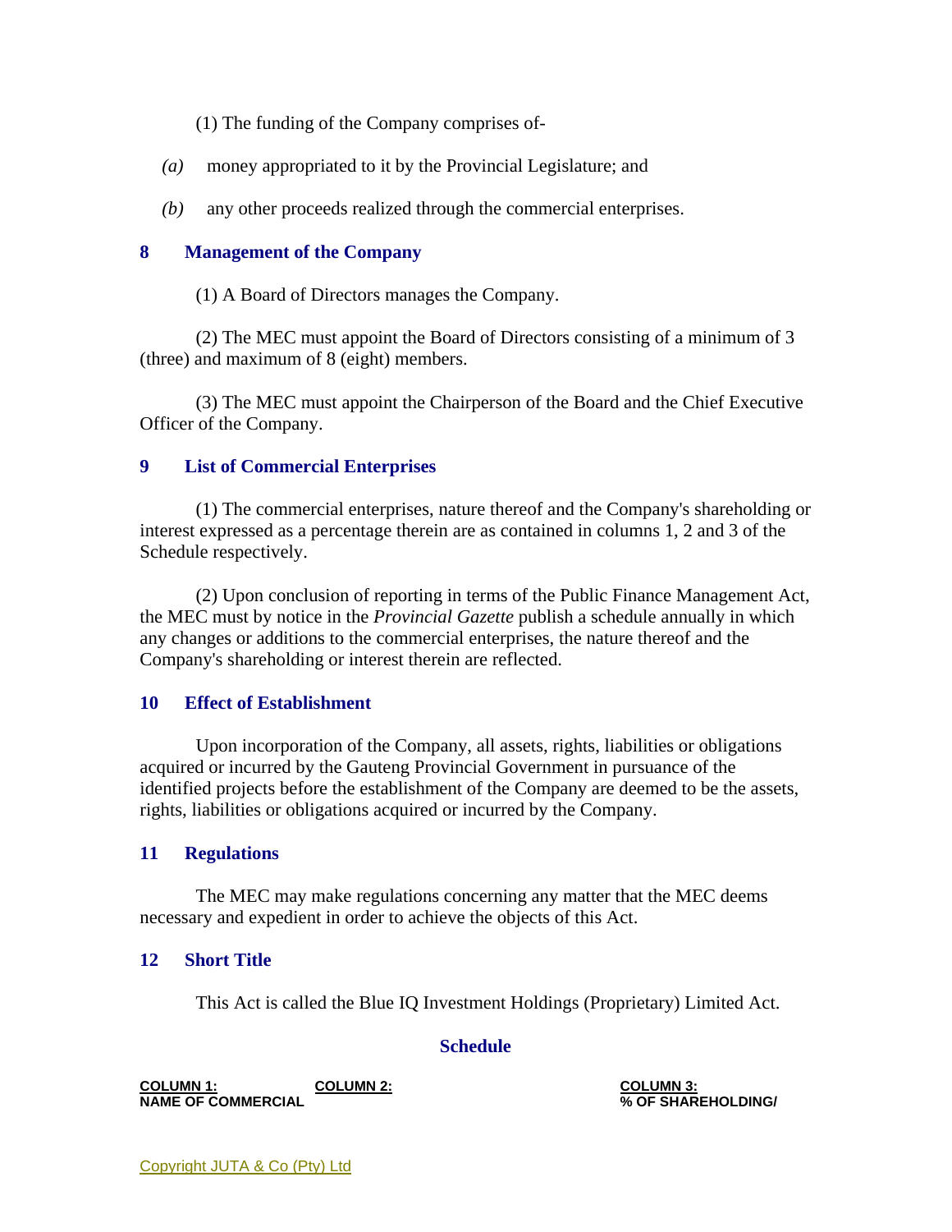(1) The funding of the Company comprises of-

*(a)* money appropriated to it by the Provincial Legislature; and

*(b)* any other proceeds realized through the commercial enterprises.

### 8 Management of the Company

(1) A Board of Directors manages the Company.

(2) The MEC must appoint the Board of Directors consisting of a minimum of 3 (three) and maximum of 8 (eight) members.

(3) The MEC must appoint the Chairperson of the Board and the Chief Executive Officer of the Company.

### 9 List of Commercial Enterprises

(1) The commercial enterprises, nature thereof and the Company's shareholding or interest expressed as a percentage therein are as contained in columns 1, 2 and 3 of the Schedule respectively.

(2) Upon conclusion of reporting in terms of the Public Finance Management Act, the MEC must by notice in the *Provincial Gazette* publish a schedule annually in which any changes or additions to the commercial enterprises, the nature thereof and the Company's shareholding or interest therein are reflected.

### 10 Effect of Establishment

Upon incorporation of the Company, all assets, rights, liabilities or obligations acquired or incurred by the Gauteng Provincial Government in pursuance of the identified projects before the establishment of the Company are deemed to be the assets, rights, liabilities or obligations acquired or incurred by the Company.

### 11 Regulations

The MEC may make regulations concerning any matter that the MEC deems necessary and expedient in order to achieve the objects of this Act.

### 12 Short Title

This Act is called the Blue IQ Investment Holdings (Proprietary) Limited Act.

## Schedule

| COLUMN 1: NAME OF COMMERCIAL | COLUMN 2: | COLUMN 3: % OF SHAREHOLDING/ |
|---|---|---|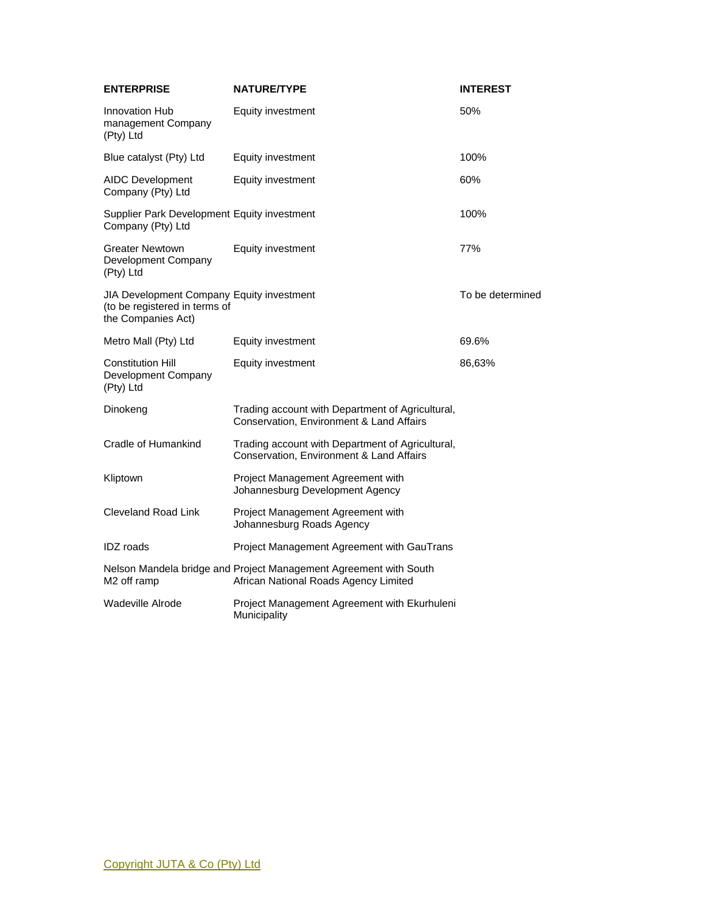| ENTERPRISE | NATURE/TYPE | INTEREST |
|---|---|---|
| Innovation Hub management Company (Pty) Ltd | Equity investment | 50% |
| Blue catalyst (Pty) Ltd | Equity investment | 100% |
| AIDC Development Company (Pty) Ltd | Equity investment | 60% |
| Supplier Park Development Company (Pty) Ltd | Equity investment | 100% |
| Greater Newtown Development Company (Pty) Ltd | Equity investment | 77% |
| JIA Development Company (to be registered in terms of the Companies Act) | Equity investment | To be determined |
| Metro Mall (Pty) Ltd | Equity investment | 69.6% |
| Constitution Hill Development Company (Pty) Ltd | Equity investment | 86,63% |
| Dinokeng | Trading account with Department of Agricultural, Conservation, Environment & Land Affairs | |
| Cradle of Humankind | Trading account with Department of Agricultural, Conservation, Environment & Land Affairs | |
| Kliptown | Project Management Agreement with Johannesburg Development Agency | |
| Cleveland Road Link | Project Management Agreement with Johannesburg Roads Agency | |
| IDZ roads | Project Management Agreement with GauTrans | |
| Nelson Mandela bridge and M2 off ramp | Project Management Agreement with South African National Roads Agency Limited | |
| Wadeville Alrode | Project Management Agreement with Ekurhuleni Municipality | |